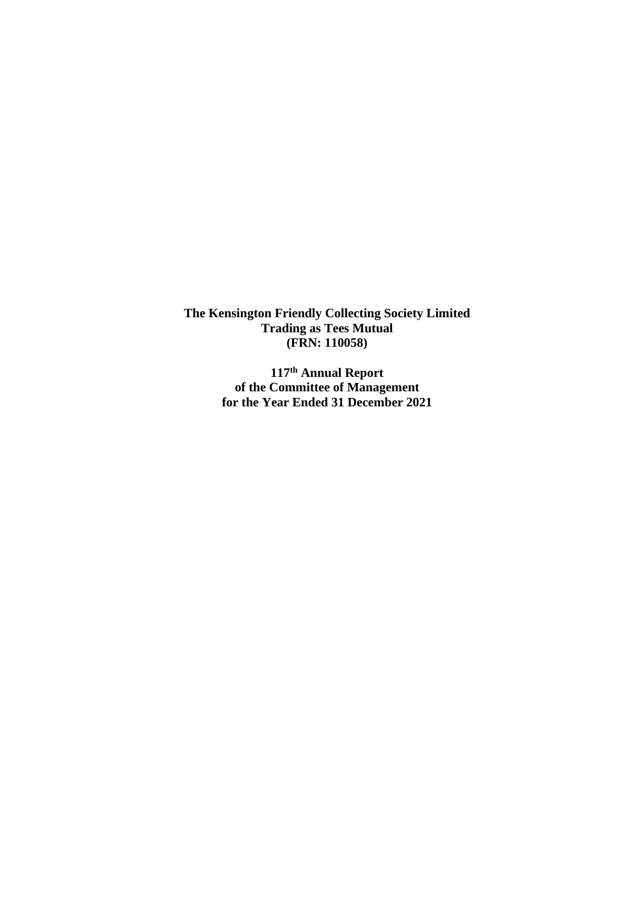**The Kensington Friendly Collecting Society Limited**
**Trading as Tees Mutual**
**(FRN: 110058)**

**117th Annual Report**
**of the Committee of Management**
**for the Year Ended 31 December 2021**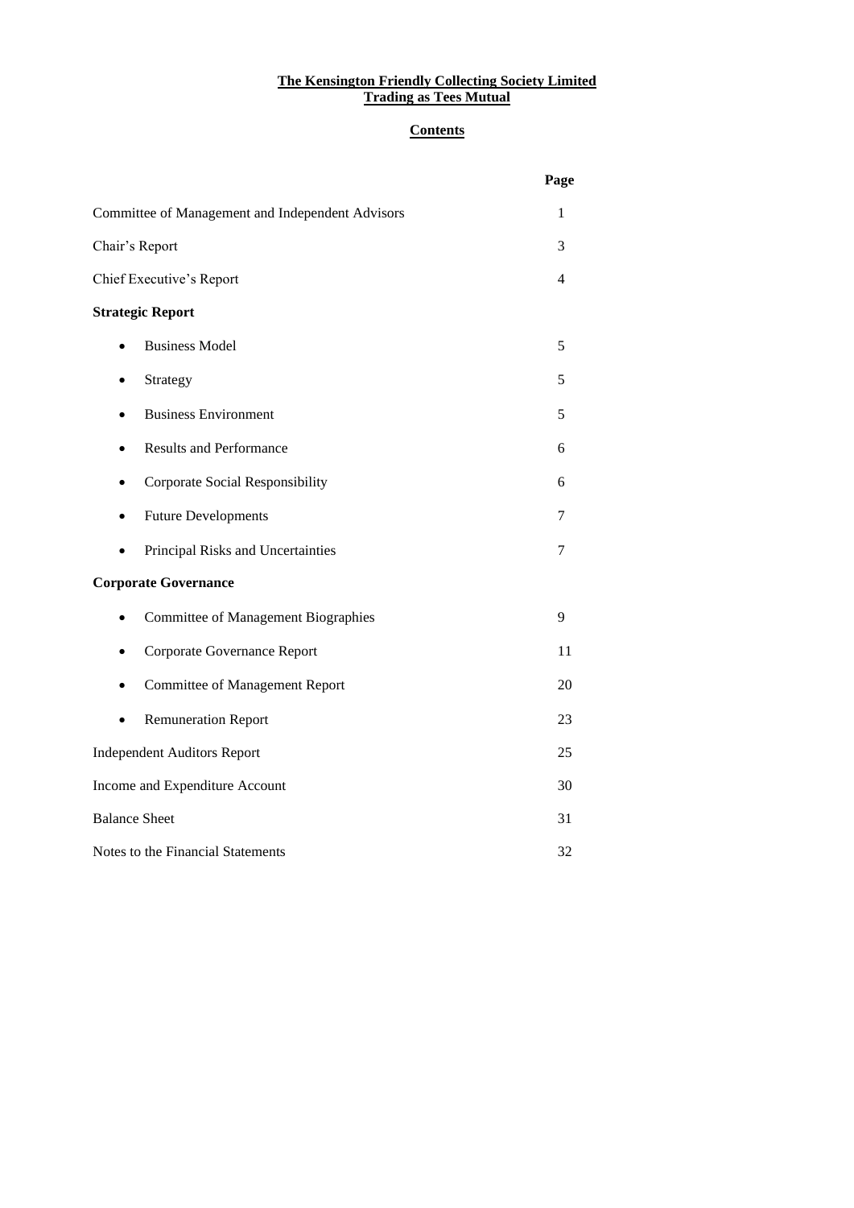**The Kensington Friendly Collecting Society Limited**
**Trading as Tees Mutual**

# Contents

| | Page |
|---|---|
| Committee of Management and Independent Advisors | 1 |
| Chair's Report | 3 |
| Chief Executive's Report | 4 |
| **Strategic Report** | |
| • Business Model | 5 |
| • Strategy | 5 |
| • Business Environment | 5 |
| • Results and Performance | 6 |
| • Corporate Social Responsibility | 6 |
| • Future Developments | 7 |
| • Principal Risks and Uncertainties | 7 |
| **Corporate Governance** | |
| • Committee of Management Biographies | 9 |
| • Corporate Governance Report | 11 |
| • Committee of Management Report | 20 |
| • Remuneration Report | 23 |
| Independent Auditors Report | 25 |
| Income and Expenditure Account | 30 |
| Balance Sheet | 31 |
| Notes to the Financial Statements | 32 |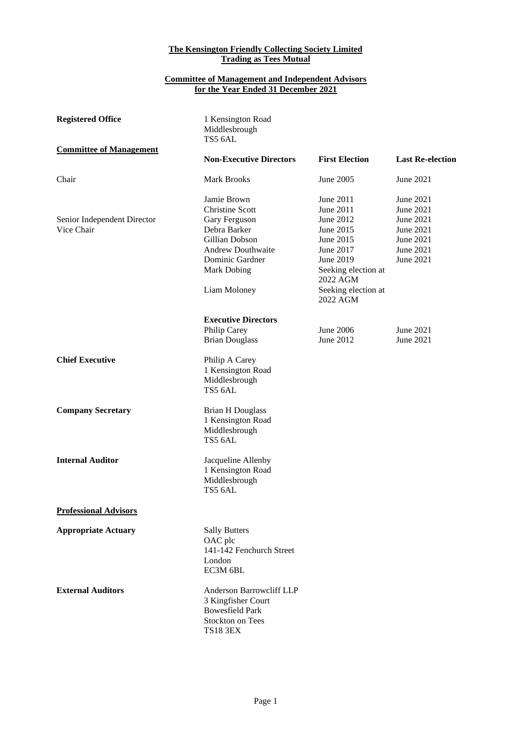**The Kensington Friendly Collecting Society Limited**
**Trading as Tees Mutual**

**Committee of Management and Independent Advisors for the Year Ended 31 December 2021**

**Registered Office**

1 Kensington Road
Middlesbrough
TS5 6AL

**Committee of Management**

| | **Non-Executive Directors** | **First Election** | **Last Re-election** |
|---|---|---|---|
| Chair | Mark Brooks | June 2005 | June 2021 |
| | Jamie Brown | June 2011 | June 2021 |
| | Christine Scott | June 2011 | June 2021 |
| Senior Independent Director | Gary Ferguson | June 2012 | June 2021 |
| Vice Chair | Debra Barker | June 2015 | June 2021 |
| | Gillian Dobson | June 2015 | June 2021 |
| | Andrew Douthwaite | June 2017 | June 2021 |
| | Dominic Gardner | June 2019 | June 2021 |
| | Mark Dobing | Seeking election at 2022 AGM | |
| | Liam Moloney | Seeking election at 2022 AGM | |
| | **Executive Directors** | | |
| | Philip Carey | June 2006 | June 2021 |
| | Brian Douglass | June 2012 | June 2021 |

**Chief Executive**

Philip A Carey
1 Kensington Road
Middlesbrough
TS5 6AL

**Company Secretary**

Brian H Douglass
1 Kensington Road
Middlesbrough
TS5 6AL

**Internal Auditor**

Jacqueline Allenby
1 Kensington Road
Middlesbrough
TS5 6AL

**Professional Advisors**

**Appropriate Actuary**

Sally Butters
OAC plc
141-142 Fenchurch Street
London
EC3M 6BL

**External Auditors**

Anderson Barrowcliff LLP
3 Kingfisher Court
Bowesfield Park
Stockton on Tees
TS18 3EX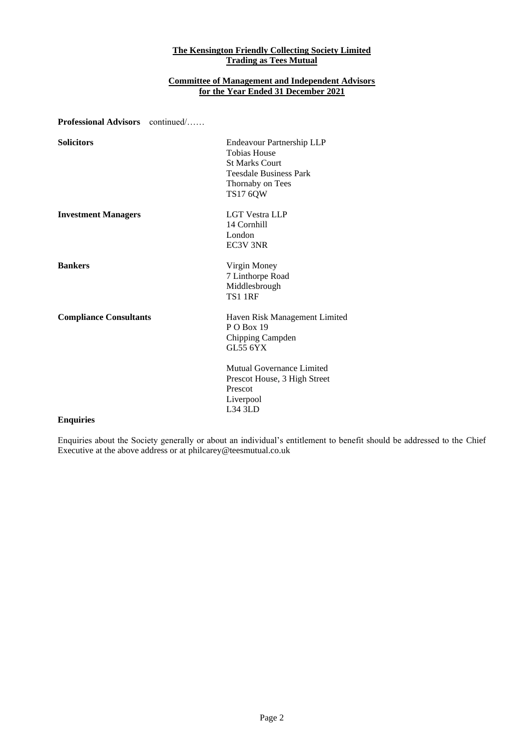**The Kensington Friendly Collecting Society Limited**
**Trading as Tees Mutual**

**Committee of Management and Independent Advisors for the Year Ended 31 December 2021**

**Professional Advisors** continued/……

**Solicitors**

Endeavour Partnership LLP
Tobias House
St Marks Court
Teesdale Business Park
Thornaby on Tees
TS17 6QW

**Investment Managers**

LGT Vestra LLP
14 Cornhill
London
EC3V 3NR

**Bankers**

Virgin Money
7 Linthorpe Road
Middlesbrough
TS1 1RF

**Compliance Consultants**

Haven Risk Management Limited
P O Box 19
Chipping Campden
GL55 6YX

Mutual Governance Limited
Prescot House, 3 High Street
Prescot
Liverpool
L34 3LD

**Enquiries**

Enquiries about the Society generally or about an individual's entitlement to benefit should be addressed to the Chief Executive at the above address or at philcarey@teesmutual.co.uk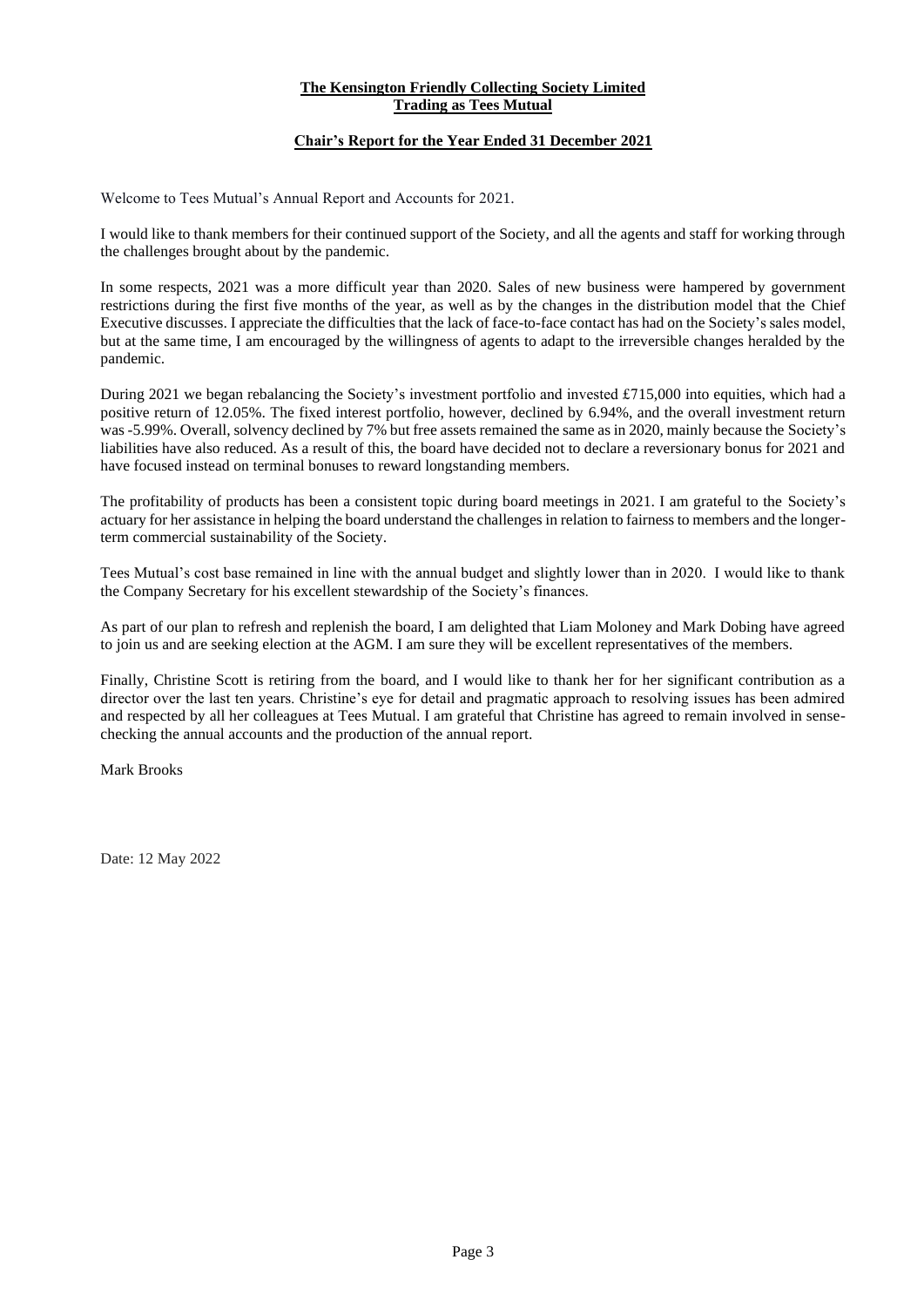**The Kensington Friendly Collecting Society Limited**
**Trading as Tees Mutual**

## Chair's Report for the Year Ended 31 December 2021

Welcome to Tees Mutual's Annual Report and Accounts for 2021.

I would like to thank members for their continued support of the Society, and all the agents and staff for working through the challenges brought about by the pandemic.

In some respects, 2021 was a more difficult year than 2020. Sales of new business were hampered by government restrictions during the first five months of the year, as well as by the changes in the distribution model that the Chief Executive discusses. I appreciate the difficulties that the lack of face-to-face contact has had on the Society's sales model, but at the same time, I am encouraged by the willingness of agents to adapt to the irreversible changes heralded by the pandemic.

During 2021 we began rebalancing the Society's investment portfolio and invested £715,000 into equities, which had a positive return of 12.05%. The fixed interest portfolio, however, declined by 6.94%, and the overall investment return was -5.99%. Overall, solvency declined by 7% but free assets remained the same as in 2020, mainly because the Society's liabilities have also reduced. As a result of this, the board have decided not to declare a reversionary bonus for 2021 and have focused instead on terminal bonuses to reward longstanding members.

The profitability of products has been a consistent topic during board meetings in 2021. I am grateful to the Society's actuary for her assistance in helping the board understand the challenges in relation to fairness to members and the longer-term commercial sustainability of the Society.

Tees Mutual's cost base remained in line with the annual budget and slightly lower than in 2020. I would like to thank the Company Secretary for his excellent stewardship of the Society's finances.

As part of our plan to refresh and replenish the board, I am delighted that Liam Moloney and Mark Dobing have agreed to join us and are seeking election at the AGM. I am sure they will be excellent representatives of the members.

Finally, Christine Scott is retiring from the board, and I would like to thank her for her significant contribution as a director over the last ten years. Christine's eye for detail and pragmatic approach to resolving issues has been admired and respected by all her colleagues at Tees Mutual. I am grateful that Christine has agreed to remain involved in sense-checking the annual accounts and the production of the annual report.

Mark Brooks

Date: 12 May 2022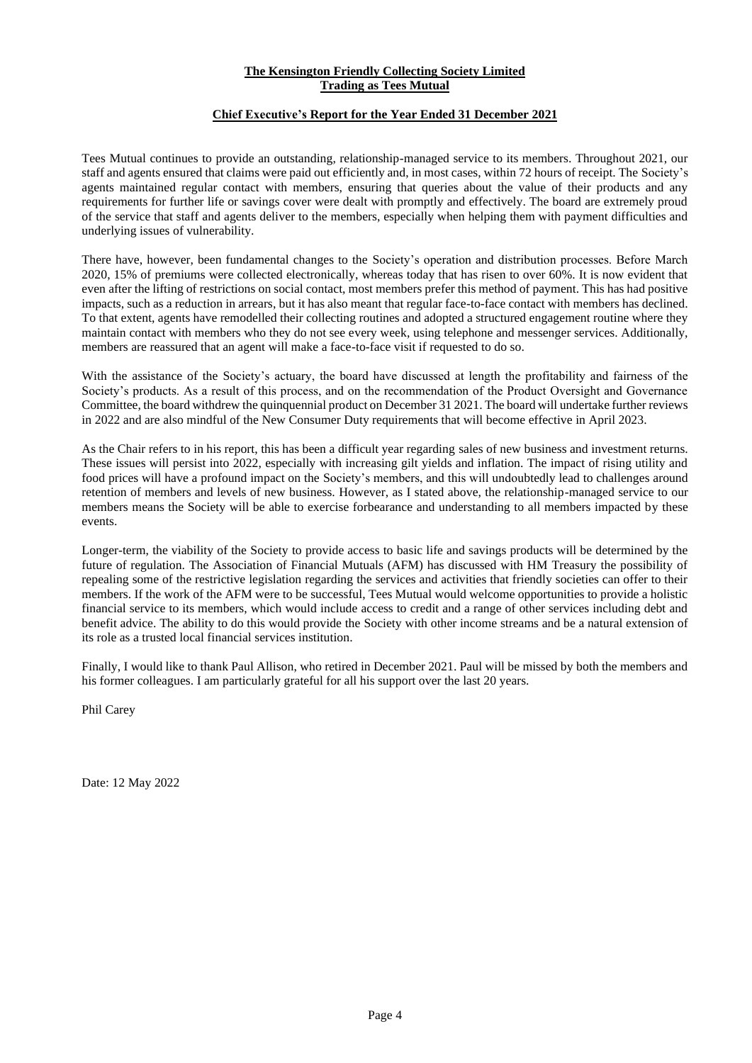**The Kensington Friendly Collecting Society Limited**
**Trading as Tees Mutual**

## Chief Executive's Report for the Year Ended 31 December 2021

Tees Mutual continues to provide an outstanding, relationship-managed service to its members. Throughout 2021, our staff and agents ensured that claims were paid out efficiently and, in most cases, within 72 hours of receipt. The Society's agents maintained regular contact with members, ensuring that queries about the value of their products and any requirements for further life or savings cover were dealt with promptly and effectively. The board are extremely proud of the service that staff and agents deliver to the members, especially when helping them with payment difficulties and underlying issues of vulnerability.

There have, however, been fundamental changes to the Society's operation and distribution processes. Before March 2020, 15% of premiums were collected electronically, whereas today that has risen to over 60%. It is now evident that even after the lifting of restrictions on social contact, most members prefer this method of payment. This has had positive impacts, such as a reduction in arrears, but it has also meant that regular face-to-face contact with members has declined. To that extent, agents have remodelled their collecting routines and adopted a structured engagement routine where they maintain contact with members who they do not see every week, using telephone and messenger services. Additionally, members are reassured that an agent will make a face-to-face visit if requested to do so.

With the assistance of the Society's actuary, the board have discussed at length the profitability and fairness of the Society's products. As a result of this process, and on the recommendation of the Product Oversight and Governance Committee, the board withdrew the quinquennial product on December 31 2021. The board will undertake further reviews in 2022 and are also mindful of the New Consumer Duty requirements that will become effective in April 2023.

As the Chair refers to in his report, this has been a difficult year regarding sales of new business and investment returns. These issues will persist into 2022, especially with increasing gilt yields and inflation. The impact of rising utility and food prices will have a profound impact on the Society's members, and this will undoubtedly lead to challenges around retention of members and levels of new business. However, as I stated above, the relationship-managed service to our members means the Society will be able to exercise forbearance and understanding to all members impacted by these events.

Longer-term, the viability of the Society to provide access to basic life and savings products will be determined by the future of regulation. The Association of Financial Mutuals (AFM) has discussed with HM Treasury the possibility of repealing some of the restrictive legislation regarding the services and activities that friendly societies can offer to their members. If the work of the AFM were to be successful, Tees Mutual would welcome opportunities to provide a holistic financial service to its members, which would include access to credit and a range of other services including debt and benefit advice. The ability to do this would provide the Society with other income streams and be a natural extension of its role as a trusted local financial services institution.

Finally, I would like to thank Paul Allison, who retired in December 2021. Paul will be missed by both the members and his former colleagues. I am particularly grateful for all his support over the last 20 years.

Phil Carey

Date: 12 May 2022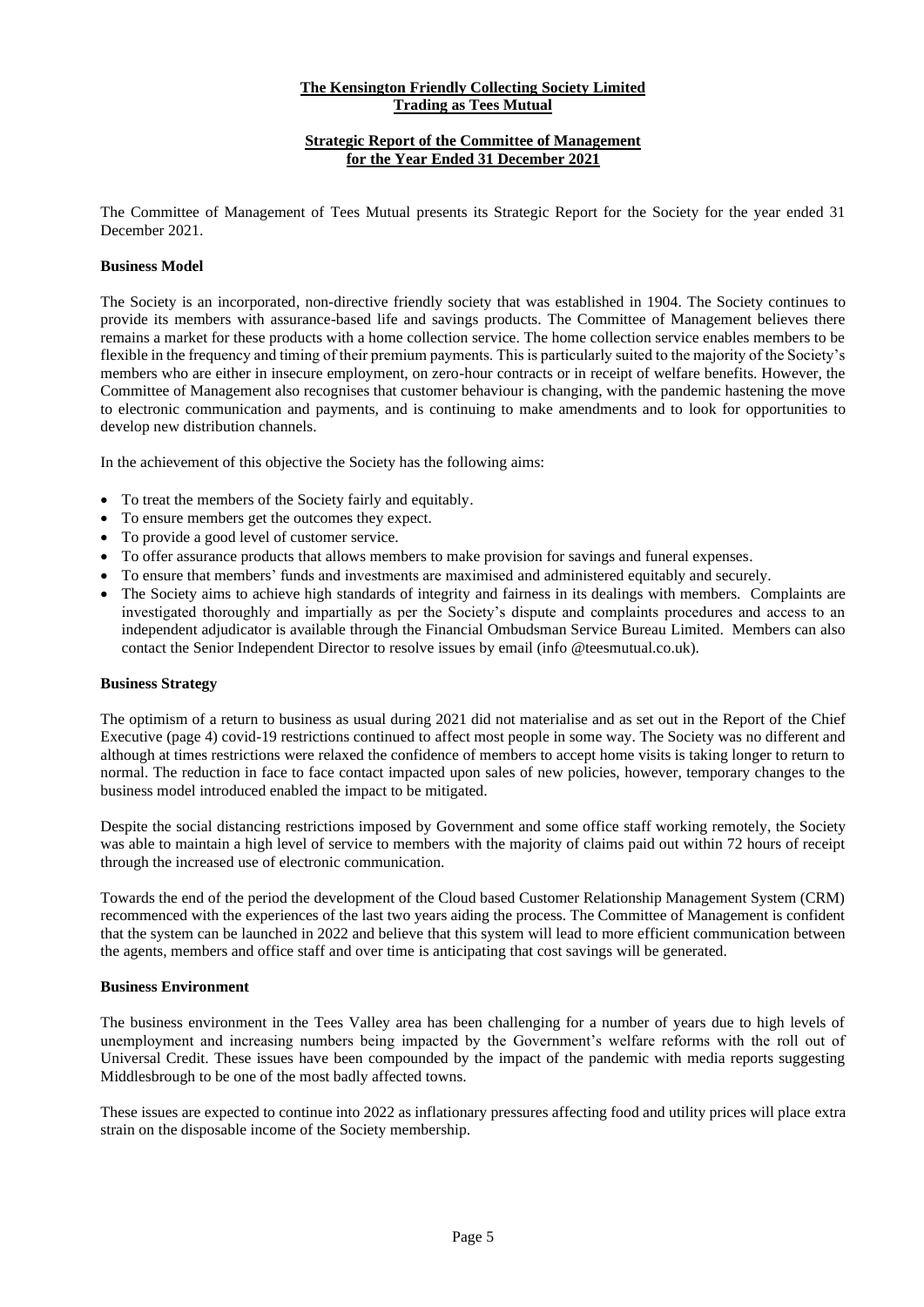**The Kensington Friendly Collecting Society Limited**
**Trading as Tees Mutual**

# Strategic Report of the Committee of Management for the Year Ended 31 December 2021

The Committee of Management of Tees Mutual presents its Strategic Report for the Society for the year ended 31 December 2021.

## Business Model

The Society is an incorporated, non-directive friendly society that was established in 1904. The Society continues to provide its members with assurance-based life and savings products. The Committee of Management believes there remains a market for these products with a home collection service. The home collection service enables members to be flexible in the frequency and timing of their premium payments. This is particularly suited to the majority of the Society's members who are either in insecure employment, on zero-hour contracts or in receipt of welfare benefits. However, the Committee of Management also recognises that customer behaviour is changing, with the pandemic hastening the move to electronic communication and payments, and is continuing to make amendments and to look for opportunities to develop new distribution channels.

In the achievement of this objective the Society has the following aims:

- To treat the members of the Society fairly and equitably.
- To ensure members get the outcomes they expect.
- To provide a good level of customer service.
- To offer assurance products that allows members to make provision for savings and funeral expenses.
- To ensure that members' funds and investments are maximised and administered equitably and securely.
- The Society aims to achieve high standards of integrity and fairness in its dealings with members. Complaints are investigated thoroughly and impartially as per the Society's dispute and complaints procedures and access to an independent adjudicator is available through the Financial Ombudsman Service Bureau Limited. Members can also contact the Senior Independent Director to resolve issues by email (info @teesmutual.co.uk).

## Business Strategy

The optimism of a return to business as usual during 2021 did not materialise and as set out in the Report of the Chief Executive (page 4) covid-19 restrictions continued to affect most people in some way. The Society was no different and although at times restrictions were relaxed the confidence of members to accept home visits is taking longer to return to normal. The reduction in face to face contact impacted upon sales of new policies, however, temporary changes to the business model introduced enabled the impact to be mitigated.

Despite the social distancing restrictions imposed by Government and some office staff working remotely, the Society was able to maintain a high level of service to members with the majority of claims paid out within 72 hours of receipt through the increased use of electronic communication.

Towards the end of the period the development of the Cloud based Customer Relationship Management System (CRM) recommenced with the experiences of the last two years aiding the process. The Committee of Management is confident that the system can be launched in 2022 and believe that this system will lead to more efficient communication between the agents, members and office staff and over time is anticipating that cost savings will be generated.

## Business Environment

The business environment in the Tees Valley area has been challenging for a number of years due to high levels of unemployment and increasing numbers being impacted by the Government's welfare reforms with the roll out of Universal Credit. These issues have been compounded by the impact of the pandemic with media reports suggesting Middlesbrough to be one of the most badly affected towns.

These issues are expected to continue into 2022 as inflationary pressures affecting food and utility prices will place extra strain on the disposable income of the Society membership.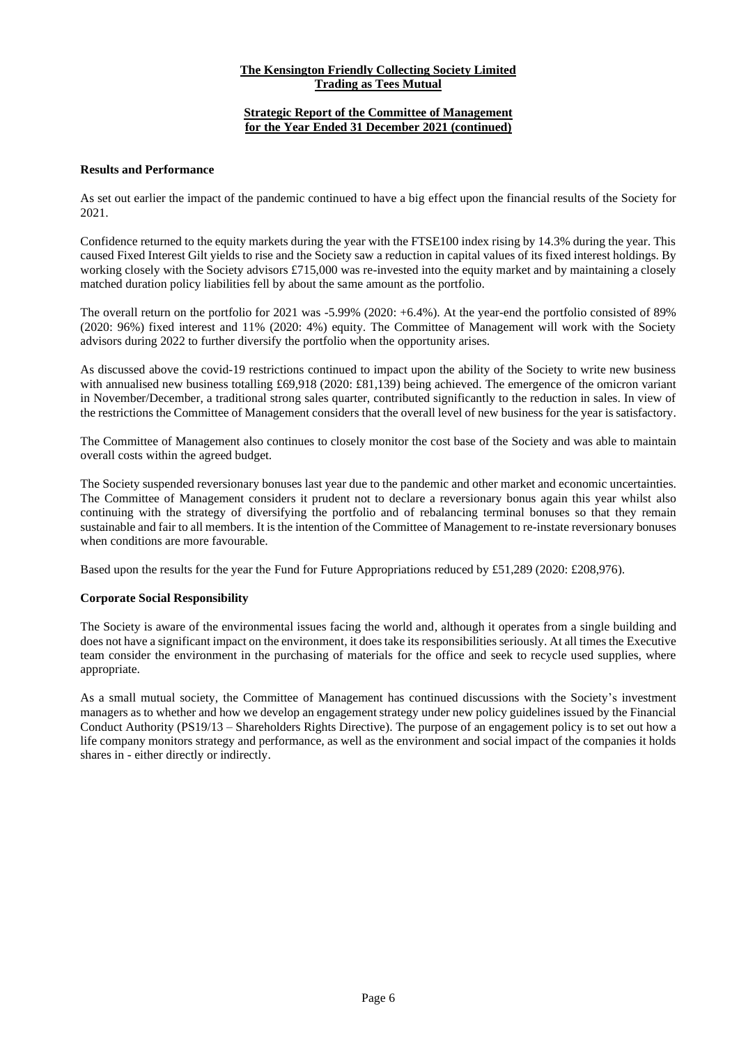**The Kensington Friendly Collecting Society Limited**
**Trading as Tees Mutual**

**Strategic Report of the Committee of Management for the Year Ended 31 December 2021 (continued)**

### Results and Performance

As set out earlier the impact of the pandemic continued to have a big effect upon the financial results of the Society for 2021.

Confidence returned to the equity markets during the year with the FTSE100 index rising by 14.3% during the year. This caused Fixed Interest Gilt yields to rise and the Society saw a reduction in capital values of its fixed interest holdings. By working closely with the Society advisors £715,000 was re-invested into the equity market and by maintaining a closely matched duration policy liabilities fell by about the same amount as the portfolio.

The overall return on the portfolio for 2021 was -5.99% (2020: +6.4%). At the year-end the portfolio consisted of 89% (2020: 96%) fixed interest and 11% (2020: 4%) equity. The Committee of Management will work with the Society advisors during 2022 to further diversify the portfolio when the opportunity arises.

As discussed above the covid-19 restrictions continued to impact upon the ability of the Society to write new business with annualised new business totalling £69,918 (2020: £81,139) being achieved. The emergence of the omicron variant in November/December, a traditional strong sales quarter, contributed significantly to the reduction in sales. In view of the restrictions the Committee of Management considers that the overall level of new business for the year is satisfactory.

The Committee of Management also continues to closely monitor the cost base of the Society and was able to maintain overall costs within the agreed budget.

The Society suspended reversionary bonuses last year due to the pandemic and other market and economic uncertainties. The Committee of Management considers it prudent not to declare a reversionary bonus again this year whilst also continuing with the strategy of diversifying the portfolio and of rebalancing terminal bonuses so that they remain sustainable and fair to all members. It is the intention of the Committee of Management to re-instate reversionary bonuses when conditions are more favourable.

Based upon the results for the year the Fund for Future Appropriations reduced by £51,289 (2020: £208,976).

### Corporate Social Responsibility

The Society is aware of the environmental issues facing the world and, although it operates from a single building and does not have a significant impact on the environment, it does take its responsibilities seriously. At all times the Executive team consider the environment in the purchasing of materials for the office and seek to recycle used supplies, where appropriate.

As a small mutual society, the Committee of Management has continued discussions with the Society's investment managers as to whether and how we develop an engagement strategy under new policy guidelines issued by the Financial Conduct Authority (PS19/13 – Shareholders Rights Directive). The purpose of an engagement policy is to set out how a life company monitors strategy and performance, as well as the environment and social impact of the companies it holds shares in - either directly or indirectly.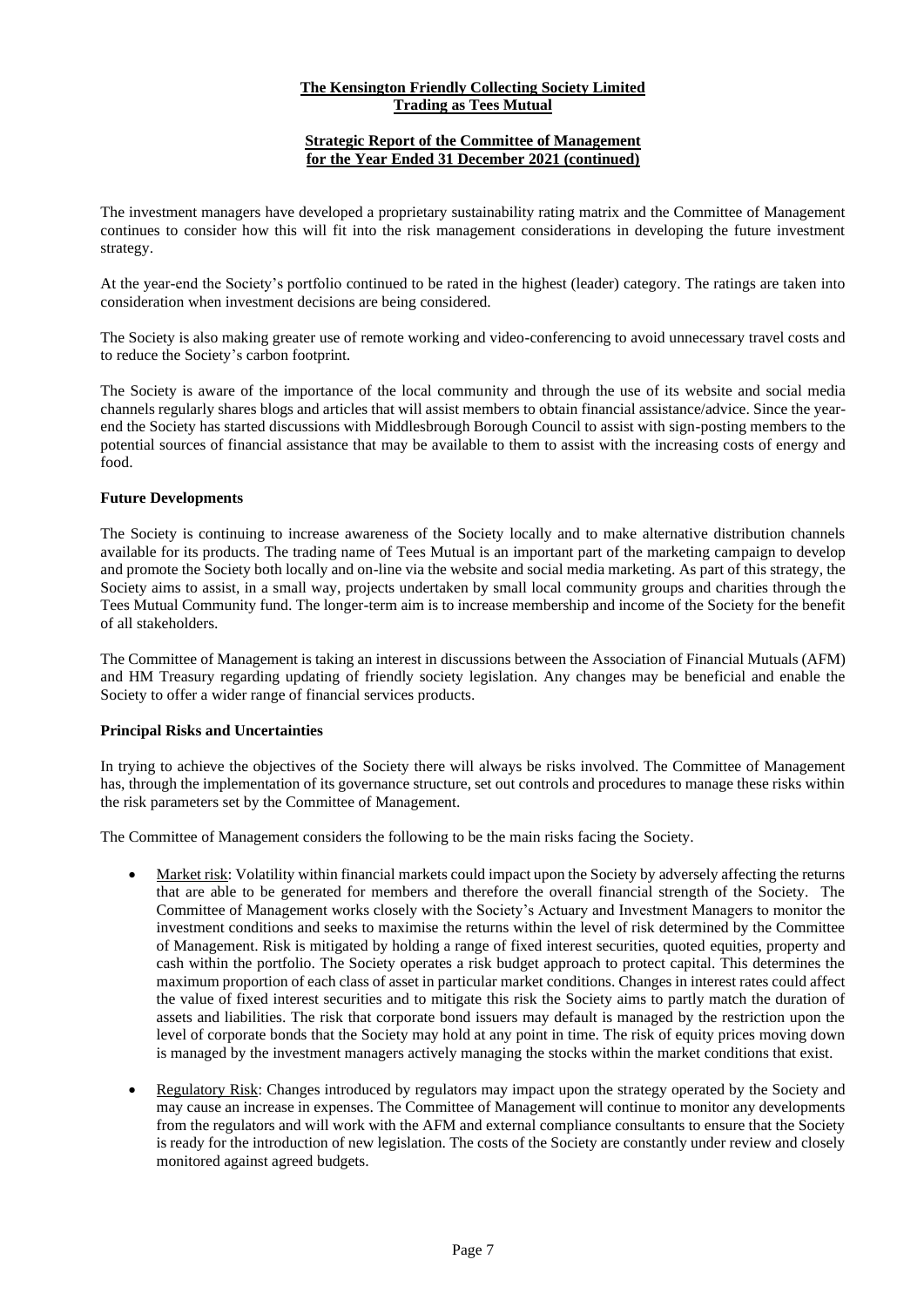The investment managers have developed a proprietary sustainability rating matrix and the Committee of Management continues to consider how this will fit into the risk management considerations in developing the future investment strategy.

At the year-end the Society's portfolio continued to be rated in the highest (leader) category. The ratings are taken into consideration when investment decisions are being considered.

The Society is also making greater use of remote working and video-conferencing to avoid unnecessary travel costs and to reduce the Society's carbon footprint.

The Society is aware of the importance of the local community and through the use of its website and social media channels regularly shares blogs and articles that will assist members to obtain financial assistance/advice. Since the year-end the Society has started discussions with Middlesbrough Borough Council to assist with sign-posting members to the potential sources of financial assistance that may be available to them to assist with the increasing costs of energy and food.

## Future Developments

The Society is continuing to increase awareness of the Society locally and to make alternative distribution channels available for its products. The trading name of Tees Mutual is an important part of the marketing campaign to develop and promote the Society both locally and on-line via the website and social media marketing. As part of this strategy, the Society aims to assist, in a small way, projects undertaken by small local community groups and charities through the Tees Mutual Community fund. The longer-term aim is to increase membership and income of the Society for the benefit of all stakeholders.

The Committee of Management is taking an interest in discussions between the Association of Financial Mutuals (AFM) and HM Treasury regarding updating of friendly society legislation. Any changes may be beneficial and enable the Society to offer a wider range of financial services products.

## Principal Risks and Uncertainties

In trying to achieve the objectives of the Society there will always be risks involved. The Committee of Management has, through the implementation of its governance structure, set out controls and procedures to manage these risks within the risk parameters set by the Committee of Management.

The Committee of Management considers the following to be the main risks facing the Society.

- Market risk: Volatility within financial markets could impact upon the Society by adversely affecting the returns that are able to be generated for members and therefore the overall financial strength of the Society. The Committee of Management works closely with the Society's Actuary and Investment Managers to monitor the investment conditions and seeks to maximise the returns within the level of risk determined by the Committee of Management. Risk is mitigated by holding a range of fixed interest securities, quoted equities, property and cash within the portfolio. The Society operates a risk budget approach to protect capital. This determines the maximum proportion of each class of asset in particular market conditions. Changes in interest rates could affect the value of fixed interest securities and to mitigate this risk the Society aims to partly match the duration of assets and liabilities. The risk that corporate bond issuers may default is managed by the restriction upon the level of corporate bonds that the Society may hold at any point in time. The risk of equity prices moving down is managed by the investment managers actively managing the stocks within the market conditions that exist.

- Regulatory Risk: Changes introduced by regulators may impact upon the strategy operated by the Society and may cause an increase in expenses. The Committee of Management will continue to monitor any developments from the regulators and will work with the AFM and external compliance consultants to ensure that the Society is ready for the introduction of new legislation. The costs of the Society are constantly under review and closely monitored against agreed budgets.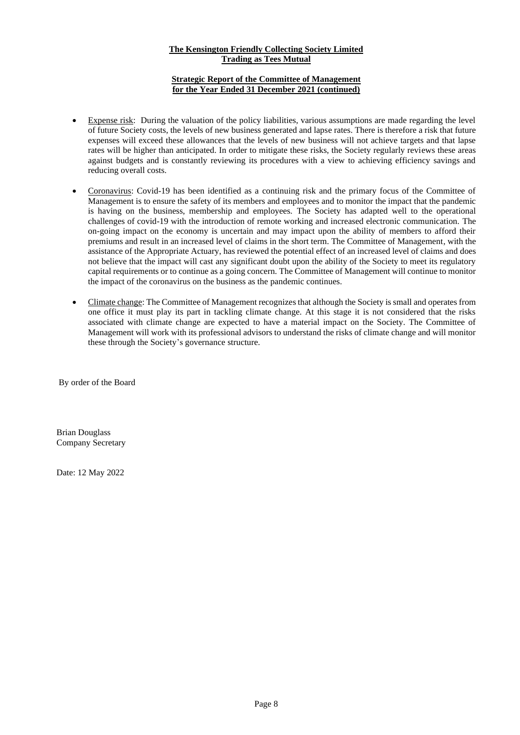- Expense risk: During the valuation of the policy liabilities, various assumptions are made regarding the level of future Society costs, the levels of new business generated and lapse rates. There is therefore a risk that future expenses will exceed these allowances that the levels of new business will not achieve targets and that lapse rates will be higher than anticipated. In order to mitigate these risks, the Society regularly reviews these areas against budgets and is constantly reviewing its procedures with a view to achieving efficiency savings and reducing overall costs.

- Coronavirus: Covid-19 has been identified as a continuing risk and the primary focus of the Committee of Management is to ensure the safety of its members and employees and to monitor the impact that the pandemic is having on the business, membership and employees. The Society has adapted well to the operational challenges of covid-19 with the introduction of remote working and increased electronic communication. The on-going impact on the economy is uncertain and may impact upon the ability of members to afford their premiums and result in an increased level of claims in the short term. The Committee of Management, with the assistance of the Appropriate Actuary, has reviewed the potential effect of an increased level of claims and does not believe that the impact will cast any significant doubt upon the ability of the Society to meet its regulatory capital requirements or to continue as a going concern. The Committee of Management will continue to monitor the impact of the coronavirus on the business as the pandemic continues.

- Climate change: The Committee of Management recognizes that although the Society is small and operates from one office it must play its part in tackling climate change. At this stage it is not considered that the risks associated with climate change are expected to have a material impact on the Society. The Committee of Management will work with its professional advisors to understand the risks of climate change and will monitor these through the Society's governance structure.

By order of the Board

Brian Douglass
Company Secretary

Date: 12 May 2022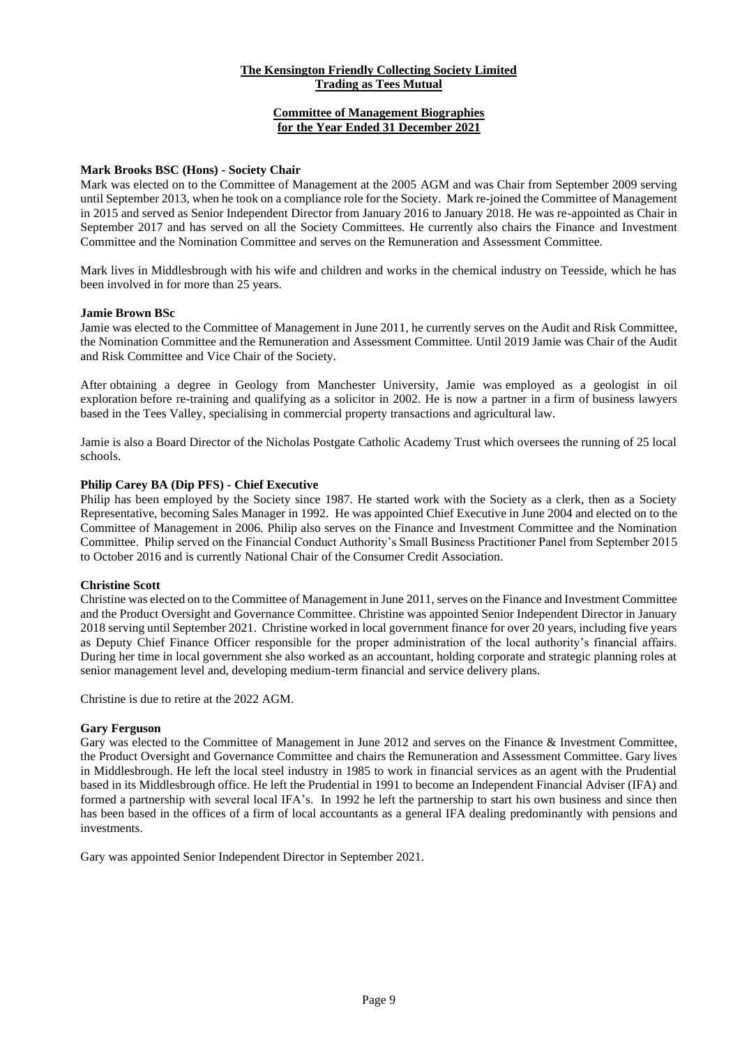**The Kensington Friendly Collecting Society Limited**
**Trading as Tees Mutual**

## Committee of Management Biographies for the Year Ended 31 December 2021

### Mark Brooks BSC (Hons) - Society Chair

Mark was elected on to the Committee of Management at the 2005 AGM and was Chair from September 2009 serving until September 2013, when he took on a compliance role for the Society. Mark re-joined the Committee of Management in 2015 and served as Senior Independent Director from January 2016 to January 2018. He was re-appointed as Chair in September 2017 and has served on all the Society Committees. He currently also chairs the Finance and Investment Committee and the Nomination Committee and serves on the Remuneration and Assessment Committee.

Mark lives in Middlesbrough with his wife and children and works in the chemical industry on Teesside, which he has been involved in for more than 25 years.

### Jamie Brown BSc

Jamie was elected to the Committee of Management in June 2011, he currently serves on the Audit and Risk Committee, the Nomination Committee and the Remuneration and Assessment Committee. Until 2019 Jamie was Chair of the Audit and Risk Committee and Vice Chair of the Society.

After obtaining a degree in Geology from Manchester University, Jamie was employed as a geologist in oil exploration before re-training and qualifying as a solicitor in 2002. He is now a partner in a firm of business lawyers based in the Tees Valley, specialising in commercial property transactions and agricultural law.

Jamie is also a Board Director of the Nicholas Postgate Catholic Academy Trust which oversees the running of 25 local schools.

### Philip Carey BA (Dip PFS) - Chief Executive

Philip has been employed by the Society since 1987. He started work with the Society as a clerk, then as a Society Representative, becoming Sales Manager in 1992. He was appointed Chief Executive in June 2004 and elected on to the Committee of Management in 2006. Philip also serves on the Finance and Investment Committee and the Nomination Committee. Philip served on the Financial Conduct Authority's Small Business Practitioner Panel from September 2015 to October 2016 and is currently National Chair of the Consumer Credit Association.

### Christine Scott

Christine was elected on to the Committee of Management in June 2011, serves on the Finance and Investment Committee and the Product Oversight and Governance Committee. Christine was appointed Senior Independent Director in January 2018 serving until September 2021. Christine worked in local government finance for over 20 years, including five years as Deputy Chief Finance Officer responsible for the proper administration of the local authority's financial affairs. During her time in local government she also worked as an accountant, holding corporate and strategic planning roles at senior management level and, developing medium-term financial and service delivery plans.

Christine is due to retire at the 2022 AGM.

### Gary Ferguson

Gary was elected to the Committee of Management in June 2012 and serves on the Finance & Investment Committee, the Product Oversight and Governance Committee and chairs the Remuneration and Assessment Committee. Gary lives in Middlesbrough. He left the local steel industry in 1985 to work in financial services as an agent with the Prudential based in its Middlesbrough office. He left the Prudential in 1991 to become an Independent Financial Adviser (IFA) and formed a partnership with several local IFA's. In 1992 he left the partnership to start his own business and since then has been based in the offices of a firm of local accountants as a general IFA dealing predominantly with pensions and investments.

Gary was appointed Senior Independent Director in September 2021.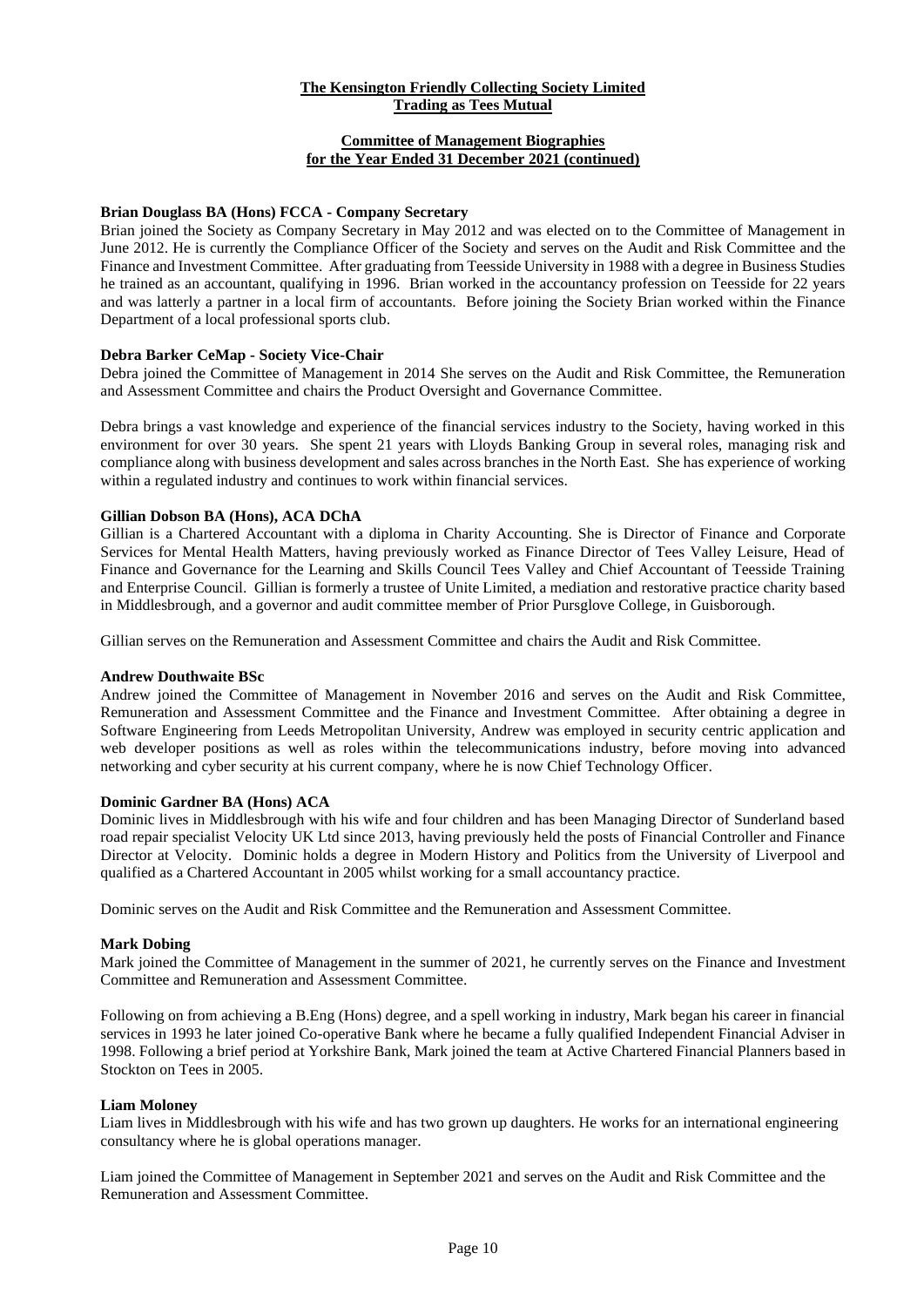**The Kensington Friendly Collecting Society Limited**
**Trading as Tees Mutual**

**Committee of Management Biographies for the Year Ended 31 December 2021 (continued)**

**Brian Douglass BA (Hons) FCCA - Company Secretary**

Brian joined the Society as Company Secretary in May 2012 and was elected on to the Committee of Management in June 2012. He is currently the Compliance Officer of the Society and serves on the Audit and Risk Committee and the Finance and Investment Committee. After graduating from Teesside University in 1988 with a degree in Business Studies he trained as an accountant, qualifying in 1996. Brian worked in the accountancy profession on Teesside for 22 years and was latterly a partner in a local firm of accountants. Before joining the Society Brian worked within the Finance Department of a local professional sports club.

**Debra Barker CeMap - Society Vice-Chair**

Debra joined the Committee of Management in 2014 She serves on the Audit and Risk Committee, the Remuneration and Assessment Committee and chairs the Product Oversight and Governance Committee.

Debra brings a vast knowledge and experience of the financial services industry to the Society, having worked in this environment for over 30 years. She spent 21 years with Lloyds Banking Group in several roles, managing risk and compliance along with business development and sales across branches in the North East. She has experience of working within a regulated industry and continues to work within financial services.

**Gillian Dobson BA (Hons), ACA DChA**

Gillian is a Chartered Accountant with a diploma in Charity Accounting. She is Director of Finance and Corporate Services for Mental Health Matters, having previously worked as Finance Director of Tees Valley Leisure, Head of Finance and Governance for the Learning and Skills Council Tees Valley and Chief Accountant of Teesside Training and Enterprise Council. Gillian is formerly a trustee of Unite Limited, a mediation and restorative practice charity based in Middlesbrough, and a governor and audit committee member of Prior Pursglove College, in Guisborough.

Gillian serves on the Remuneration and Assessment Committee and chairs the Audit and Risk Committee.

**Andrew Douthwaite BSc**

Andrew joined the Committee of Management in November 2016 and serves on the Audit and Risk Committee, Remuneration and Assessment Committee and the Finance and Investment Committee. After obtaining a degree in Software Engineering from Leeds Metropolitan University, Andrew was employed in security centric application and web developer positions as well as roles within the telecommunications industry, before moving into advanced networking and cyber security at his current company, where he is now Chief Technology Officer.

**Dominic Gardner BA (Hons) ACA**

Dominic lives in Middlesbrough with his wife and four children and has been Managing Director of Sunderland based road repair specialist Velocity UK Ltd since 2013, having previously held the posts of Financial Controller and Finance Director at Velocity. Dominic holds a degree in Modern History and Politics from the University of Liverpool and qualified as a Chartered Accountant in 2005 whilst working for a small accountancy practice.

Dominic serves on the Audit and Risk Committee and the Remuneration and Assessment Committee.

**Mark Dobing**

Mark joined the Committee of Management in the summer of 2021, he currently serves on the Finance and Investment Committee and Remuneration and Assessment Committee.

Following on from achieving a B.Eng (Hons) degree, and a spell working in industry, Mark began his career in financial services in 1993 he later joined Co-operative Bank where he became a fully qualified Independent Financial Adviser in 1998. Following a brief period at Yorkshire Bank, Mark joined the team at Active Chartered Financial Planners based in Stockton on Tees in 2005.

**Liam Moloney**

Liam lives in Middlesbrough with his wife and has two grown up daughters. He works for an international engineering consultancy where he is global operations manager.

Liam joined the Committee of Management in September 2021 and serves on the Audit and Risk Committee and the Remuneration and Assessment Committee.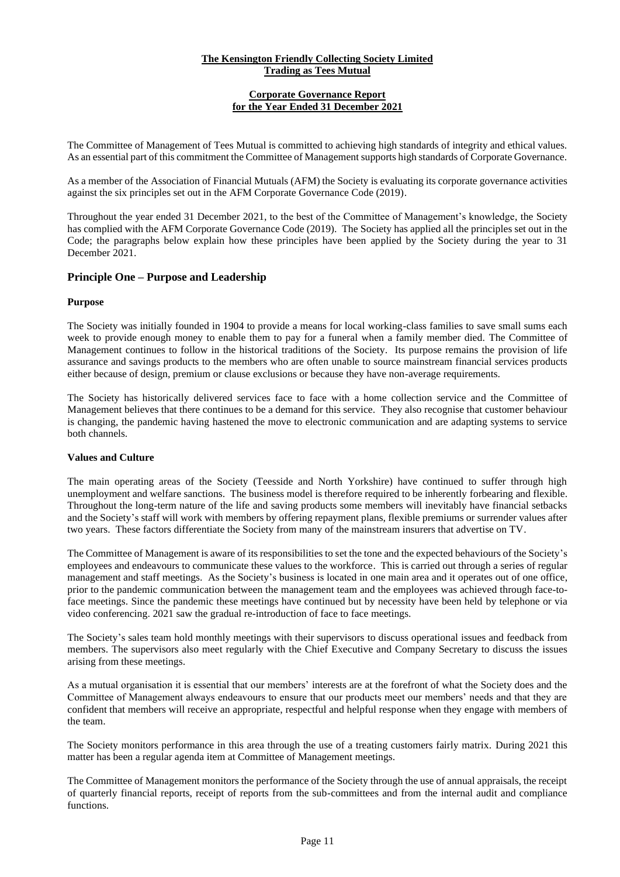**The Kensington Friendly Collecting Society Limited**
**Trading as Tees Mutual**

**Corporate Governance Report**
**for the Year Ended 31 December 2021**

The Committee of Management of Tees Mutual is committed to achieving high standards of integrity and ethical values. As an essential part of this commitment the Committee of Management supports high standards of Corporate Governance.

As a member of the Association of Financial Mutuals (AFM) the Society is evaluating its corporate governance activities against the six principles set out in the AFM Corporate Governance Code (2019).

Throughout the year ended 31 December 2021, to the best of the Committee of Management's knowledge, the Society has complied with the AFM Corporate Governance Code (2019). The Society has applied all the principles set out in the Code; the paragraphs below explain how these principles have been applied by the Society during the year to 31 December 2021.

## Principle One – Purpose and Leadership

**Purpose**

The Society was initially founded in 1904 to provide a means for local working-class families to save small sums each week to provide enough money to enable them to pay for a funeral when a family member died. The Committee of Management continues to follow in the historical traditions of the Society. Its purpose remains the provision of life assurance and savings products to the members who are often unable to source mainstream financial services products either because of design, premium or clause exclusions or because they have non-average requirements.

The Society has historically delivered services face to face with a home collection service and the Committee of Management believes that there continues to be a demand for this service. They also recognise that customer behaviour is changing, the pandemic having hastened the move to electronic communication and are adapting systems to service both channels.

**Values and Culture**

The main operating areas of the Society (Teesside and North Yorkshire) have continued to suffer through high unemployment and welfare sanctions. The business model is therefore required to be inherently forbearing and flexible. Throughout the long-term nature of the life and saving products some members will inevitably have financial setbacks and the Society's staff will work with members by offering repayment plans, flexible premiums or surrender values after two years. These factors differentiate the Society from many of the mainstream insurers that advertise on TV.

The Committee of Management is aware of its responsibilities to set the tone and the expected behaviours of the Society's employees and endeavours to communicate these values to the workforce. This is carried out through a series of regular management and staff meetings. As the Society's business is located in one main area and it operates out of one office, prior to the pandemic communication between the management team and the employees was achieved through face-to-face meetings. Since the pandemic these meetings have continued but by necessity have been held by telephone or via video conferencing. 2021 saw the gradual re-introduction of face to face meetings.

The Society's sales team hold monthly meetings with their supervisors to discuss operational issues and feedback from members. The supervisors also meet regularly with the Chief Executive and Company Secretary to discuss the issues arising from these meetings.

As a mutual organisation it is essential that our members' interests are at the forefront of what the Society does and the Committee of Management always endeavours to ensure that our products meet our members' needs and that they are confident that members will receive an appropriate, respectful and helpful response when they engage with members of the team.

The Society monitors performance in this area through the use of a treating customers fairly matrix. During 2021 this matter has been a regular agenda item at Committee of Management meetings.

The Committee of Management monitors the performance of the Society through the use of annual appraisals, the receipt of quarterly financial reports, receipt of reports from the sub-committees and from the internal audit and compliance functions.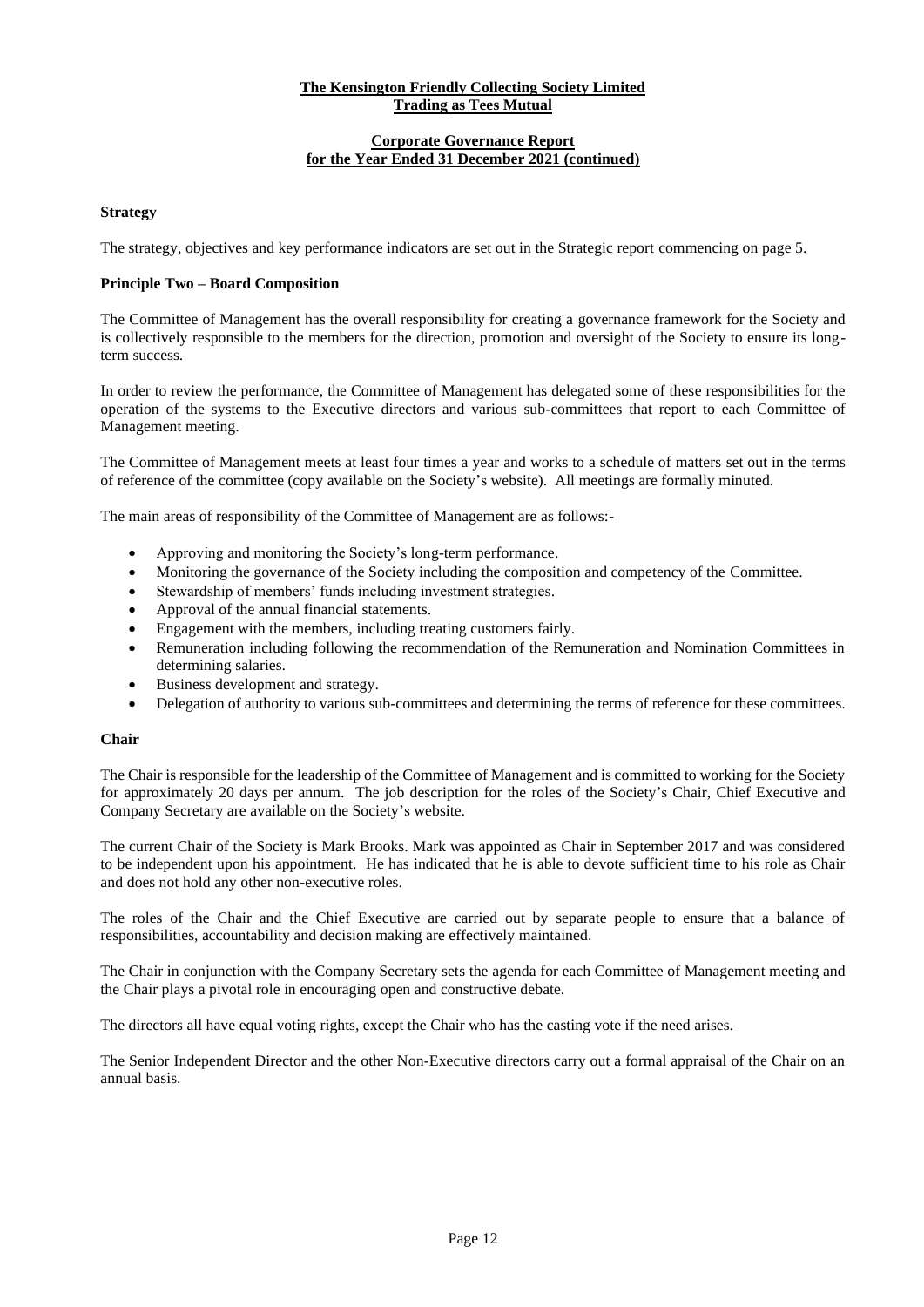**Strategy**

The strategy, objectives and key performance indicators are set out in the Strategic report commencing on page 5.

**Principle Two – Board Composition**

The Committee of Management has the overall responsibility for creating a governance framework for the Society and is collectively responsible to the members for the direction, promotion and oversight of the Society to ensure its long-term success.

In order to review the performance, the Committee of Management has delegated some of these responsibilities for the operation of the systems to the Executive directors and various sub-committees that report to each Committee of Management meeting.

The Committee of Management meets at least four times a year and works to a schedule of matters set out in the terms of reference of the committee (copy available on the Society's website). All meetings are formally minuted.

The main areas of responsibility of the Committee of Management are as follows:-

- Approving and monitoring the Society's long-term performance.
- Monitoring the governance of the Society including the composition and competency of the Committee.
- Stewardship of members' funds including investment strategies.
- Approval of the annual financial statements.
- Engagement with the members, including treating customers fairly.
- Remuneration including following the recommendation of the Remuneration and Nomination Committees in determining salaries.
- Business development and strategy.
- Delegation of authority to various sub-committees and determining the terms of reference for these committees.

**Chair**

The Chair is responsible for the leadership of the Committee of Management and is committed to working for the Society for approximately 20 days per annum. The job description for the roles of the Society's Chair, Chief Executive and Company Secretary are available on the Society's website.

The current Chair of the Society is Mark Brooks. Mark was appointed as Chair in September 2017 and was considered to be independent upon his appointment. He has indicated that he is able to devote sufficient time to his role as Chair and does not hold any other non-executive roles.

The roles of the Chair and the Chief Executive are carried out by separate people to ensure that a balance of responsibilities, accountability and decision making are effectively maintained.

The Chair in conjunction with the Company Secretary sets the agenda for each Committee of Management meeting and the Chair plays a pivotal role in encouraging open and constructive debate.

The directors all have equal voting rights, except the Chair who has the casting vote if the need arises.

The Senior Independent Director and the other Non-Executive directors carry out a formal appraisal of the Chair on an annual basis.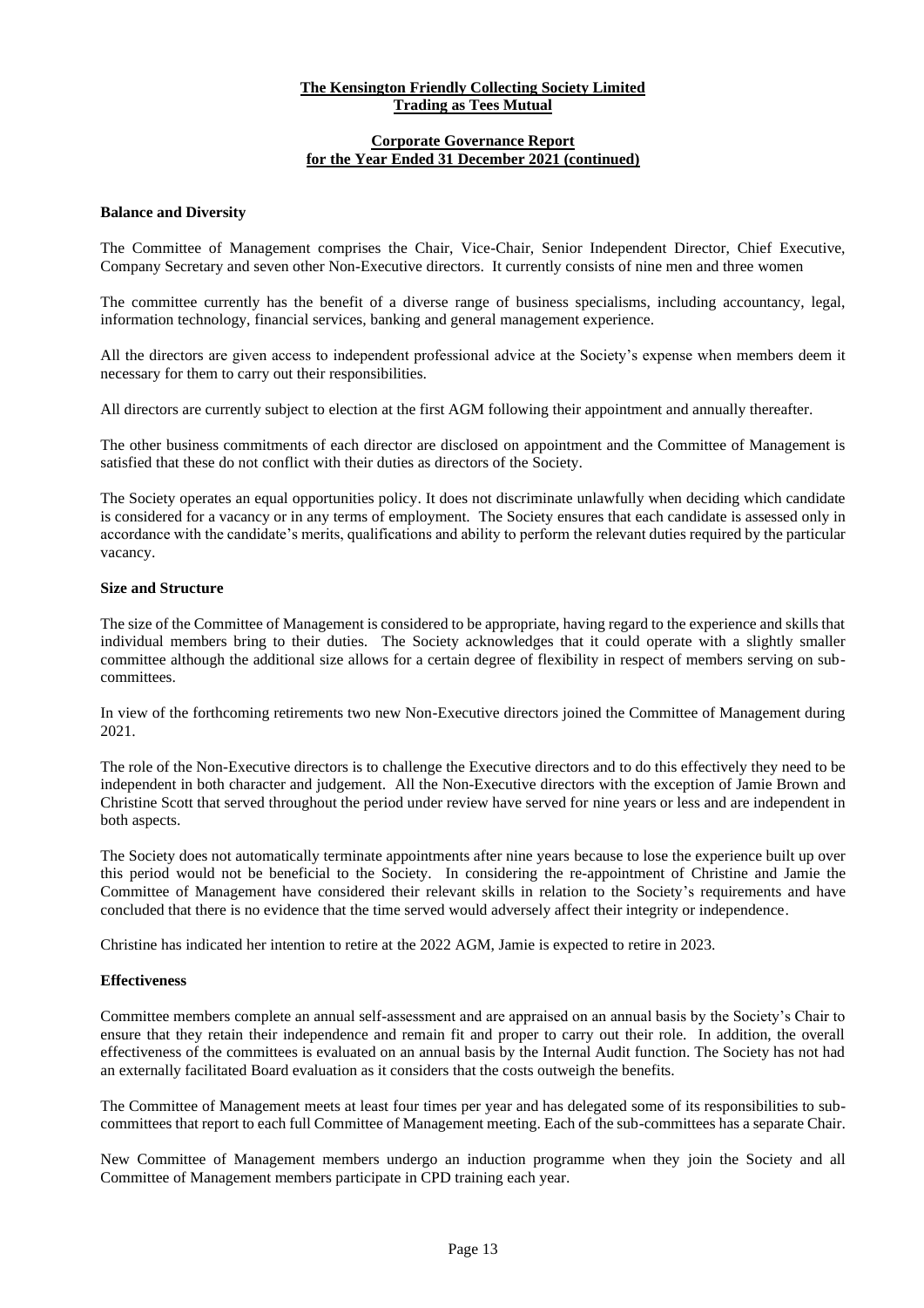**The Kensington Friendly Collecting Society Limited**
**Trading as Tees Mutual**

**Corporate Governance Report**
**for the Year Ended 31 December 2021 (continued)**

**Balance and Diversity**

The Committee of Management comprises the Chair, Vice-Chair, Senior Independent Director, Chief Executive, Company Secretary and seven other Non-Executive directors. It currently consists of nine men and three women

The committee currently has the benefit of a diverse range of business specialisms, including accountancy, legal, information technology, financial services, banking and general management experience.

All the directors are given access to independent professional advice at the Society's expense when members deem it necessary for them to carry out their responsibilities.

All directors are currently subject to election at the first AGM following their appointment and annually thereafter.

The other business commitments of each director are disclosed on appointment and the Committee of Management is satisfied that these do not conflict with their duties as directors of the Society.

The Society operates an equal opportunities policy. It does not discriminate unlawfully when deciding which candidate is considered for a vacancy or in any terms of employment. The Society ensures that each candidate is assessed only in accordance with the candidate's merits, qualifications and ability to perform the relevant duties required by the particular vacancy.

**Size and Structure**

The size of the Committee of Management is considered to be appropriate, having regard to the experience and skills that individual members bring to their duties. The Society acknowledges that it could operate with a slightly smaller committee although the additional size allows for a certain degree of flexibility in respect of members serving on sub-committees.

In view of the forthcoming retirements two new Non-Executive directors joined the Committee of Management during 2021.

The role of the Non-Executive directors is to challenge the Executive directors and to do this effectively they need to be independent in both character and judgement. All the Non-Executive directors with the exception of Jamie Brown and Christine Scott that served throughout the period under review have served for nine years or less and are independent in both aspects.

The Society does not automatically terminate appointments after nine years because to lose the experience built up over this period would not be beneficial to the Society. In considering the re-appointment of Christine and Jamie the Committee of Management have considered their relevant skills in relation to the Society's requirements and have concluded that there is no evidence that the time served would adversely affect their integrity or independence.

Christine has indicated her intention to retire at the 2022 AGM, Jamie is expected to retire in 2023.

**Effectiveness**

Committee members complete an annual self-assessment and are appraised on an annual basis by the Society's Chair to ensure that they retain their independence and remain fit and proper to carry out their role. In addition, the overall effectiveness of the committees is evaluated on an annual basis by the Internal Audit function. The Society has not had an externally facilitated Board evaluation as it considers that the costs outweigh the benefits.

The Committee of Management meets at least four times per year and has delegated some of its responsibilities to sub-committees that report to each full Committee of Management meeting. Each of the sub-committees has a separate Chair.

New Committee of Management members undergo an induction programme when they join the Society and all Committee of Management members participate in CPD training each year.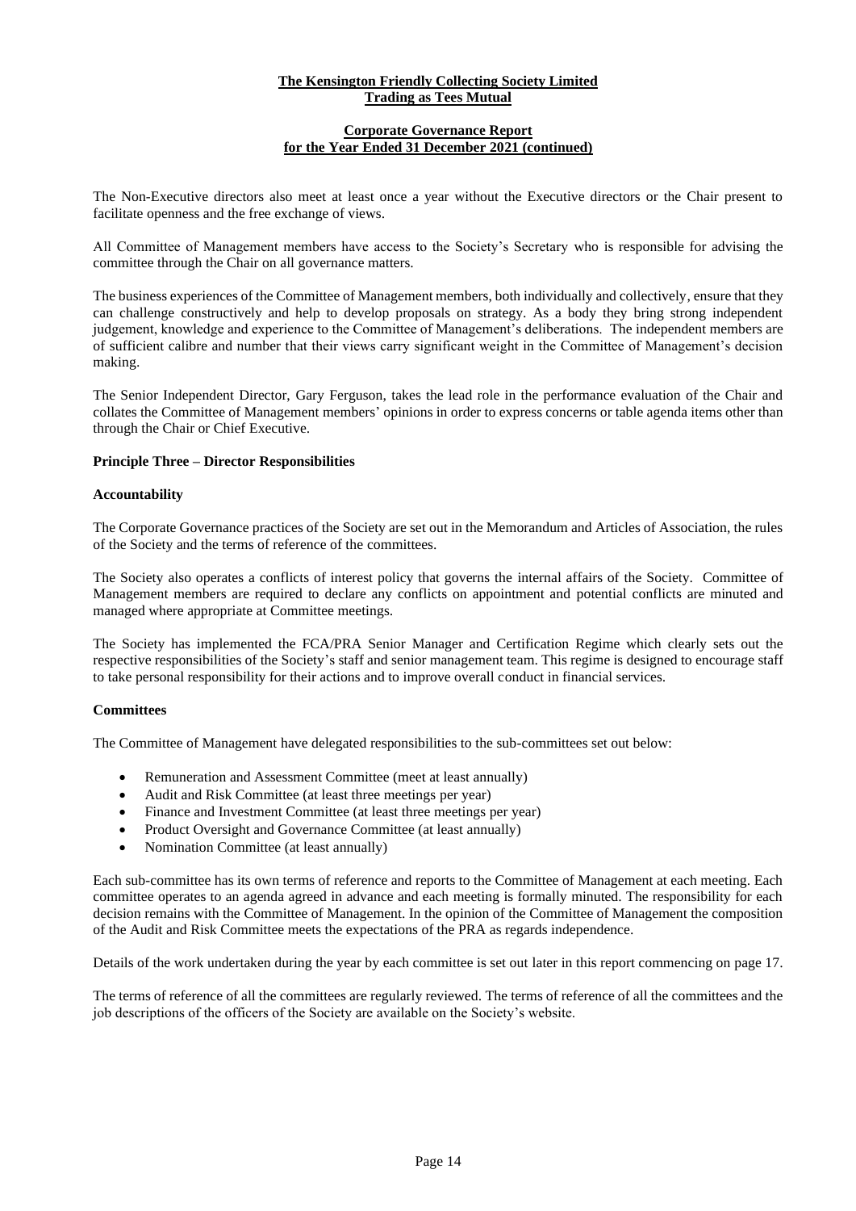The Non-Executive directors also meet at least once a year without the Executive directors or the Chair present to facilitate openness and the free exchange of views.

All Committee of Management members have access to the Society's Secretary who is responsible for advising the committee through the Chair on all governance matters.

The business experiences of the Committee of Management members, both individually and collectively, ensure that they can challenge constructively and help to develop proposals on strategy. As a body they bring strong independent judgement, knowledge and experience to the Committee of Management's deliberations. The independent members are of sufficient calibre and number that their views carry significant weight in the Committee of Management's decision making.

The Senior Independent Director, Gary Ferguson, takes the lead role in the performance evaluation of the Chair and collates the Committee of Management members' opinions in order to express concerns or table agenda items other than through the Chair or Chief Executive.

### Principle Three – Director Responsibilities

#### Accountability

The Corporate Governance practices of the Society are set out in the Memorandum and Articles of Association, the rules of the Society and the terms of reference of the committees.

The Society also operates a conflicts of interest policy that governs the internal affairs of the Society. Committee of Management members are required to declare any conflicts on appointment and potential conflicts are minuted and managed where appropriate at Committee meetings.

The Society has implemented the FCA/PRA Senior Manager and Certification Regime which clearly sets out the respective responsibilities of the Society's staff and senior management team. This regime is designed to encourage staff to take personal responsibility for their actions and to improve overall conduct in financial services.

#### Committees

The Committee of Management have delegated responsibilities to the sub-committees set out below:

- Remuneration and Assessment Committee (meet at least annually)
- Audit and Risk Committee (at least three meetings per year)
- Finance and Investment Committee (at least three meetings per year)
- Product Oversight and Governance Committee (at least annually)
- Nomination Committee (at least annually)

Each sub-committee has its own terms of reference and reports to the Committee of Management at each meeting. Each committee operates to an agenda agreed in advance and each meeting is formally minuted. The responsibility for each decision remains with the Committee of Management. In the opinion of the Committee of Management the composition of the Audit and Risk Committee meets the expectations of the PRA as regards independence.

Details of the work undertaken during the year by each committee is set out later in this report commencing on page 17.

The terms of reference of all the committees are regularly reviewed. The terms of reference of all the committees and the job descriptions of the officers of the Society are available on the Society's website.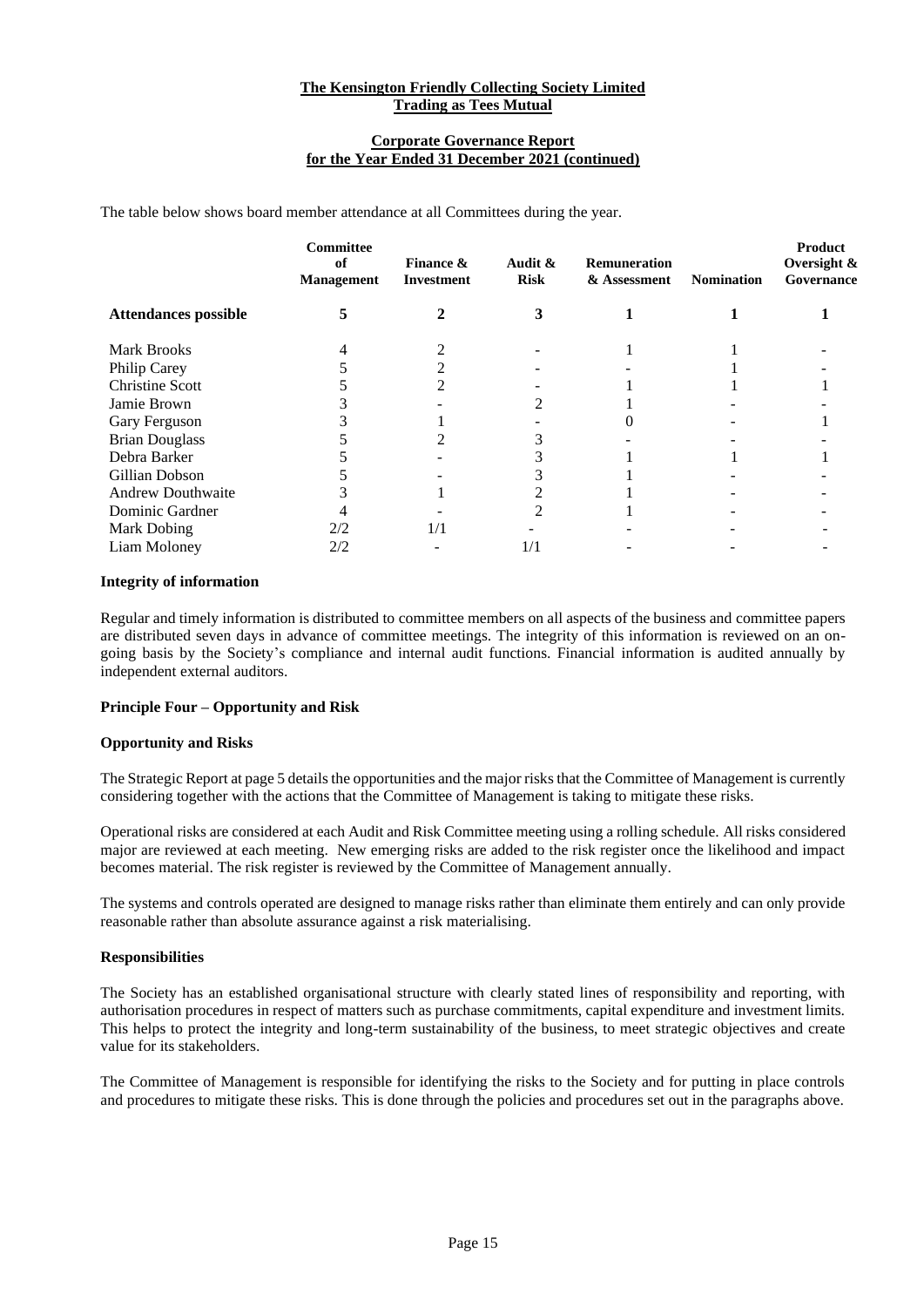**The Kensington Friendly Collecting Society Limited**
**Trading as Tees Mutual**

**Corporate Governance Report**
**for the Year Ended 31 December 2021 (continued)**

The table below shows board member attendance at all Committees during the year.

| | Committee of Management | Finance & Investment | Audit & Risk | Remuneration & Assessment | Nomination | Product Oversight & Governance |
|---|---|---|---|---|---|---|
| **Attendances possible** | **5** | **2** | **3** | **1** | **1** | **1** |
| Mark Brooks | 4 | 2 | - | 1 | 1 | - |
| Philip Carey | 5 | 2 | - | - | 1 | - |
| Christine Scott | 5 | 2 | - | 1 | 1 | 1 |
| Jamie Brown | 3 | - | 2 | 1 | - | - |
| Gary Ferguson | 3 | 1 | - | 0 | - | 1 |
| Brian Douglass | 5 | 2 | 3 | - | - | - |
| Debra Barker | 5 | - | 3 | 1 | 1 | 1 |
| Gillian Dobson | 5 | - | 3 | 1 | - | - |
| Andrew Douthwaite | 3 | 1 | 2 | 1 | - | - |
| Dominic Gardner | 4 | - | 2 | 1 | - | - |
| Mark Dobing | 2/2 | 1/1 | - | - | - | - |
| Liam Moloney | 2/2 | - | 1/1 | - | - | - |

**Integrity of information**

Regular and timely information is distributed to committee members on all aspects of the business and committee papers are distributed seven days in advance of committee meetings. The integrity of this information is reviewed on an on-going basis by the Society's compliance and internal audit functions. Financial information is audited annually by independent external auditors.

**Principle Four – Opportunity and Risk**

**Opportunity and Risks**

The Strategic Report at page 5 details the opportunities and the major risks that the Committee of Management is currently considering together with the actions that the Committee of Management is taking to mitigate these risks.

Operational risks are considered at each Audit and Risk Committee meeting using a rolling schedule. All risks considered major are reviewed at each meeting. New emerging risks are added to the risk register once the likelihood and impact becomes material. The risk register is reviewed by the Committee of Management annually.

The systems and controls operated are designed to manage risks rather than eliminate them entirely and can only provide reasonable rather than absolute assurance against a risk materialising.

**Responsibilities**

The Society has an established organisational structure with clearly stated lines of responsibility and reporting, with authorisation procedures in respect of matters such as purchase commitments, capital expenditure and investment limits. This helps to protect the integrity and long-term sustainability of the business, to meet strategic objectives and create value for its stakeholders.

The Committee of Management is responsible for identifying the risks to the Society and for putting in place controls and procedures to mitigate these risks. This is done through the policies and procedures set out in the paragraphs above.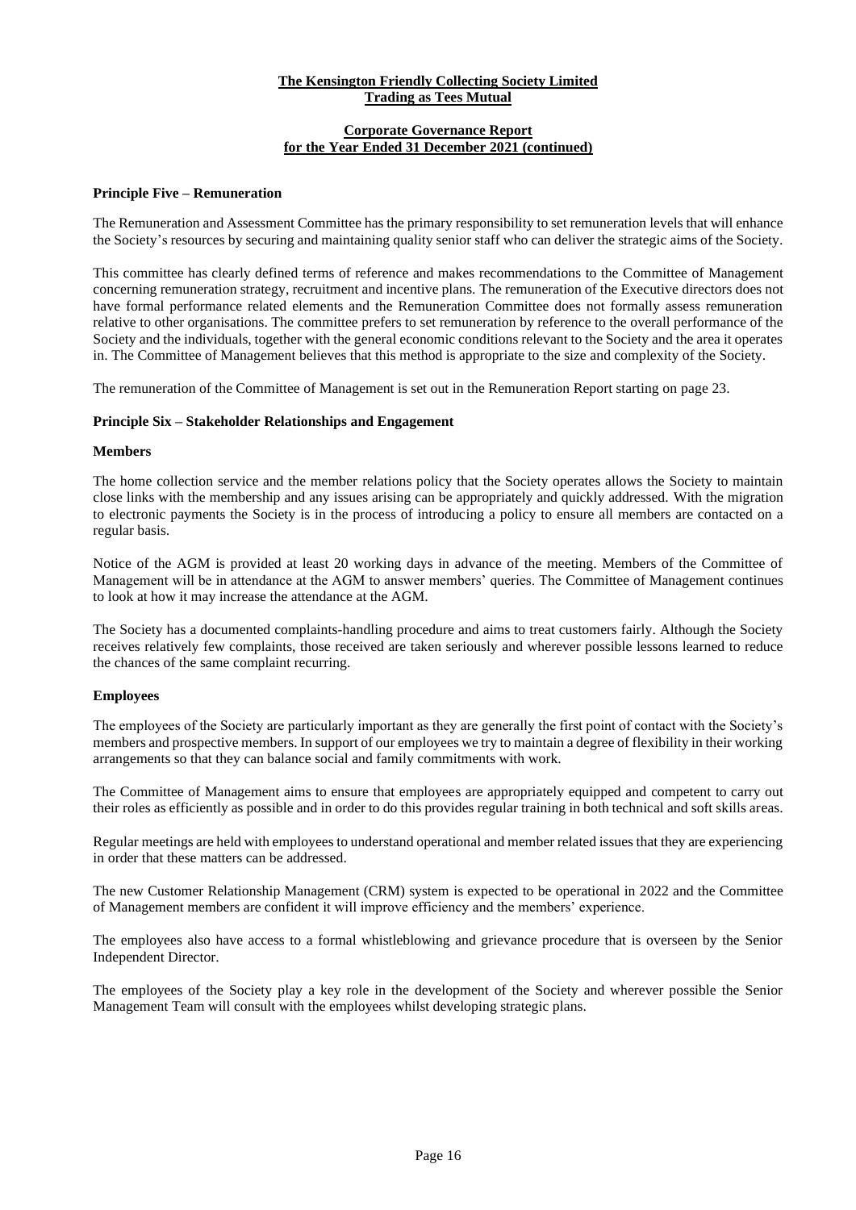**The Kensington Friendly Collecting Society Limited**
**Trading as Tees Mutual**

**Corporate Governance Report**
**for the Year Ended 31 December 2021 (continued)**

### Principle Five – Remuneration

The Remuneration and Assessment Committee has the primary responsibility to set remuneration levels that will enhance the Society's resources by securing and maintaining quality senior staff who can deliver the strategic aims of the Society.

This committee has clearly defined terms of reference and makes recommendations to the Committee of Management concerning remuneration strategy, recruitment and incentive plans. The remuneration of the Executive directors does not have formal performance related elements and the Remuneration Committee does not formally assess remuneration relative to other organisations. The committee prefers to set remuneration by reference to the overall performance of the Society and the individuals, together with the general economic conditions relevant to the Society and the area it operates in. The Committee of Management believes that this method is appropriate to the size and complexity of the Society.

The remuneration of the Committee of Management is set out in the Remuneration Report starting on page 23.

### Principle Six – Stakeholder Relationships and Engagement

#### Members

The home collection service and the member relations policy that the Society operates allows the Society to maintain close links with the membership and any issues arising can be appropriately and quickly addressed. With the migration to electronic payments the Society is in the process of introducing a policy to ensure all members are contacted on a regular basis.

Notice of the AGM is provided at least 20 working days in advance of the meeting. Members of the Committee of Management will be in attendance at the AGM to answer members' queries. The Committee of Management continues to look at how it may increase the attendance at the AGM.

The Society has a documented complaints-handling procedure and aims to treat customers fairly. Although the Society receives relatively few complaints, those received are taken seriously and wherever possible lessons learned to reduce the chances of the same complaint recurring.

#### Employees

The employees of the Society are particularly important as they are generally the first point of contact with the Society's members and prospective members. In support of our employees we try to maintain a degree of flexibility in their working arrangements so that they can balance social and family commitments with work.

The Committee of Management aims to ensure that employees are appropriately equipped and competent to carry out their roles as efficiently as possible and in order to do this provides regular training in both technical and soft skills areas.

Regular meetings are held with employees to understand operational and member related issues that they are experiencing in order that these matters can be addressed.

The new Customer Relationship Management (CRM) system is expected to be operational in 2022 and the Committee of Management members are confident it will improve efficiency and the members' experience.

The employees also have access to a formal whistleblowing and grievance procedure that is overseen by the Senior Independent Director.

The employees of the Society play a key role in the development of the Society and wherever possible the Senior Management Team will consult with the employees whilst developing strategic plans.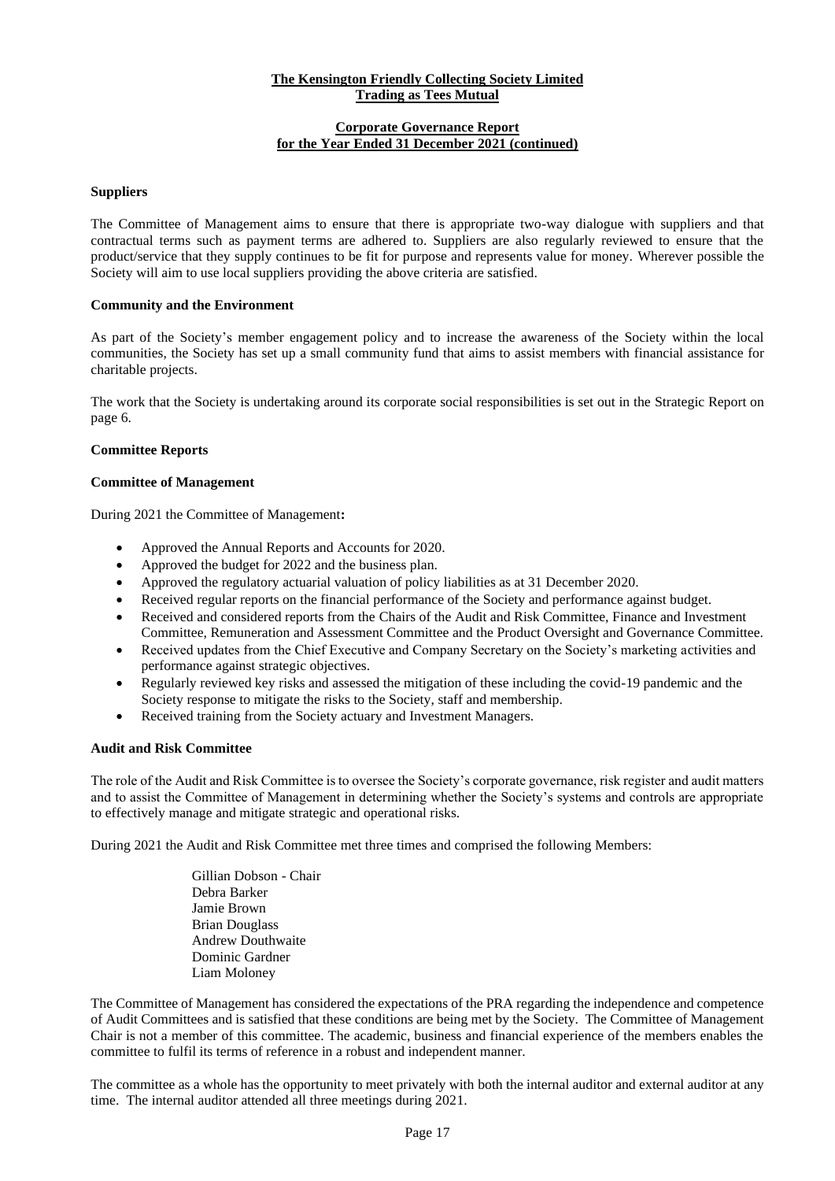### Suppliers

The Committee of Management aims to ensure that there is appropriate two-way dialogue with suppliers and that contractual terms such as payment terms are adhered to. Suppliers are also regularly reviewed to ensure that the product/service that they supply continues to be fit for purpose and represents value for money. Wherever possible the Society will aim to use local suppliers providing the above criteria are satisfied.

### Community and the Environment

As part of the Society's member engagement policy and to increase the awareness of the Society within the local communities, the Society has set up a small community fund that aims to assist members with financial assistance for charitable projects.

The work that the Society is undertaking around its corporate social responsibilities is set out in the Strategic Report on page 6.

### Committee Reports

### Committee of Management

During 2021 the Committee of Management**:**

- Approved the Annual Reports and Accounts for 2020.
- Approved the budget for 2022 and the business plan.
- Approved the regulatory actuarial valuation of policy liabilities as at 31 December 2020.
- Received regular reports on the financial performance of the Society and performance against budget.
- Received and considered reports from the Chairs of the Audit and Risk Committee, Finance and Investment Committee, Remuneration and Assessment Committee and the Product Oversight and Governance Committee.
- Received updates from the Chief Executive and Company Secretary on the Society's marketing activities and performance against strategic objectives.
- Regularly reviewed key risks and assessed the mitigation of these including the covid-19 pandemic and the Society response to mitigate the risks to the Society, staff and membership.
- Received training from the Society actuary and Investment Managers.

### Audit and Risk Committee

The role of the Audit and Risk Committee is to oversee the Society's corporate governance, risk register and audit matters and to assist the Committee of Management in determining whether the Society's systems and controls are appropriate to effectively manage and mitigate strategic and operational risks.

During 2021 the Audit and Risk Committee met three times and comprised the following Members:

Gillian Dobson - Chair
Debra Barker
Jamie Brown
Brian Douglass
Andrew Douthwaite
Dominic Gardner
Liam Moloney

The Committee of Management has considered the expectations of the PRA regarding the independence and competence of Audit Committees and is satisfied that these conditions are being met by the Society. The Committee of Management Chair is not a member of this committee. The academic, business and financial experience of the members enables the committee to fulfil its terms of reference in a robust and independent manner.

The committee as a whole has the opportunity to meet privately with both the internal auditor and external auditor at any time. The internal auditor attended all three meetings during 2021.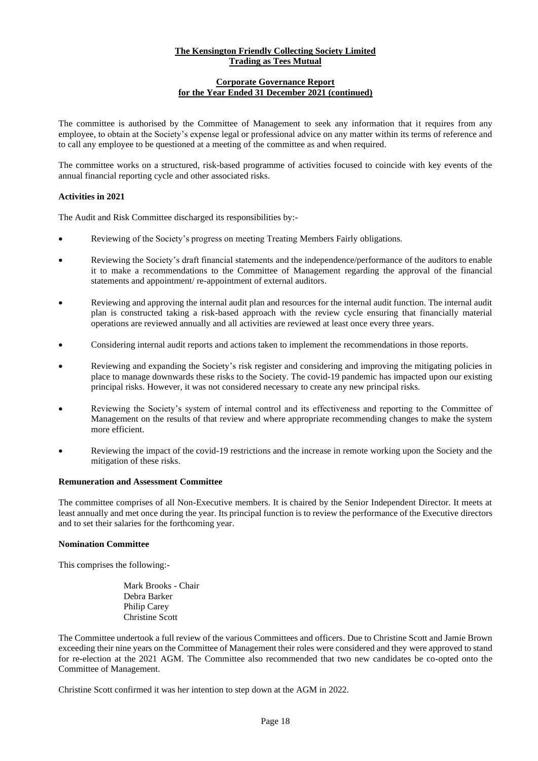The committee is authorised by the Committee of Management to seek any information that it requires from any employee, to obtain at the Society's expense legal or professional advice on any matter within its terms of reference and to call any employee to be questioned at a meeting of the committee as and when required.

The committee works on a structured, risk-based programme of activities focused to coincide with key events of the annual financial reporting cycle and other associated risks.

**Activities in 2021**

The Audit and Risk Committee discharged its responsibilities by:-

- Reviewing of the Society's progress on meeting Treating Members Fairly obligations.
- Reviewing the Society's draft financial statements and the independence/performance of the auditors to enable it to make a recommendations to the Committee of Management regarding the approval of the financial statements and appointment/ re-appointment of external auditors.
- Reviewing and approving the internal audit plan and resources for the internal audit function. The internal audit plan is constructed taking a risk-based approach with the review cycle ensuring that financially material operations are reviewed annually and all activities are reviewed at least once every three years.
- Considering internal audit reports and actions taken to implement the recommendations in those reports.
- Reviewing and expanding the Society's risk register and considering and improving the mitigating policies in place to manage downwards these risks to the Society. The covid-19 pandemic has impacted upon our existing principal risks. However, it was not considered necessary to create any new principal risks.
- Reviewing the Society's system of internal control and its effectiveness and reporting to the Committee of Management on the results of that review and where appropriate recommending changes to make the system more efficient.
- Reviewing the impact of the covid-19 restrictions and the increase in remote working upon the Society and the mitigation of these risks.

**Remuneration and Assessment Committee**

The committee comprises of all Non-Executive members. It is chaired by the Senior Independent Director. It meets at least annually and met once during the year. Its principal function is to review the performance of the Executive directors and to set their salaries for the forthcoming year.

**Nomination Committee**

This comprises the following:-

Mark Brooks - Chair
Debra Barker
Philip Carey
Christine Scott

The Committee undertook a full review of the various Committees and officers. Due to Christine Scott and Jamie Brown exceeding their nine years on the Committee of Management their roles were considered and they were approved to stand for re-election at the 2021 AGM. The Committee also recommended that two new candidates be co-opted onto the Committee of Management.

Christine Scott confirmed it was her intention to step down at the AGM in 2022.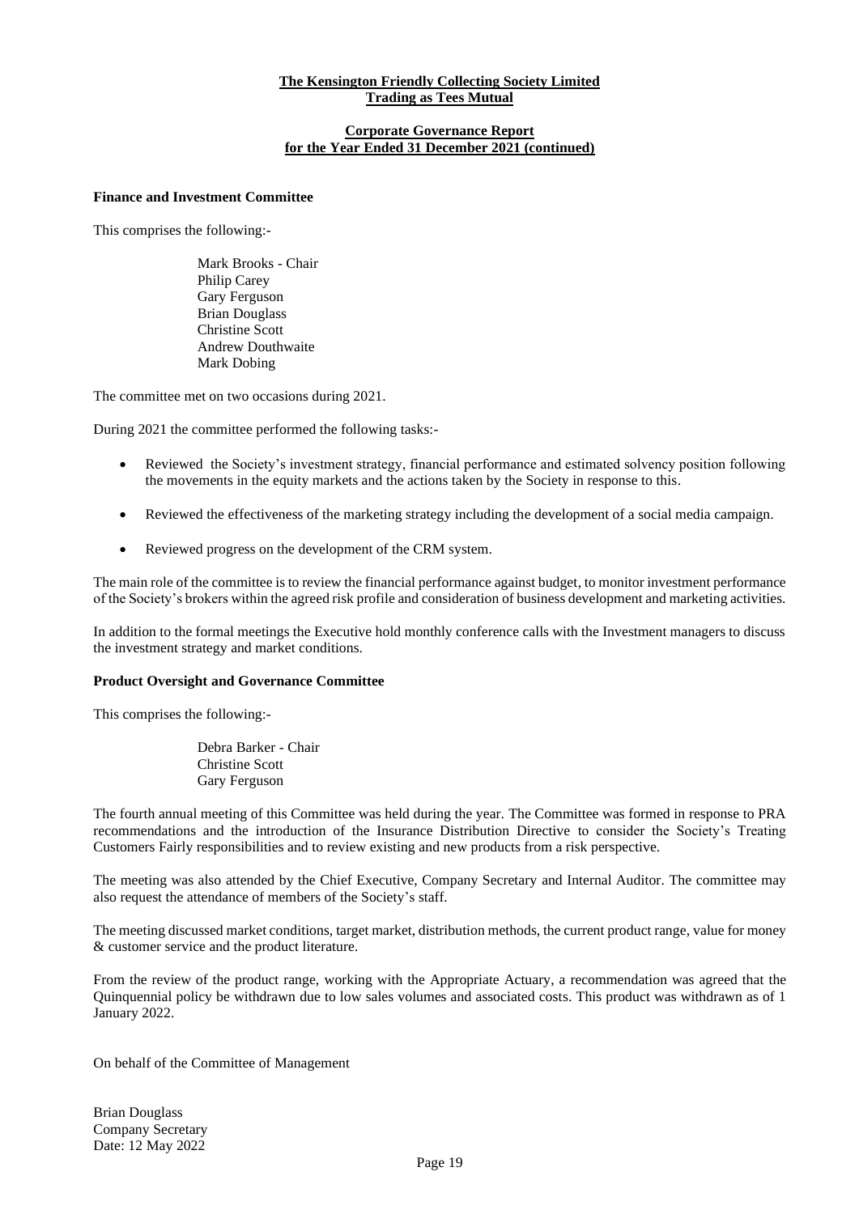## Finance and Investment Committee

This comprises the following:-

Mark Brooks - Chair
Philip Carey
Gary Ferguson
Brian Douglass
Christine Scott
Andrew Douthwaite
Mark Dobing

The committee met on two occasions during 2021.

During 2021 the committee performed the following tasks:-

- Reviewed the Society's investment strategy, financial performance and estimated solvency position following the movements in the equity markets and the actions taken by the Society in response to this.
- Reviewed the effectiveness of the marketing strategy including the development of a social media campaign.
- Reviewed progress on the development of the CRM system.

The main role of the committee is to review the financial performance against budget, to monitor investment performance of the Society's brokers within the agreed risk profile and consideration of business development and marketing activities.

In addition to the formal meetings the Executive hold monthly conference calls with the Investment managers to discuss the investment strategy and market conditions.

## Product Oversight and Governance Committee

This comprises the following:-

Debra Barker - Chair
Christine Scott
Gary Ferguson

The fourth annual meeting of this Committee was held during the year. The Committee was formed in response to PRA recommendations and the introduction of the Insurance Distribution Directive to consider the Society's Treating Customers Fairly responsibilities and to review existing and new products from a risk perspective.

The meeting was also attended by the Chief Executive, Company Secretary and Internal Auditor. The committee may also request the attendance of members of the Society's staff.

The meeting discussed market conditions, target market, distribution methods, the current product range, value for money & customer service and the product literature.

From the review of the product range, working with the Appropriate Actuary, a recommendation was agreed that the Quinquennial policy be withdrawn due to low sales volumes and associated costs. This product was withdrawn as of 1 January 2022.

On behalf of the Committee of Management

Brian Douglass
Company Secretary
Date: 12 May 2022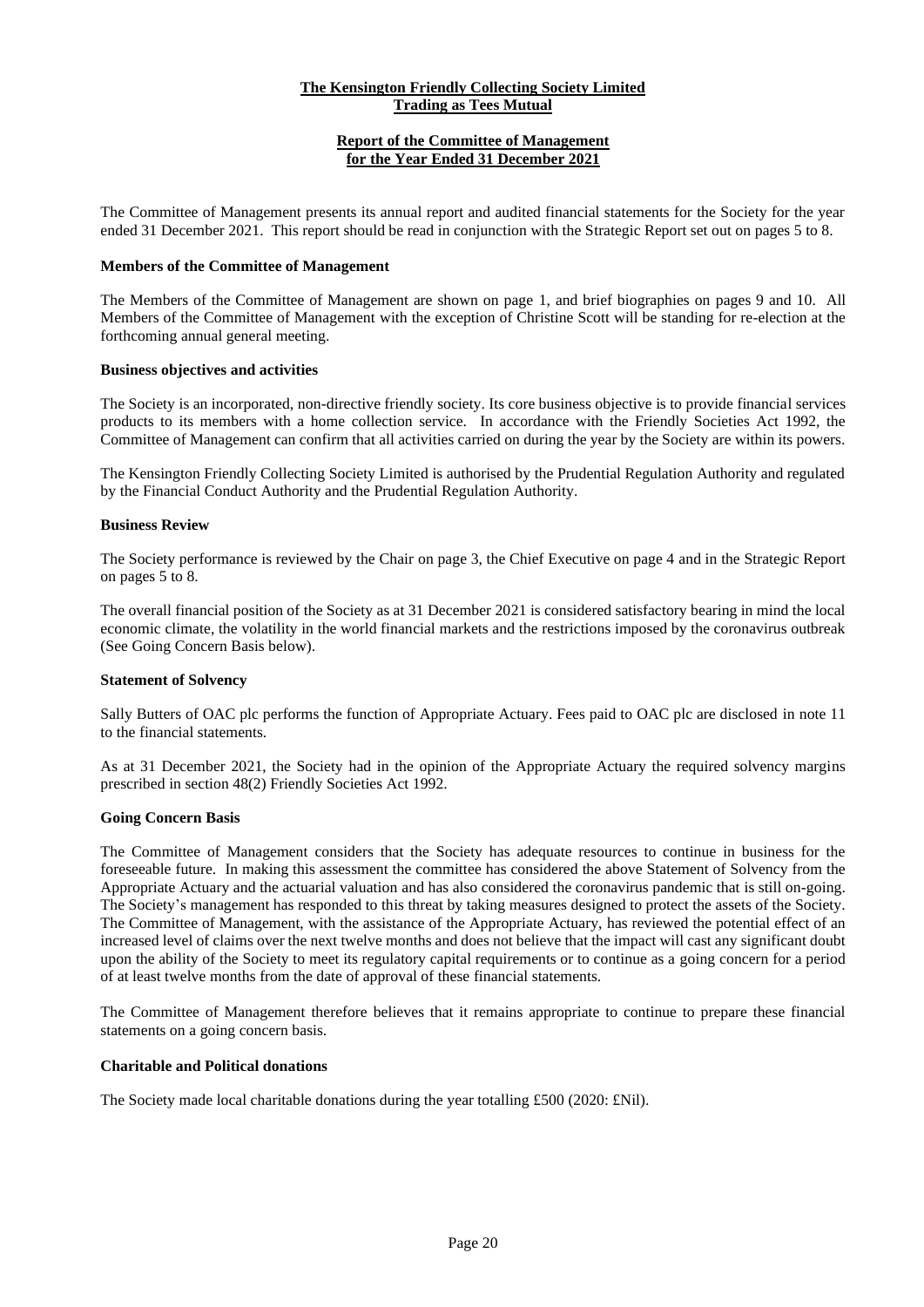**The Kensington Friendly Collecting Society Limited**
**Trading as Tees Mutual**

**Report of the Committee of Management**
**for the Year Ended 31 December 2021**

The Committee of Management presents its annual report and audited financial statements for the Society for the year ended 31 December 2021. This report should be read in conjunction with the Strategic Report set out on pages 5 to 8.

**Members of the Committee of Management**

The Members of the Committee of Management are shown on page 1, and brief biographies on pages 9 and 10. All Members of the Committee of Management with the exception of Christine Scott will be standing for re-election at the forthcoming annual general meeting.

**Business objectives and activities**

The Society is an incorporated, non-directive friendly society. Its core business objective is to provide financial services products to its members with a home collection service. In accordance with the Friendly Societies Act 1992, the Committee of Management can confirm that all activities carried on during the year by the Society are within its powers.

The Kensington Friendly Collecting Society Limited is authorised by the Prudential Regulation Authority and regulated by the Financial Conduct Authority and the Prudential Regulation Authority.

**Business Review**

The Society performance is reviewed by the Chair on page 3, the Chief Executive on page 4 and in the Strategic Report on pages 5 to 8.

The overall financial position of the Society as at 31 December 2021 is considered satisfactory bearing in mind the local economic climate, the volatility in the world financial markets and the restrictions imposed by the coronavirus outbreak (See Going Concern Basis below).

**Statement of Solvency**

Sally Butters of OAC plc performs the function of Appropriate Actuary. Fees paid to OAC plc are disclosed in note 11 to the financial statements.

As at 31 December 2021, the Society had in the opinion of the Appropriate Actuary the required solvency margins prescribed in section 48(2) Friendly Societies Act 1992.

**Going Concern Basis**

The Committee of Management considers that the Society has adequate resources to continue in business for the foreseeable future. In making this assessment the committee has considered the above Statement of Solvency from the Appropriate Actuary and the actuarial valuation and has also considered the coronavirus pandemic that is still on-going. The Society's management has responded to this threat by taking measures designed to protect the assets of the Society. The Committee of Management, with the assistance of the Appropriate Actuary, has reviewed the potential effect of an increased level of claims over the next twelve months and does not believe that the impact will cast any significant doubt upon the ability of the Society to meet its regulatory capital requirements or to continue as a going concern for a period of at least twelve months from the date of approval of these financial statements.

The Committee of Management therefore believes that it remains appropriate to continue to prepare these financial statements on a going concern basis.

**Charitable and Political donations**

The Society made local charitable donations during the year totalling £500 (2020: £Nil).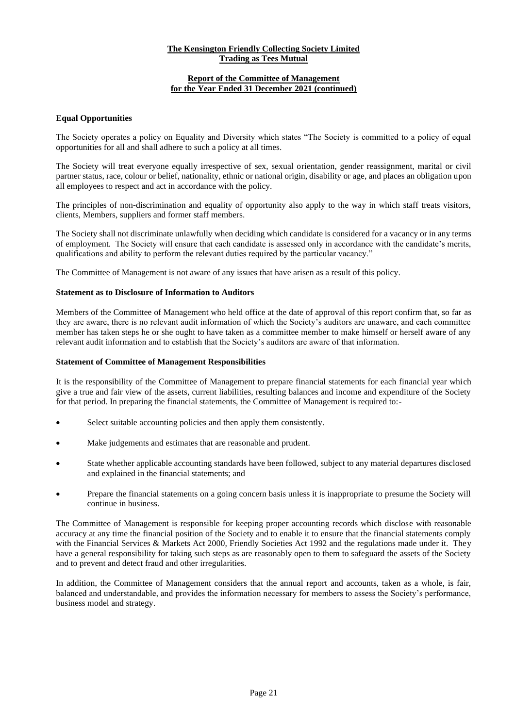## Equal Opportunities

The Society operates a policy on Equality and Diversity which states "The Society is committed to a policy of equal opportunities for all and shall adhere to such a policy at all times.

The Society will treat everyone equally irrespective of sex, sexual orientation, gender reassignment, marital or civil partner status, race, colour or belief, nationality, ethnic or national origin, disability or age, and places an obligation upon all employees to respect and act in accordance with the policy.

The principles of non-discrimination and equality of opportunity also apply to the way in which staff treats visitors, clients, Members, suppliers and former staff members.

The Society shall not discriminate unlawfully when deciding which candidate is considered for a vacancy or in any terms of employment. The Society will ensure that each candidate is assessed only in accordance with the candidate's merits, qualifications and ability to perform the relevant duties required by the particular vacancy."

The Committee of Management is not aware of any issues that have arisen as a result of this policy.

## Statement as to Disclosure of Information to Auditors

Members of the Committee of Management who held office at the date of approval of this report confirm that, so far as they are aware, there is no relevant audit information of which the Society's auditors are unaware, and each committee member has taken steps he or she ought to have taken as a committee member to make himself or herself aware of any relevant audit information and to establish that the Society's auditors are aware of that information.

## Statement of Committee of Management Responsibilities

It is the responsibility of the Committee of Management to prepare financial statements for each financial year which give a true and fair view of the assets, current liabilities, resulting balances and income and expenditure of the Society for that period. In preparing the financial statements, the Committee of Management is required to:-

- Select suitable accounting policies and then apply them consistently.
- Make judgements and estimates that are reasonable and prudent.
- State whether applicable accounting standards have been followed, subject to any material departures disclosed and explained in the financial statements; and
- Prepare the financial statements on a going concern basis unless it is inappropriate to presume the Society will continue in business.

The Committee of Management is responsible for keeping proper accounting records which disclose with reasonable accuracy at any time the financial position of the Society and to enable it to ensure that the financial statements comply with the Financial Services & Markets Act 2000, Friendly Societies Act 1992 and the regulations made under it. They have a general responsibility for taking such steps as are reasonably open to them to safeguard the assets of the Society and to prevent and detect fraud and other irregularities.

In addition, the Committee of Management considers that the annual report and accounts, taken as a whole, is fair, balanced and understandable, and provides the information necessary for members to assess the Society's performance, business model and strategy.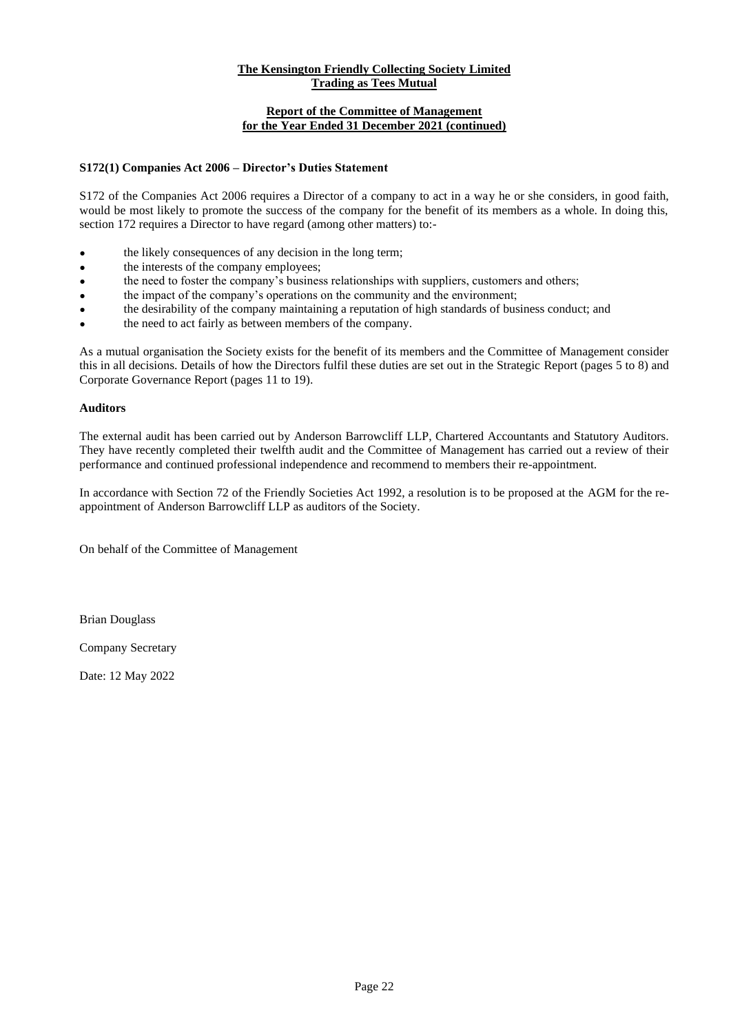**The Kensington Friendly Collecting Society Limited**
**Trading as Tees Mutual**

**Report of the Committee of Management**
**for the Year Ended 31 December 2021 (continued)**

### S172(1) Companies Act 2006 – Director's Duties Statement

S172 of the Companies Act 2006 requires a Director of a company to act in a way he or she considers, in good faith, would be most likely to promote the success of the company for the benefit of its members as a whole. In doing this, section 172 requires a Director to have regard (among other matters) to:-

- the likely consequences of any decision in the long term;
- the interests of the company employees;
- the need to foster the company's business relationships with suppliers, customers and others;
- the impact of the company's operations on the community and the environment;
- the desirability of the company maintaining a reputation of high standards of business conduct; and
- the need to act fairly as between members of the company.

As a mutual organisation the Society exists for the benefit of its members and the Committee of Management consider this in all decisions. Details of how the Directors fulfil these duties are set out in the Strategic Report (pages 5 to 8) and Corporate Governance Report (pages 11 to 19).

### Auditors

The external audit has been carried out by Anderson Barrowcliff LLP, Chartered Accountants and Statutory Auditors. They have recently completed their twelfth audit and the Committee of Management has carried out a review of their performance and continued professional independence and recommend to members their re-appointment.

In accordance with Section 72 of the Friendly Societies Act 1992, a resolution is to be proposed at the AGM for the re-appointment of Anderson Barrowcliff LLP as auditors of the Society.

On behalf of the Committee of Management

Brian Douglass

Company Secretary

Date: 12 May 2022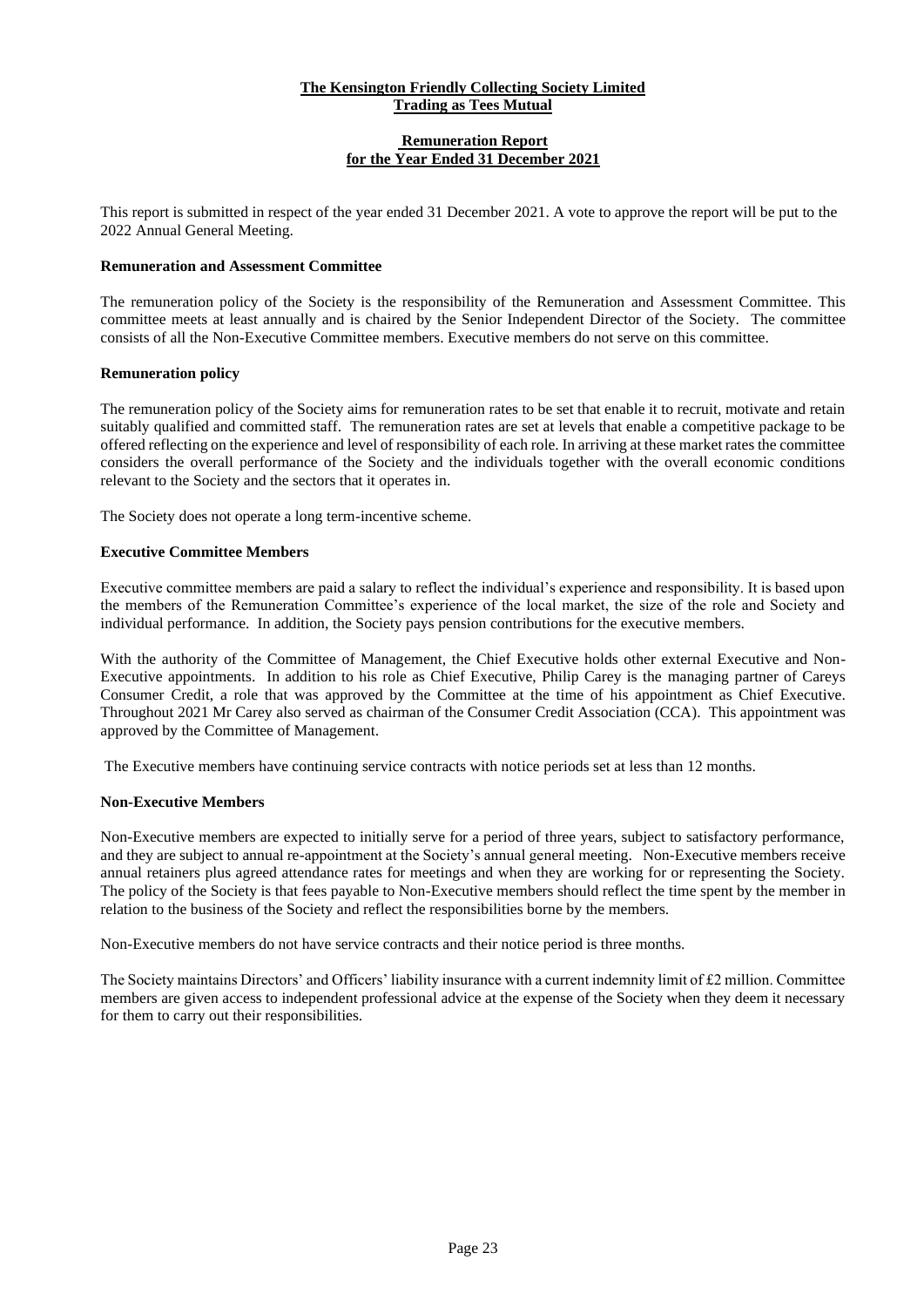**The Kensington Friendly Collecting Society Limited**
**Trading as Tees Mutual**

# Remuneration Report for the Year Ended 31 December 2021

This report is submitted in respect of the year ended 31 December 2021. A vote to approve the report will be put to the 2022 Annual General Meeting.

### Remuneration and Assessment Committee

The remuneration policy of the Society is the responsibility of the Remuneration and Assessment Committee. This committee meets at least annually and is chaired by the Senior Independent Director of the Society. The committee consists of all the Non-Executive Committee members. Executive members do not serve on this committee.

### Remuneration policy

The remuneration policy of the Society aims for remuneration rates to be set that enable it to recruit, motivate and retain suitably qualified and committed staff. The remuneration rates are set at levels that enable a competitive package to be offered reflecting on the experience and level of responsibility of each role. In arriving at these market rates the committee considers the overall performance of the Society and the individuals together with the overall economic conditions relevant to the Society and the sectors that it operates in.

The Society does not operate a long term-incentive scheme.

### Executive Committee Members

Executive committee members are paid a salary to reflect the individual's experience and responsibility. It is based upon the members of the Remuneration Committee's experience of the local market, the size of the role and Society and individual performance. In addition, the Society pays pension contributions for the executive members.

With the authority of the Committee of Management, the Chief Executive holds other external Executive and Non-Executive appointments. In addition to his role as Chief Executive, Philip Carey is the managing partner of Careys Consumer Credit, a role that was approved by the Committee at the time of his appointment as Chief Executive. Throughout 2021 Mr Carey also served as chairman of the Consumer Credit Association (CCA). This appointment was approved by the Committee of Management.

The Executive members have continuing service contracts with notice periods set at less than 12 months.

### Non-Executive Members

Non-Executive members are expected to initially serve for a period of three years, subject to satisfactory performance, and they are subject to annual re-appointment at the Society's annual general meeting. Non-Executive members receive annual retainers plus agreed attendance rates for meetings and when they are working for or representing the Society. The policy of the Society is that fees payable to Non-Executive members should reflect the time spent by the member in relation to the business of the Society and reflect the responsibilities borne by the members.

Non-Executive members do not have service contracts and their notice period is three months.

The Society maintains Directors' and Officers' liability insurance with a current indemnity limit of £2 million. Committee members are given access to independent professional advice at the expense of the Society when they deem it necessary for them to carry out their responsibilities.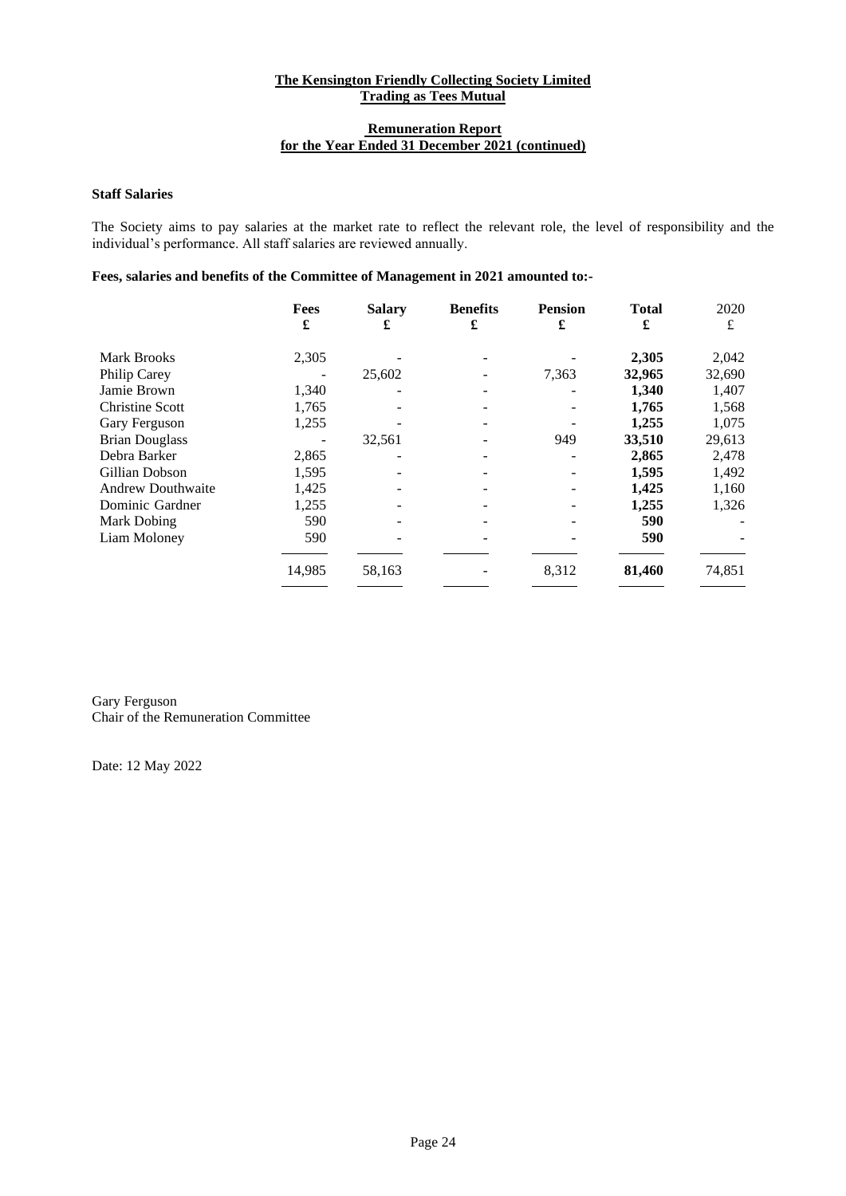**The Kensington Friendly Collecting Society Limited**
**Trading as Tees Mutual**

**Remuneration Report**
**for the Year Ended 31 December 2021 (continued)**

**Staff Salaries**

The Society aims to pay salaries at the market rate to reflect the relevant role, the level of responsibility and the individual's performance. All staff salaries are reviewed annually.

**Fees, salaries and benefits of the Committee of Management in 2021 amounted to:-**

| | Fees £ | Salary £ | Benefits £ | Pension £ | Total £ | 2020 £ |
|---|---|---|---|---|---|---|
| Mark Brooks | 2,305 | - | - | - | **2,305** | 2,042 |
| Philip Carey | - | 25,602 | - | 7,363 | **32,965** | 32,690 |
| Jamie Brown | 1,340 | - | - | - | **1,340** | 1,407 |
| Christine Scott | 1,765 | - | - | - | **1,765** | 1,568 |
| Gary Ferguson | 1,255 | - | - | - | **1,255** | 1,075 |
| Brian Douglass | - | 32,561 | - | 949 | **33,510** | 29,613 |
| Debra Barker | 2,865 | - | - | - | **2,865** | 2,478 |
| Gillian Dobson | 1,595 | - | - | - | **1,595** | 1,492 |
| Andrew Douthwaite | 1,425 | - | - | - | **1,425** | 1,160 |
| Dominic Gardner | 1,255 | - | - | - | **1,255** | 1,326 |
| Mark Dobing | 590 | - | - | - | **590** | - |
| Liam Moloney | 590 | - | - | - | **590** | - |
| | 14,985 | 58,163 | - | 8,312 | **81,460** | 74,851 |

Gary Ferguson
Chair of the Remuneration Committee

Date: 12 May 2022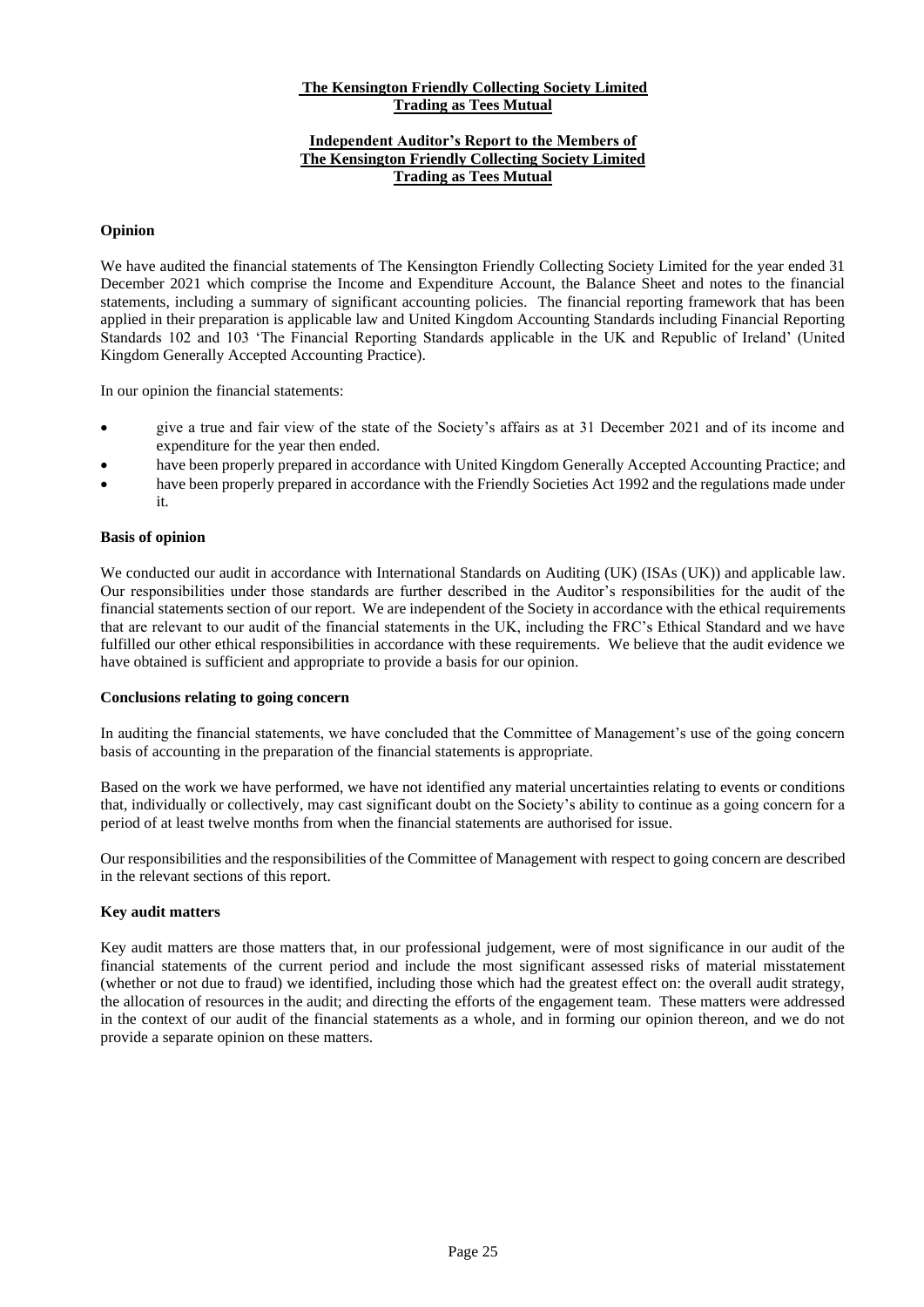**The Kensington Friendly Collecting Society Limited**
**Trading as Tees Mutual**

**Independent Auditor's Report to the Members of**
**The Kensington Friendly Collecting Society Limited**
**Trading as Tees Mutual**

**Opinion**

We have audited the financial statements of The Kensington Friendly Collecting Society Limited for the year ended 31 December 2021 which comprise the Income and Expenditure Account, the Balance Sheet and notes to the financial statements, including a summary of significant accounting policies. The financial reporting framework that has been applied in their preparation is applicable law and United Kingdom Accounting Standards including Financial Reporting Standards 102 and 103 'The Financial Reporting Standards applicable in the UK and Republic of Ireland' (United Kingdom Generally Accepted Accounting Practice).

In our opinion the financial statements:

- give a true and fair view of the state of the Society's affairs as at 31 December 2021 and of its income and expenditure for the year then ended.
- have been properly prepared in accordance with United Kingdom Generally Accepted Accounting Practice; and
- have been properly prepared in accordance with the Friendly Societies Act 1992 and the regulations made under it.

**Basis of opinion**

We conducted our audit in accordance with International Standards on Auditing (UK) (ISAs (UK)) and applicable law. Our responsibilities under those standards are further described in the Auditor's responsibilities for the audit of the financial statements section of our report. We are independent of the Society in accordance with the ethical requirements that are relevant to our audit of the financial statements in the UK, including the FRC's Ethical Standard and we have fulfilled our other ethical responsibilities in accordance with these requirements. We believe that the audit evidence we have obtained is sufficient and appropriate to provide a basis for our opinion.

**Conclusions relating to going concern**

In auditing the financial statements, we have concluded that the Committee of Management's use of the going concern basis of accounting in the preparation of the financial statements is appropriate.

Based on the work we have performed, we have not identified any material uncertainties relating to events or conditions that, individually or collectively, may cast significant doubt on the Society's ability to continue as a going concern for a period of at least twelve months from when the financial statements are authorised for issue.

Our responsibilities and the responsibilities of the Committee of Management with respect to going concern are described in the relevant sections of this report.

**Key audit matters**

Key audit matters are those matters that, in our professional judgement, were of most significance in our audit of the financial statements of the current period and include the most significant assessed risks of material misstatement (whether or not due to fraud) we identified, including those which had the greatest effect on: the overall audit strategy, the allocation of resources in the audit; and directing the efforts of the engagement team. These matters were addressed in the context of our audit of the financial statements as a whole, and in forming our opinion thereon, and we do not provide a separate opinion on these matters.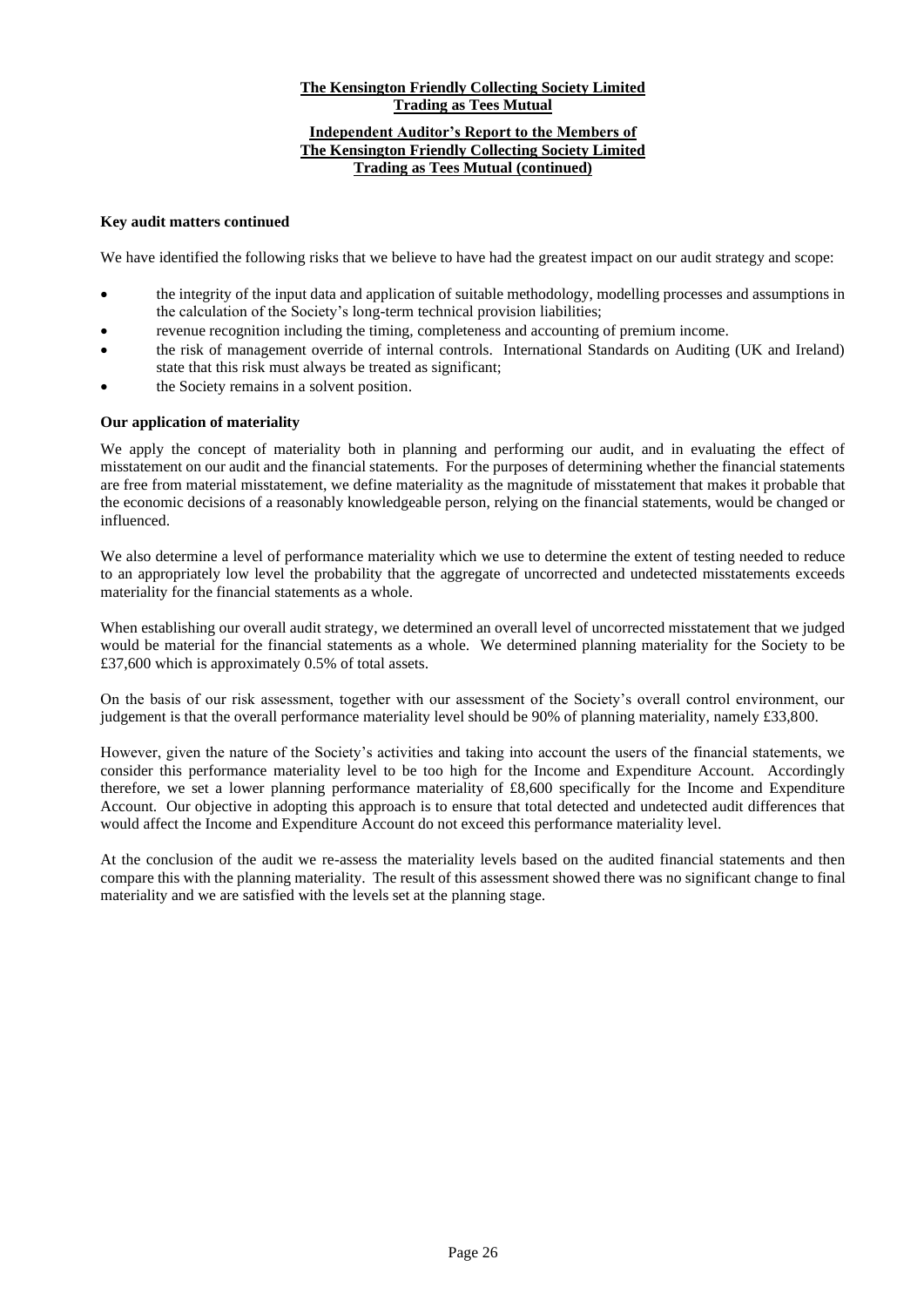**Key audit matters continued**

We have identified the following risks that we believe to have had the greatest impact on our audit strategy and scope:

- the integrity of the input data and application of suitable methodology, modelling processes and assumptions in the calculation of the Society's long-term technical provision liabilities;
- revenue recognition including the timing, completeness and accounting of premium income.
- the risk of management override of internal controls. International Standards on Auditing (UK and Ireland) state that this risk must always be treated as significant;
- the Society remains in a solvent position.

**Our application of materiality**

We apply the concept of materiality both in planning and performing our audit, and in evaluating the effect of misstatement on our audit and the financial statements. For the purposes of determining whether the financial statements are free from material misstatement, we define materiality as the magnitude of misstatement that makes it probable that the economic decisions of a reasonably knowledgeable person, relying on the financial statements, would be changed or influenced.

We also determine a level of performance materiality which we use to determine the extent of testing needed to reduce to an appropriately low level the probability that the aggregate of uncorrected and undetected misstatements exceeds materiality for the financial statements as a whole.

When establishing our overall audit strategy, we determined an overall level of uncorrected misstatement that we judged would be material for the financial statements as a whole. We determined planning materiality for the Society to be £37,600 which is approximately 0.5% of total assets.

On the basis of our risk assessment, together with our assessment of the Society's overall control environment, our judgement is that the overall performance materiality level should be 90% of planning materiality, namely £33,800.

However, given the nature of the Society's activities and taking into account the users of the financial statements, we consider this performance materiality level to be too high for the Income and Expenditure Account. Accordingly therefore, we set a lower planning performance materiality of £8,600 specifically for the Income and Expenditure Account. Our objective in adopting this approach is to ensure that total detected and undetected audit differences that would affect the Income and Expenditure Account do not exceed this performance materiality level.

At the conclusion of the audit we re-assess the materiality levels based on the audited financial statements and then compare this with the planning materiality. The result of this assessment showed there was no significant change to final materiality and we are satisfied with the levels set at the planning stage.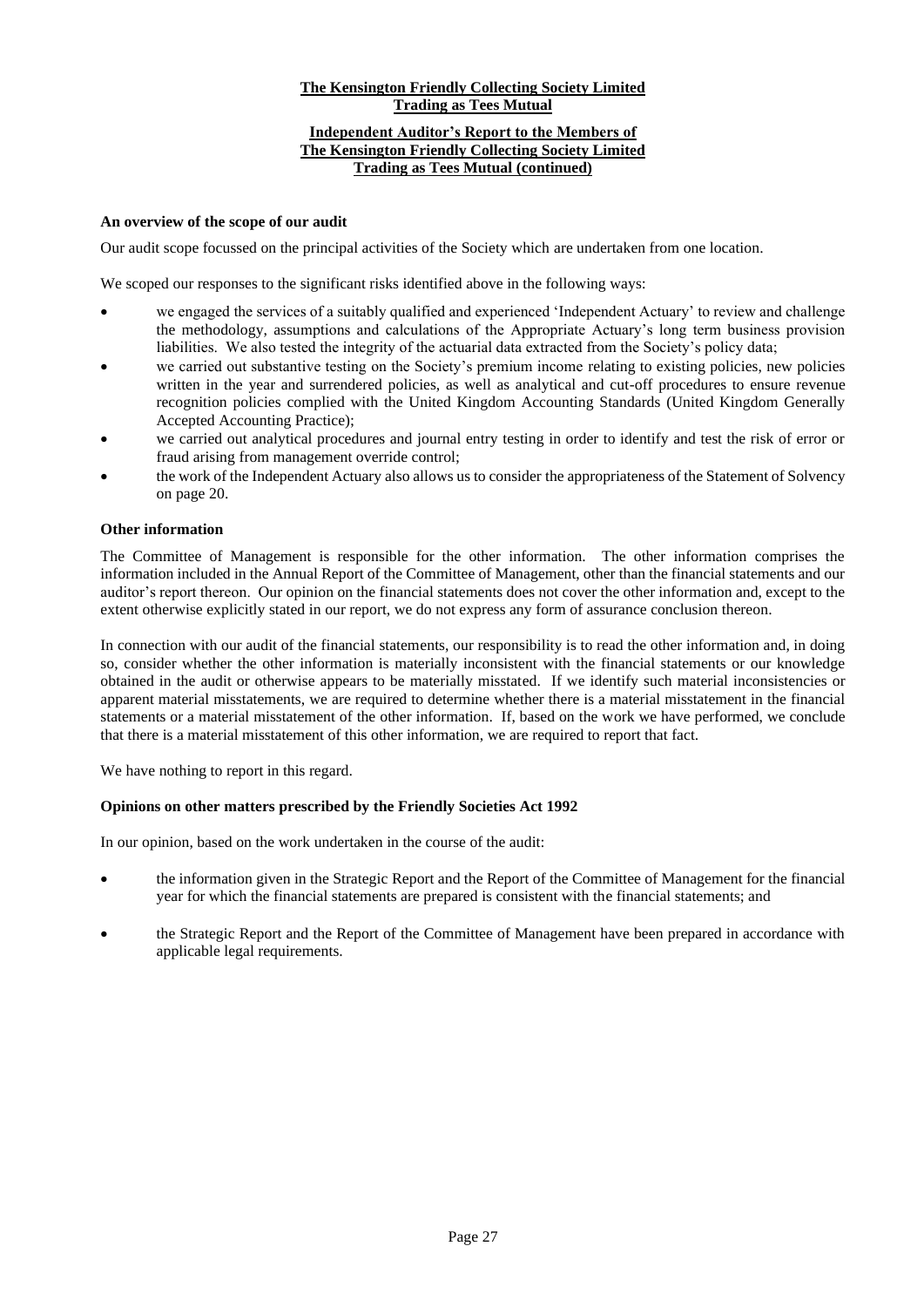**The Kensington Friendly Collecting Society Limited**
**Trading as Tees Mutual**

**Independent Auditor's Report to the Members of**
**The Kensington Friendly Collecting Society Limited**
**Trading as Tees Mutual (continued)**

**An overview of the scope of our audit**

Our audit scope focussed on the principal activities of the Society which are undertaken from one location.

We scoped our responses to the significant risks identified above in the following ways:

- we engaged the services of a suitably qualified and experienced 'Independent Actuary' to review and challenge the methodology, assumptions and calculations of the Appropriate Actuary's long term business provision liabilities. We also tested the integrity of the actuarial data extracted from the Society's policy data;
- we carried out substantive testing on the Society's premium income relating to existing policies, new policies written in the year and surrendered policies, as well as analytical and cut-off procedures to ensure revenue recognition policies complied with the United Kingdom Accounting Standards (United Kingdom Generally Accepted Accounting Practice);
- we carried out analytical procedures and journal entry testing in order to identify and test the risk of error or fraud arising from management override control;
- the work of the Independent Actuary also allows us to consider the appropriateness of the Statement of Solvency on page 20.

**Other information**

The Committee of Management is responsible for the other information. The other information comprises the information included in the Annual Report of the Committee of Management, other than the financial statements and our auditor's report thereon. Our opinion on the financial statements does not cover the other information and, except to the extent otherwise explicitly stated in our report, we do not express any form of assurance conclusion thereon.

In connection with our audit of the financial statements, our responsibility is to read the other information and, in doing so, consider whether the other information is materially inconsistent with the financial statements or our knowledge obtained in the audit or otherwise appears to be materially misstated. If we identify such material inconsistencies or apparent material misstatements, we are required to determine whether there is a material misstatement in the financial statements or a material misstatement of the other information. If, based on the work we have performed, we conclude that there is a material misstatement of this other information, we are required to report that fact.

We have nothing to report in this regard.

**Opinions on other matters prescribed by the Friendly Societies Act 1992**

In our opinion, based on the work undertaken in the course of the audit:

- the information given in the Strategic Report and the Report of the Committee of Management for the financial year for which the financial statements are prepared is consistent with the financial statements; and
- the Strategic Report and the Report of the Committee of Management have been prepared in accordance with applicable legal requirements.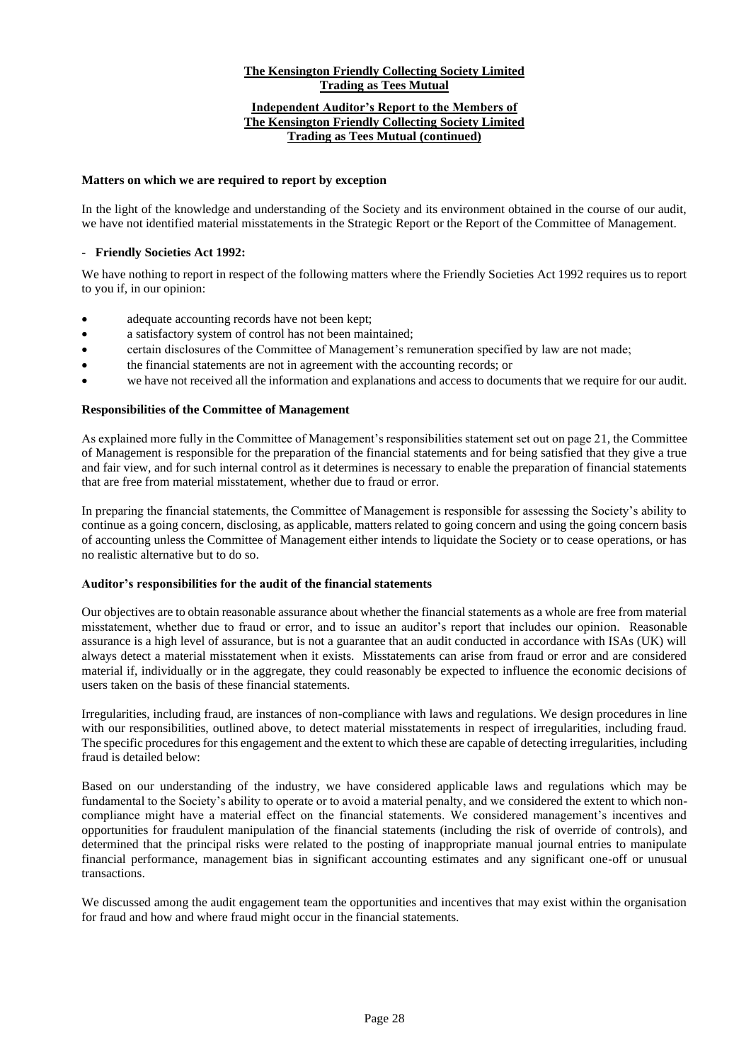## Matters on which we are required to report by exception

In the light of the knowledge and understanding of the Society and its environment obtained in the course of our audit, we have not identified material misstatements in the Strategic Report or the Report of the Committee of Management.

- **Friendly Societies Act 1992:**

We have nothing to report in respect of the following matters where the Friendly Societies Act 1992 requires us to report to you if, in our opinion:

- adequate accounting records have not been kept;
- a satisfactory system of control has not been maintained;
- certain disclosures of the Committee of Management's remuneration specified by law are not made;
- the financial statements are not in agreement with the accounting records; or
- we have not received all the information and explanations and access to documents that we require for our audit.

## Responsibilities of the Committee of Management

As explained more fully in the Committee of Management's responsibilities statement set out on page 21, the Committee of Management is responsible for the preparation of the financial statements and for being satisfied that they give a true and fair view, and for such internal control as it determines is necessary to enable the preparation of financial statements that are free from material misstatement, whether due to fraud or error.

In preparing the financial statements, the Committee of Management is responsible for assessing the Society's ability to continue as a going concern, disclosing, as applicable, matters related to going concern and using the going concern basis of accounting unless the Committee of Management either intends to liquidate the Society or to cease operations, or has no realistic alternative but to do so.

## Auditor's responsibilities for the audit of the financial statements

Our objectives are to obtain reasonable assurance about whether the financial statements as a whole are free from material misstatement, whether due to fraud or error, and to issue an auditor's report that includes our opinion. Reasonable assurance is a high level of assurance, but is not a guarantee that an audit conducted in accordance with ISAs (UK) will always detect a material misstatement when it exists. Misstatements can arise from fraud or error and are considered material if, individually or in the aggregate, they could reasonably be expected to influence the economic decisions of users taken on the basis of these financial statements.

Irregularities, including fraud, are instances of non-compliance with laws and regulations. We design procedures in line with our responsibilities, outlined above, to detect material misstatements in respect of irregularities, including fraud. The specific procedures for this engagement and the extent to which these are capable of detecting irregularities, including fraud is detailed below:

Based on our understanding of the industry, we have considered applicable laws and regulations which may be fundamental to the Society's ability to operate or to avoid a material penalty, and we considered the extent to which non-compliance might have a material effect on the financial statements. We considered management's incentives and opportunities for fraudulent manipulation of the financial statements (including the risk of override of controls), and determined that the principal risks were related to the posting of inappropriate manual journal entries to manipulate financial performance, management bias in significant accounting estimates and any significant one-off or unusual transactions.

We discussed among the audit engagement team the opportunities and incentives that may exist within the organisation for fraud and how and where fraud might occur in the financial statements.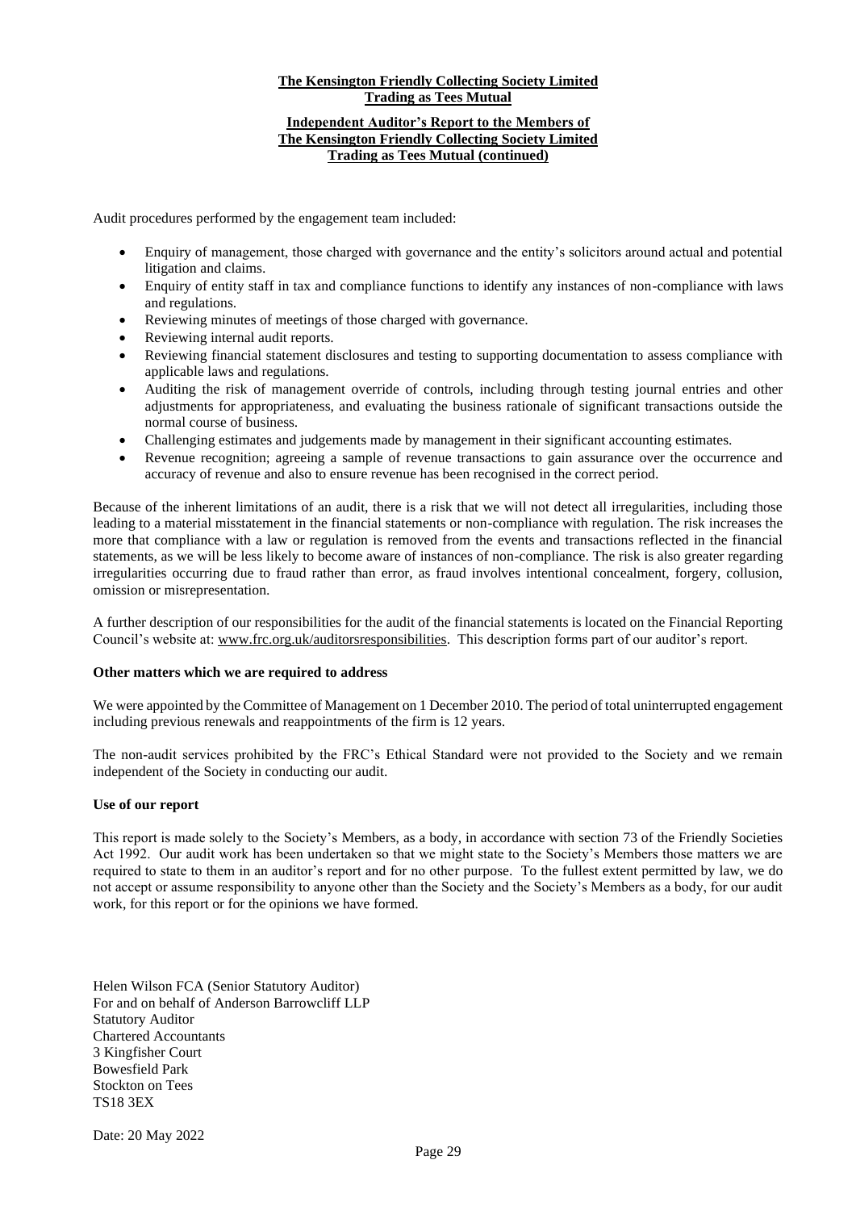Audit procedures performed by the engagement team included:

- Enquiry of management, those charged with governance and the entity's solicitors around actual and potential litigation and claims.
- Enquiry of entity staff in tax and compliance functions to identify any instances of non-compliance with laws and regulations.
- Reviewing minutes of meetings of those charged with governance.
- Reviewing internal audit reports.
- Reviewing financial statement disclosures and testing to supporting documentation to assess compliance with applicable laws and regulations.
- Auditing the risk of management override of controls, including through testing journal entries and other adjustments for appropriateness, and evaluating the business rationale of significant transactions outside the normal course of business.
- Challenging estimates and judgements made by management in their significant accounting estimates.
- Revenue recognition; agreeing a sample of revenue transactions to gain assurance over the occurrence and accuracy of revenue and also to ensure revenue has been recognised in the correct period.

Because of the inherent limitations of an audit, there is a risk that we will not detect all irregularities, including those leading to a material misstatement in the financial statements or non-compliance with regulation. The risk increases the more that compliance with a law or regulation is removed from the events and transactions reflected in the financial statements, as we will be less likely to become aware of instances of non-compliance. The risk is also greater regarding irregularities occurring due to fraud rather than error, as fraud involves intentional concealment, forgery, collusion, omission or misrepresentation.

A further description of our responsibilities for the audit of the financial statements is located on the Financial Reporting Council's website at: www.frc.org.uk/auditorsresponsibilities. This description forms part of our auditor's report.

**Other matters which we are required to address**

We were appointed by the Committee of Management on 1 December 2010. The period of total uninterrupted engagement including previous renewals and reappointments of the firm is 12 years.

The non-audit services prohibited by the FRC's Ethical Standard were not provided to the Society and we remain independent of the Society in conducting our audit.

**Use of our report**

This report is made solely to the Society's Members, as a body, in accordance with section 73 of the Friendly Societies Act 1992. Our audit work has been undertaken so that we might state to the Society's Members those matters we are required to state to them in an auditor's report and for no other purpose. To the fullest extent permitted by law, we do not accept or assume responsibility to anyone other than the Society and the Society's Members as a body, for our audit work, for this report or for the opinions we have formed.

Helen Wilson FCA (Senior Statutory Auditor)
For and on behalf of Anderson Barrowcliff LLP
Statutory Auditor
Chartered Accountants
3 Kingfisher Court
Bowesfield Park
Stockton on Tees
TS18 3EX

Date: 20 May 2022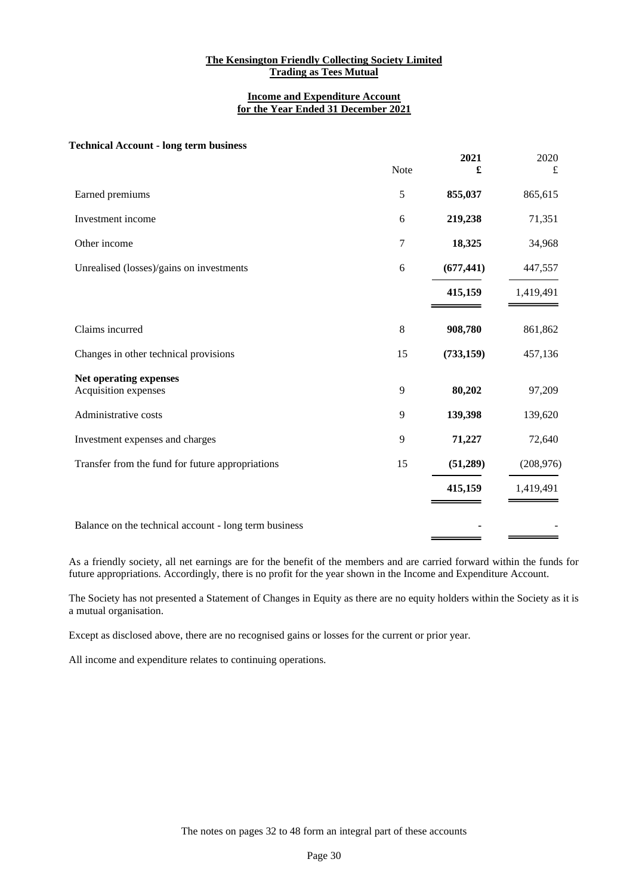**The Kensington Friendly Collecting Society Limited**
**Trading as Tees Mutual**

**Income and Expenditure Account**
**for the Year Ended 31 December 2021**

**Technical Account - long term business**

| | Note | **2021** **£** | 2020 £ |
|---|---|---|---|
| Earned premiums | 5 | **855,037** | 865,615 |
| Investment income | 6 | **219,238** | 71,351 |
| Other income | 7 | **18,325** | 34,968 |
| Unrealised (losses)/gains on investments | 6 | **(677,441)** | 447,557 |
| | | **415,159** | 1,419,491 |
| Claims incurred | 8 | **908,780** | 861,862 |
| Changes in other technical provisions | 15 | **(733,159)** | 457,136 |
| **Net operating expenses** | | | |
| Acquisition expenses | 9 | **80,202** | 97,209 |
| Administrative costs | 9 | **139,398** | 139,620 |
| Investment expenses and charges | 9 | **71,227** | 72,640 |
| Transfer from the fund for future appropriations | 15 | **(51,289)** | (208,976) |
| | | **415,159** | 1,419,491 |
| Balance on the technical account - long term business | | **-** | - |

As a friendly society, all net earnings are for the benefit of the members and are carried forward within the funds for future appropriations. Accordingly, there is no profit for the year shown in the Income and Expenditure Account.

The Society has not presented a Statement of Changes in Equity as there are no equity holders within the Society as it is a mutual organisation.

Except as disclosed above, there are no recognised gains or losses for the current or prior year.

All income and expenditure relates to continuing operations.

The notes on pages 32 to 48 form an integral part of these accounts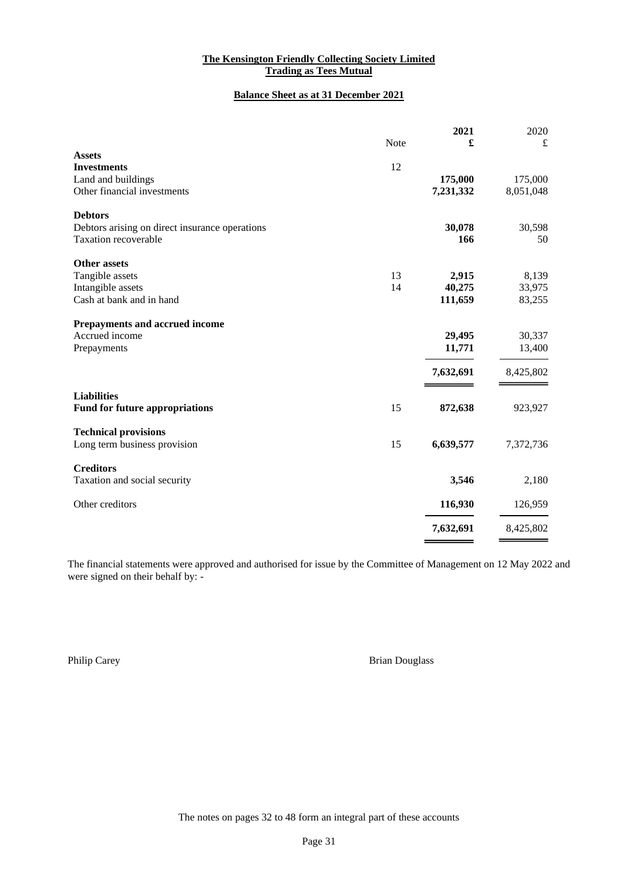**The Kensington Friendly Collecting Society Limited**
**Trading as Tees Mutual**

## Balance Sheet as at 31 December 2021

| | Note | **2021** **£** | 2020 £ |
|---|---|---|---|
| **Assets** | | | |
| **Investments** | 12 | | |
| Land and buildings | | **175,000** | 175,000 |
| Other financial investments | | **7,231,332** | 8,051,048 |
| **Debtors** | | | |
| Debtors arising on direct insurance operations | | **30,078** | 30,598 |
| Taxation recoverable | | **166** | 50 |
| **Other assets** | | | |
| Tangible assets | 13 | **2,915** | 8,139 |
| Intangible assets | 14 | **40,275** | 33,975 |
| Cash at bank and in hand | | **111,659** | 83,255 |
| **Prepayments and accrued income** | | | |
| Accrued income | | **29,495** | 30,337 |
| Prepayments | | **11,771** | 13,400 |
| | | **7,632,691** | 8,425,802 |
| **Liabilities** | | | |
| **Fund for future appropriations** | 15 | **872,638** | 923,927 |
| **Technical provisions** | | | |
| Long term business provision | 15 | **6,639,577** | 7,372,736 |
| **Creditors** | | | |
| Taxation and social security | | **3,546** | 2,180 |
| Other creditors | | **116,930** | 126,959 |
| | | **7,632,691** | 8,425,802 |

The financial statements were approved and authorised for issue by the Committee of Management on 12 May 2022 and were signed on their behalf by: -

Philip Carey

Brian Douglass

The notes on pages 32 to 48 form an integral part of these accounts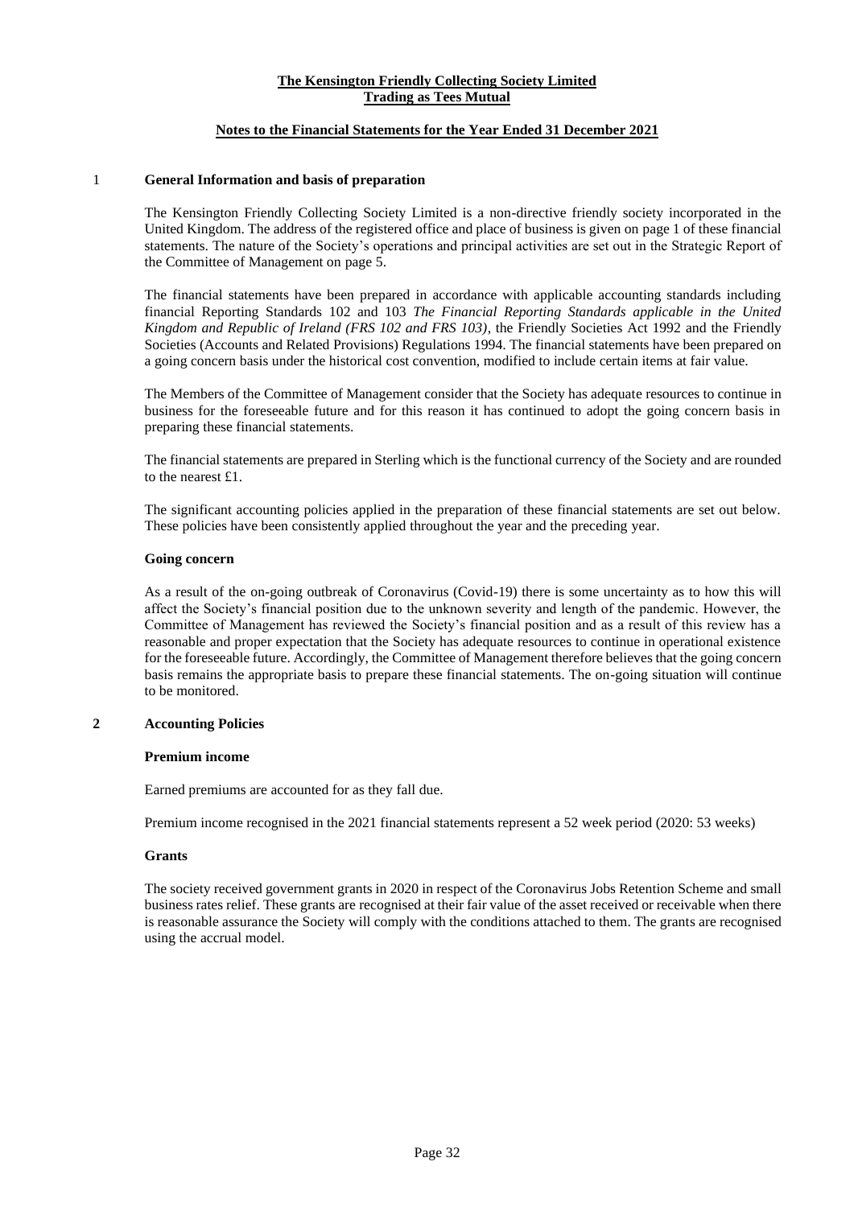**The Kensington Friendly Collecting Society Limited**
**Trading as Tees Mutual**

**Notes to the Financial Statements for the Year Ended 31 December 2021**

## 1 General Information and basis of preparation

The Kensington Friendly Collecting Society Limited is a non-directive friendly society incorporated in the United Kingdom. The address of the registered office and place of business is given on page 1 of these financial statements. The nature of the Society's operations and principal activities are set out in the Strategic Report of the Committee of Management on page 5.

The financial statements have been prepared in accordance with applicable accounting standards including financial Reporting Standards 102 and 103 *The Financial Reporting Standards applicable in the United Kingdom and Republic of Ireland (FRS 102 and FRS 103)*, the Friendly Societies Act 1992 and the Friendly Societies (Accounts and Related Provisions) Regulations 1994. The financial statements have been prepared on a going concern basis under the historical cost convention, modified to include certain items at fair value.

The Members of the Committee of Management consider that the Society has adequate resources to continue in business for the foreseeable future and for this reason it has continued to adopt the going concern basis in preparing these financial statements.

The financial statements are prepared in Sterling which is the functional currency of the Society and are rounded to the nearest £1.

The significant accounting policies applied in the preparation of these financial statements are set out below. These policies have been consistently applied throughout the year and the preceding year.

### Going concern

As a result of the on-going outbreak of Coronavirus (Covid-19) there is some uncertainty as to how this will affect the Society's financial position due to the unknown severity and length of the pandemic. However, the Committee of Management has reviewed the Society's financial position and as a result of this review has a reasonable and proper expectation that the Society has adequate resources to continue in operational existence for the foreseeable future. Accordingly, the Committee of Management therefore believes that the going concern basis remains the appropriate basis to prepare these financial statements. The on-going situation will continue to be monitored.

## 2 Accounting Policies

### Premium income

Earned premiums are accounted for as they fall due.

Premium income recognised in the 2021 financial statements represent a 52 week period (2020: 53 weeks)

### Grants

The society received government grants in 2020 in respect of the Coronavirus Jobs Retention Scheme and small business rates relief. These grants are recognised at their fair value of the asset received or receivable when there is reasonable assurance the Society will comply with the conditions attached to them. The grants are recognised using the accrual model.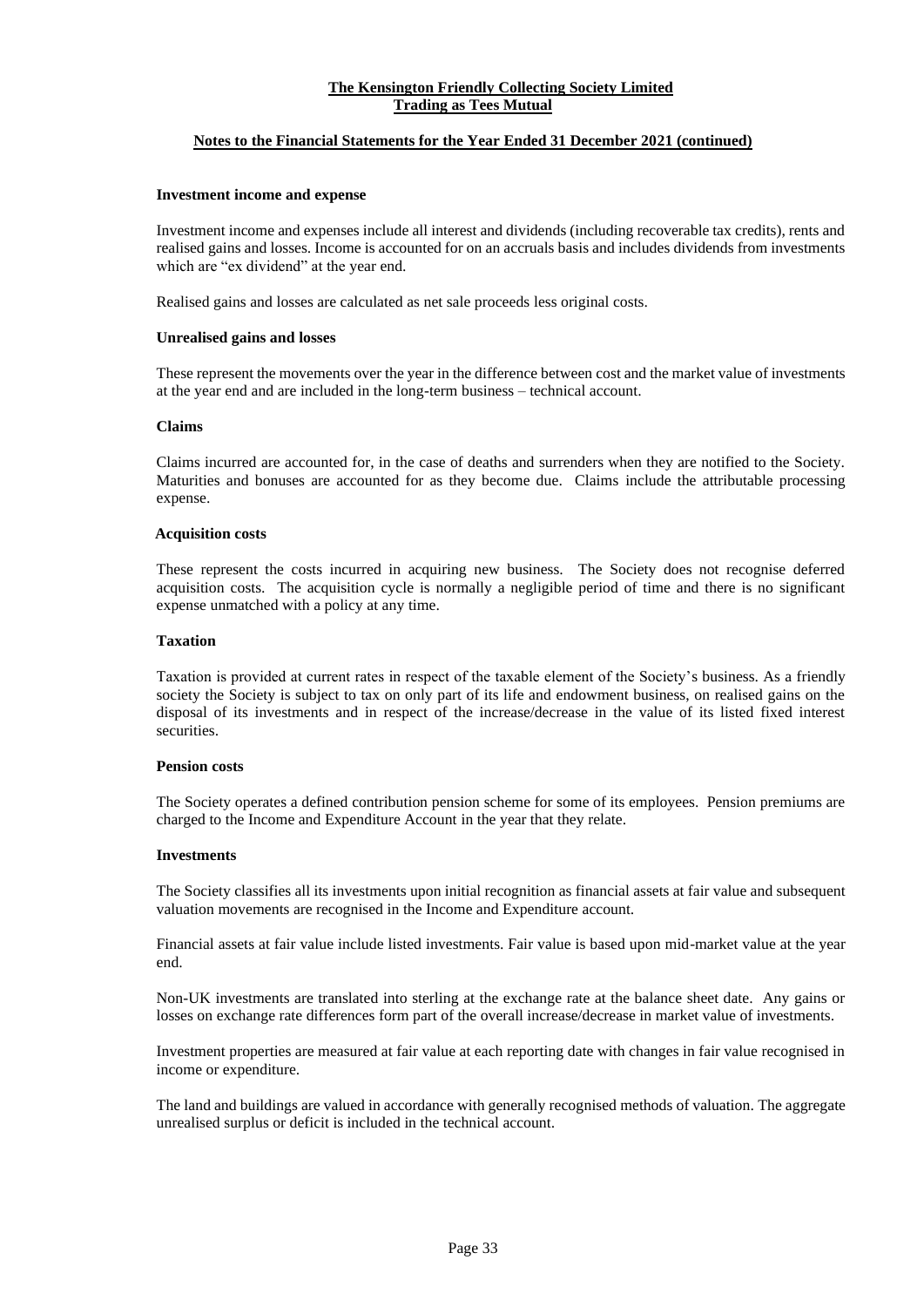**Investment income and expense**

Investment income and expenses include all interest and dividends (including recoverable tax credits), rents and realised gains and losses. Income is accounted for on an accruals basis and includes dividends from investments which are "ex dividend" at the year end.

Realised gains and losses are calculated as net sale proceeds less original costs.

**Unrealised gains and losses**

These represent the movements over the year in the difference between cost and the market value of investments at the year end and are included in the long-term business – technical account.

**Claims**

Claims incurred are accounted for, in the case of deaths and surrenders when they are notified to the Society. Maturities and bonuses are accounted for as they become due. Claims include the attributable processing expense.

**Acquisition costs**

These represent the costs incurred in acquiring new business. The Society does not recognise deferred acquisition costs. The acquisition cycle is normally a negligible period of time and there is no significant expense unmatched with a policy at any time.

**Taxation**

Taxation is provided at current rates in respect of the taxable element of the Society's business. As a friendly society the Society is subject to tax on only part of its life and endowment business, on realised gains on the disposal of its investments and in respect of the increase/decrease in the value of its listed fixed interest securities.

**Pension costs**

The Society operates a defined contribution pension scheme for some of its employees. Pension premiums are charged to the Income and Expenditure Account in the year that they relate.

**Investments**

The Society classifies all its investments upon initial recognition as financial assets at fair value and subsequent valuation movements are recognised in the Income and Expenditure account.

Financial assets at fair value include listed investments. Fair value is based upon mid-market value at the year end.

Non-UK investments are translated into sterling at the exchange rate at the balance sheet date. Any gains or losses on exchange rate differences form part of the overall increase/decrease in market value of investments.

Investment properties are measured at fair value at each reporting date with changes in fair value recognised in income or expenditure.

The land and buildings are valued in accordance with generally recognised methods of valuation. The aggregate unrealised surplus or deficit is included in the technical account.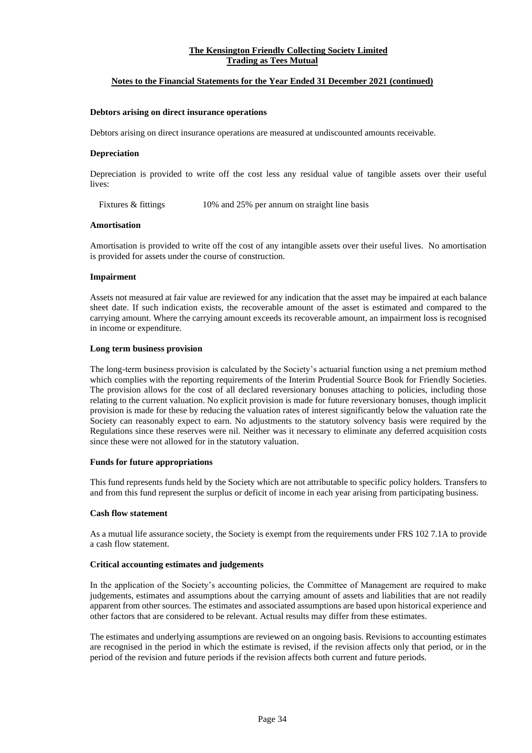**Debtors arising on direct insurance operations**

Debtors arising on direct insurance operations are measured at undiscounted amounts receivable.

**Depreciation**

Depreciation is provided to write off the cost less any residual value of tangible assets over their useful lives:

| | |
|---|---|
| Fixtures & fittings | 10% and 25% per annum on straight line basis |

**Amortisation**

Amortisation is provided to write off the cost of any intangible assets over their useful lives. No amortisation is provided for assets under the course of construction.

**Impairment**

Assets not measured at fair value are reviewed for any indication that the asset may be impaired at each balance sheet date. If such indication exists, the recoverable amount of the asset is estimated and compared to the carrying amount. Where the carrying amount exceeds its recoverable amount, an impairment loss is recognised in income or expenditure.

**Long term business provision**

The long-term business provision is calculated by the Society's actuarial function using a net premium method which complies with the reporting requirements of the Interim Prudential Source Book for Friendly Societies. The provision allows for the cost of all declared reversionary bonuses attaching to policies, including those relating to the current valuation. No explicit provision is made for future reversionary bonuses, though implicit provision is made for these by reducing the valuation rates of interest significantly below the valuation rate the Society can reasonably expect to earn. No adjustments to the statutory solvency basis were required by the Regulations since these reserves were nil. Neither was it necessary to eliminate any deferred acquisition costs since these were not allowed for in the statutory valuation.

**Funds for future appropriations**

This fund represents funds held by the Society which are not attributable to specific policy holders. Transfers to and from this fund represent the surplus or deficit of income in each year arising from participating business.

**Cash flow statement**

As a mutual life assurance society, the Society is exempt from the requirements under FRS 102 7.1A to provide a cash flow statement.

**Critical accounting estimates and judgements**

In the application of the Society's accounting policies, the Committee of Management are required to make judgements, estimates and assumptions about the carrying amount of assets and liabilities that are not readily apparent from other sources. The estimates and associated assumptions are based upon historical experience and other factors that are considered to be relevant. Actual results may differ from these estimates.

The estimates and underlying assumptions are reviewed on an ongoing basis. Revisions to accounting estimates are recognised in the period in which the estimate is revised, if the revision affects only that period, or in the period of the revision and future periods if the revision affects both current and future periods.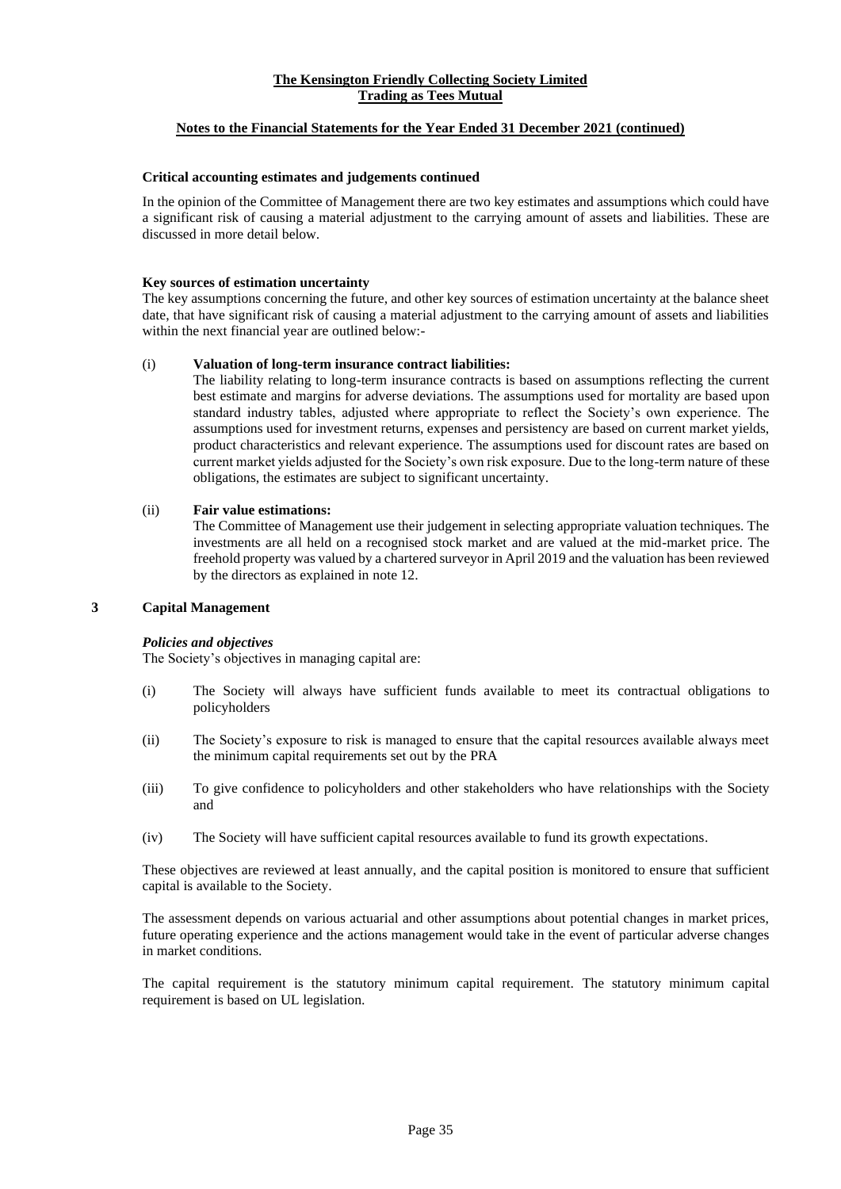**The Kensington Friendly Collecting Society Limited**
**Trading as Tees Mutual**

**Notes to the Financial Statements for the Year Ended 31 December 2021 (continued)**

**Critical accounting estimates and judgements continued**

In the opinion of the Committee of Management there are two key estimates and assumptions which could have a significant risk of causing a material adjustment to the carrying amount of assets and liabilities. These are discussed in more detail below.

**Key sources of estimation uncertainty**

The key assumptions concerning the future, and other key sources of estimation uncertainty at the balance sheet date, that have significant risk of causing a material adjustment to the carrying amount of assets and liabilities within the next financial year are outlined below:-

(i) **Valuation of long-term insurance contract liabilities:**
The liability relating to long-term insurance contracts is based on assumptions reflecting the current best estimate and margins for adverse deviations. The assumptions used for mortality are based upon standard industry tables, adjusted where appropriate to reflect the Society's own experience. The assumptions used for investment returns, expenses and persistency are based on current market yields, product characteristics and relevant experience. The assumptions used for discount rates are based on current market yields adjusted for the Society's own risk exposure. Due to the long-term nature of these obligations, the estimates are subject to significant uncertainty.

(ii) **Fair value estimations:**
The Committee of Management use their judgement in selecting appropriate valuation techniques. The investments are all held on a recognised stock market and are valued at the mid-market price. The freehold property was valued by a chartered surveyor in April 2019 and the valuation has been reviewed by the directors as explained in note 12.

## 3 Capital Management

***Policies and objectives***

The Society's objectives in managing capital are:

(i) The Society will always have sufficient funds available to meet its contractual obligations to policyholders

(ii) The Society's exposure to risk is managed to ensure that the capital resources available always meet the minimum capital requirements set out by the PRA

(iii) To give confidence to policyholders and other stakeholders who have relationships with the Society and

(iv) The Society will have sufficient capital resources available to fund its growth expectations.

These objectives are reviewed at least annually, and the capital position is monitored to ensure that sufficient capital is available to the Society.

The assessment depends on various actuarial and other assumptions about potential changes in market prices, future operating experience and the actions management would take in the event of particular adverse changes in market conditions.

The capital requirement is the statutory minimum capital requirement. The statutory minimum capital requirement is based on UL legislation.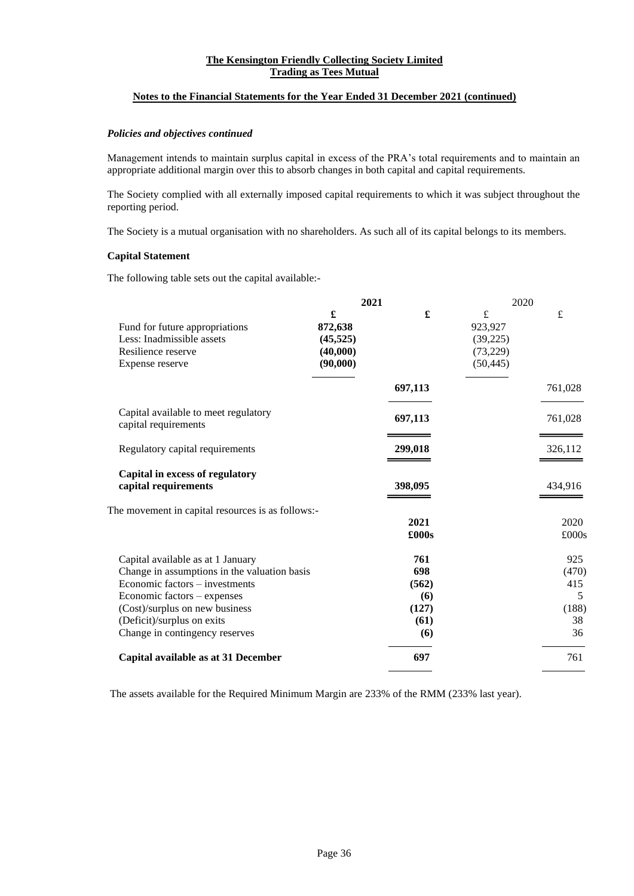**Notes to the Financial Statements for the Year Ended 31 December 2021 (continued)**

***Policies and objectives continued***

Management intends to maintain surplus capital in excess of the PRA's total requirements and to maintain an appropriate additional margin over this to absorb changes in both capital and capital requirements.

The Society complied with all externally imposed capital requirements to which it was subject throughout the reporting period.

The Society is a mutual organisation with no shareholders. As such all of its capital belongs to its members.

**Capital Statement**

The following table sets out the capital available:-

| | **2021** | | 2020 | |
|---|---|---|---|---|
| | **£** | **£** | £ | £ |
| Fund for future appropriations | **872,638** | | 923,927 | |
| Less: Inadmissible assets | **(45,525)** | | (39,225) | |
| Resilience reserve | **(40,000)** | | (73,229) | |
| Expense reserve | **(90,000)** | | (50,445) | |
| | | **697,113** | | 761,028 |
| Capital available to meet regulatory capital requirements | | **697,113** | | 761,028 |
| Regulatory capital requirements | | **299,018** | | 326,112 |
| **Capital in excess of regulatory capital requirements** | | **398,095** | | 434,916 |

The movement in capital resources is as follows:-

| | **2021** | 2020 |
|---|---|---|
| | **£000s** | £000s |
| Capital available as at 1 January | **761** | 925 |
| Change in assumptions in the valuation basis | **698** | (470) |
| Economic factors – investments | **(562)** | 415 |
| Economic factors – expenses | **(6)** | 5 |
| (Cost)/surplus on new business | **(127)** | (188) |
| (Deficit)/surplus on exits | **(61)** | 38 |
| Change in contingency reserves | **(6)** | 36 |
| **Capital available as at 31 December** | **697** | 761 |

The assets available for the Required Minimum Margin are 233% of the RMM (233% last year).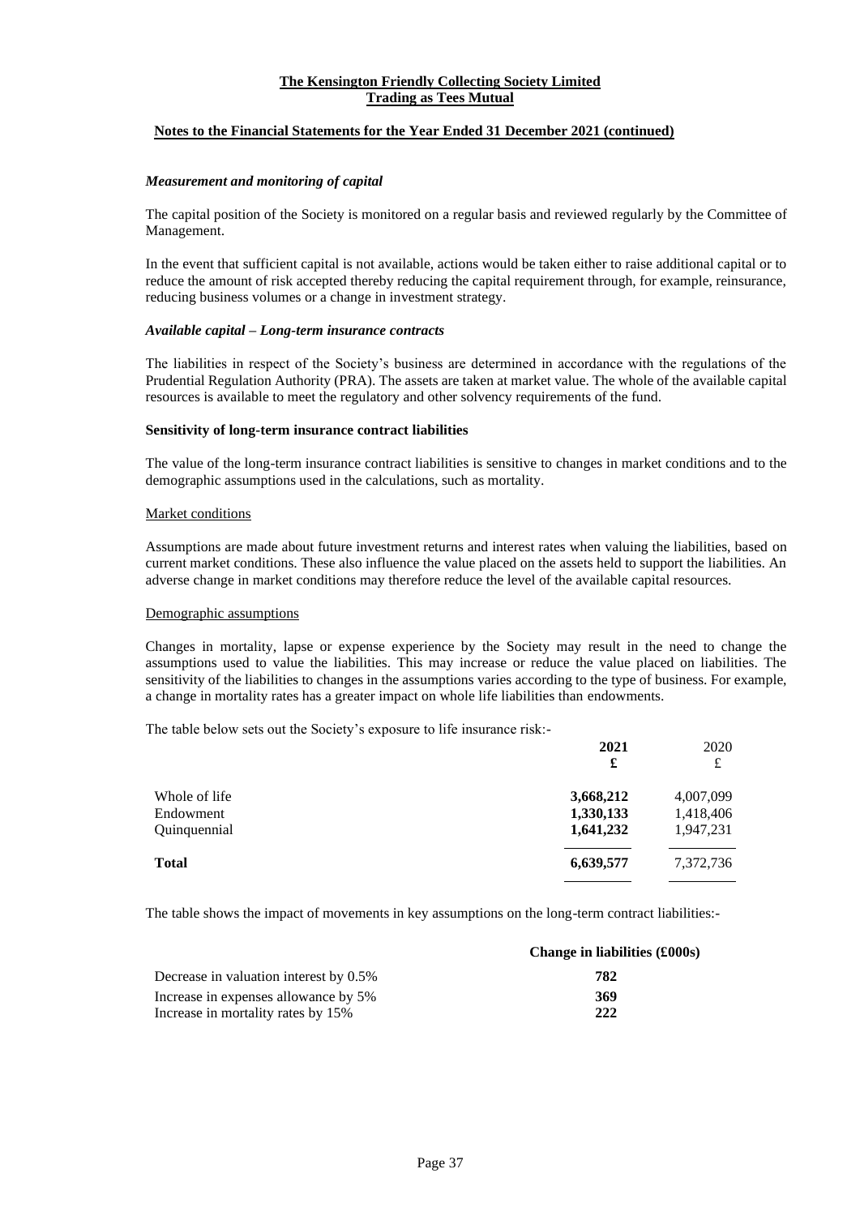### Measurement and monitoring of capital

The capital position of the Society is monitored on a regular basis and reviewed regularly by the Committee of Management.

In the event that sufficient capital is not available, actions would be taken either to raise additional capital or to reduce the amount of risk accepted thereby reducing the capital requirement through, for example, reinsurance, reducing business volumes or a change in investment strategy.

### Available capital – Long-term insurance contracts

The liabilities in respect of the Society's business are determined in accordance with the regulations of the Prudential Regulation Authority (PRA). The assets are taken at market value. The whole of the available capital resources is available to meet the regulatory and other solvency requirements of the fund.

## Sensitivity of long-term insurance contract liabilities

The value of the long-term insurance contract liabilities is sensitive to changes in market conditions and to the demographic assumptions used in the calculations, such as mortality.

Market conditions

Assumptions are made about future investment returns and interest rates when valuing the liabilities, based on current market conditions. These also influence the value placed on the assets held to support the liabilities. An adverse change in market conditions may therefore reduce the level of the available capital resources.

Demographic assumptions

Changes in mortality, lapse or expense experience by the Society may result in the need to change the assumptions used to value the liabilities. This may increase or reduce the value placed on liabilities. The sensitivity of the liabilities to changes in the assumptions varies according to the type of business. For example, a change in mortality rates has a greater impact on whole life liabilities than endowments.

The table below sets out the Society's exposure to life insurance risk:-

| | **2021** | 2020 |
|---|---|---|
| | **£** | £ |
| Whole of life | **3,668,212** | 4,007,099 |
| Endowment | **1,330,133** | 1,418,406 |
| Quinquennial | **1,641,232** | 1,947,231 |
| **Total** | **6,639,577** | 7,372,736 |

The table shows the impact of movements in key assumptions on the long-term contract liabilities:-

| | **Change in liabilities (£000s)** |
|---|---|
| Decrease in valuation interest by 0.5% | **782** |
| Increase in expenses allowance by 5% | **369** |
| Increase in mortality rates by 15% | **222** |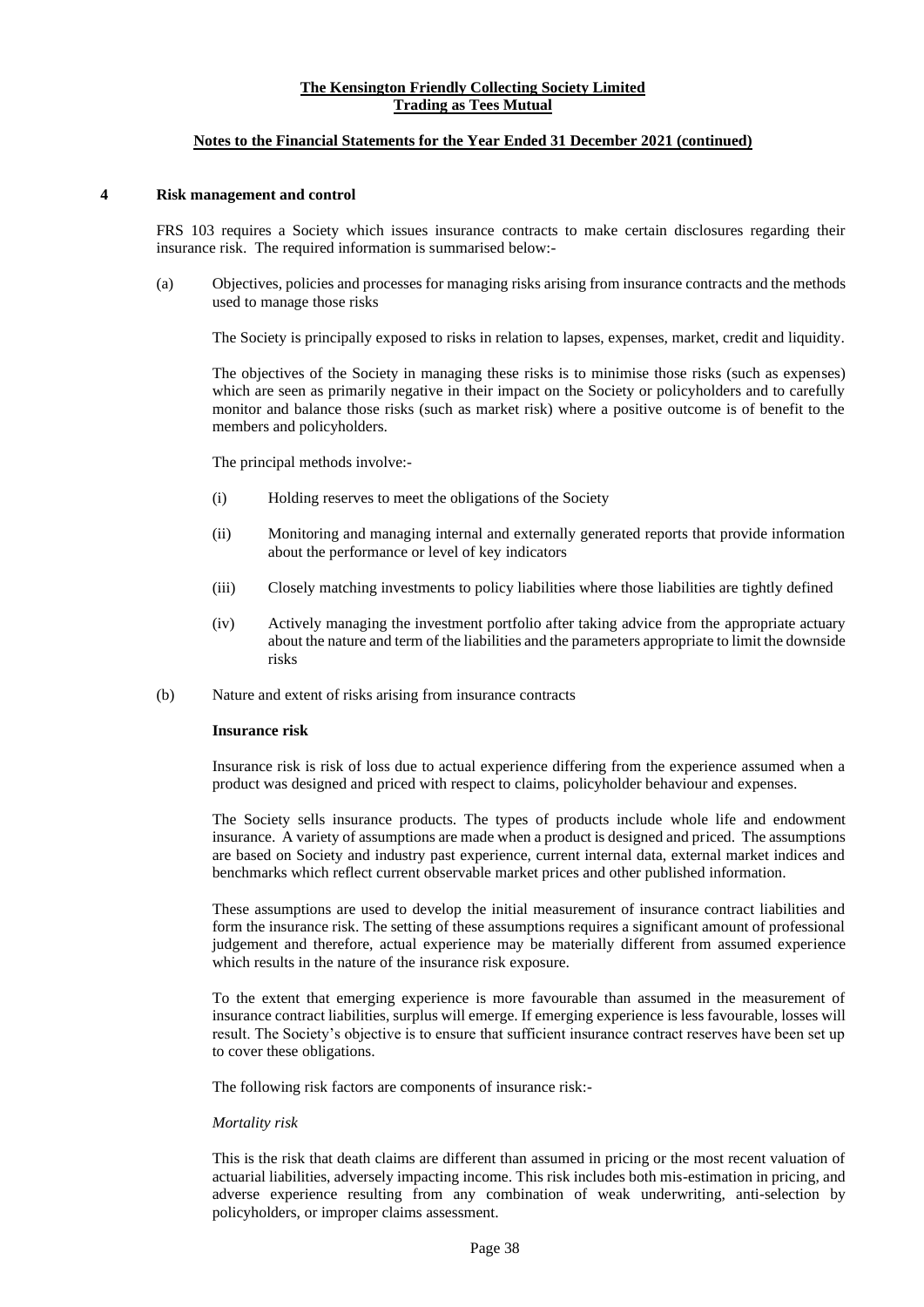## 4 Risk management and control

FRS 103 requires a Society which issues insurance contracts to make certain disclosures regarding their insurance risk. The required information is summarised below:-

(a) Objectives, policies and processes for managing risks arising from insurance contracts and the methods used to manage those risks

The Society is principally exposed to risks in relation to lapses, expenses, market, credit and liquidity.

The objectives of the Society in managing these risks is to minimise those risks (such as expenses) which are seen as primarily negative in their impact on the Society or policyholders and to carefully monitor and balance those risks (such as market risk) where a positive outcome is of benefit to the members and policyholders.

The principal methods involve:-

(i) Holding reserves to meet the obligations of the Society

(ii) Monitoring and managing internal and externally generated reports that provide information about the performance or level of key indicators

(iii) Closely matching investments to policy liabilities where those liabilities are tightly defined

(iv) Actively managing the investment portfolio after taking advice from the appropriate actuary about the nature and term of the liabilities and the parameters appropriate to limit the downside risks

(b) Nature and extent of risks arising from insurance contracts

**Insurance risk**

Insurance risk is risk of loss due to actual experience differing from the experience assumed when a product was designed and priced with respect to claims, policyholder behaviour and expenses.

The Society sells insurance products. The types of products include whole life and endowment insurance. A variety of assumptions are made when a product is designed and priced. The assumptions are based on Society and industry past experience, current internal data, external market indices and benchmarks which reflect current observable market prices and other published information.

These assumptions are used to develop the initial measurement of insurance contract liabilities and form the insurance risk. The setting of these assumptions requires a significant amount of professional judgement and therefore, actual experience may be materially different from assumed experience which results in the nature of the insurance risk exposure.

To the extent that emerging experience is more favourable than assumed in the measurement of insurance contract liabilities, surplus will emerge. If emerging experience is less favourable, losses will result. The Society's objective is to ensure that sufficient insurance contract reserves have been set up to cover these obligations.

The following risk factors are components of insurance risk:-

*Mortality risk*

This is the risk that death claims are different than assumed in pricing or the most recent valuation of actuarial liabilities, adversely impacting income. This risk includes both mis-estimation in pricing, and adverse experience resulting from any combination of weak underwriting, anti-selection by policyholders, or improper claims assessment.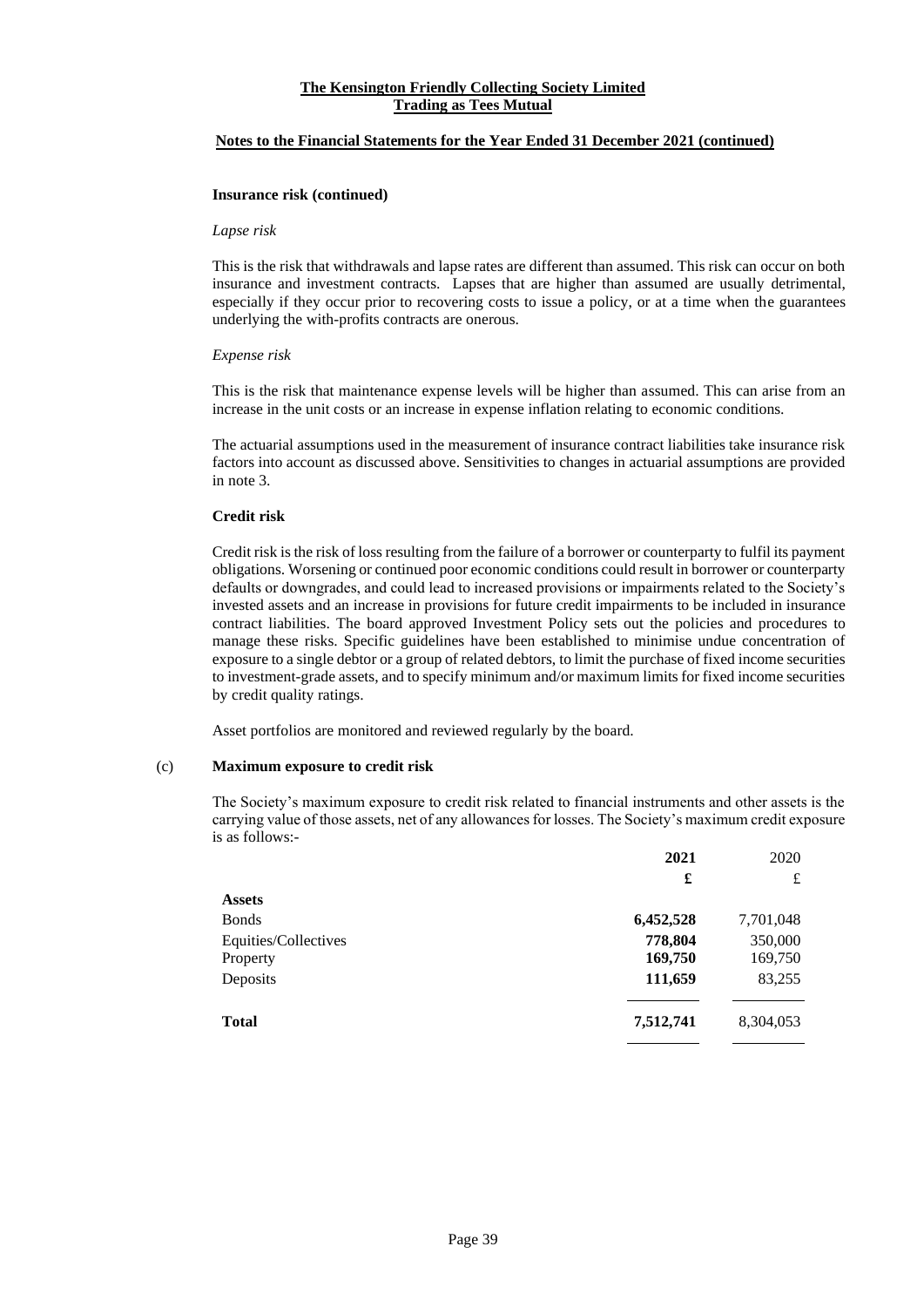**Insurance risk (continued)**

*Lapse risk*

This is the risk that withdrawals and lapse rates are different than assumed. This risk can occur on both insurance and investment contracts. Lapses that are higher than assumed are usually detrimental, especially if they occur prior to recovering costs to issue a policy, or at a time when the guarantees underlying the with-profits contracts are onerous.

*Expense risk*

This is the risk that maintenance expense levels will be higher than assumed. This can arise from an increase in the unit costs or an increase in expense inflation relating to economic conditions.

The actuarial assumptions used in the measurement of insurance contract liabilities take insurance risk factors into account as discussed above. Sensitivities to changes in actuarial assumptions are provided in note 3.

**Credit risk**

Credit risk is the risk of loss resulting from the failure of a borrower or counterparty to fulfil its payment obligations. Worsening or continued poor economic conditions could result in borrower or counterparty defaults or downgrades, and could lead to increased provisions or impairments related to the Society's invested assets and an increase in provisions for future credit impairments to be included in insurance contract liabilities. The board approved Investment Policy sets out the policies and procedures to manage these risks. Specific guidelines have been established to minimise undue concentration of exposure to a single debtor or a group of related debtors, to limit the purchase of fixed income securities to investment-grade assets, and to specify minimum and/or maximum limits for fixed income securities by credit quality ratings.

Asset portfolios are monitored and reviewed regularly by the board.

(c) **Maximum exposure to credit risk**

The Society's maximum exposure to credit risk related to financial instruments and other assets is the carrying value of those assets, net of any allowances for losses. The Society's maximum credit exposure is as follows:-

| | **2021** | 2020 |
|---|---|---|
| | **£** | £ |
| **Assets** | | |
| Bonds | **6,452,528** | 7,701,048 |
| Equities/Collectives | **778,804** | 350,000 |
| Property | **169,750** | 169,750 |
| Deposits | **111,659** | 83,255 |
| **Total** | **7,512,741** | 8,304,053 |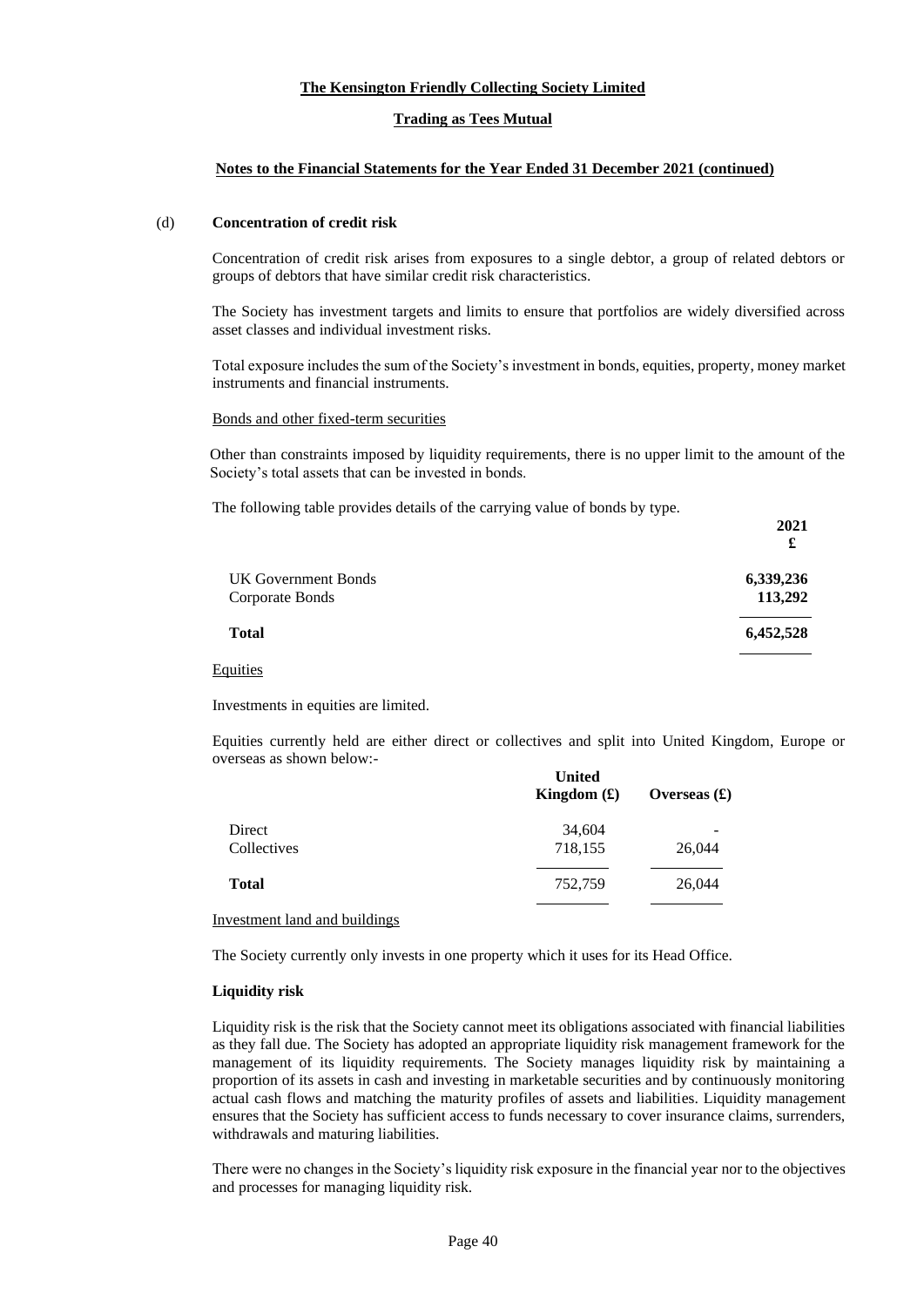(d) **Concentration of credit risk**

Concentration of credit risk arises from exposures to a single debtor, a group of related debtors or groups of debtors that have similar credit risk characteristics.

The Society has investment targets and limits to ensure that portfolios are widely diversified across asset classes and individual investment risks.

Total exposure includes the sum of the Society's investment in bonds, equities, property, money market instruments and financial instruments.

Bonds and other fixed-term securities

Other than constraints imposed by liquidity requirements, there is no upper limit to the amount of the Society's total assets that can be invested in bonds.

The following table provides details of the carrying value of bonds by type.

| | **2021** £ |
|---|---|
| UK Government Bonds | **6,339,236** |
| Corporate Bonds | **113,292** |
| **Total** | **6,452,528** |

Equities

Investments in equities are limited.

Equities currently held are either direct or collectives and split into United Kingdom, Europe or overseas as shown below:-

| | **United Kingdom (£)** | **Overseas (£)** |
|---|---|---|
| Direct | 34,604 | - |
| Collectives | 718,155 | 26,044 |
| **Total** | 752,759 | 26,044 |

Investment land and buildings

The Society currently only invests in one property which it uses for its Head Office.

**Liquidity risk**

Liquidity risk is the risk that the Society cannot meet its obligations associated with financial liabilities as they fall due. The Society has adopted an appropriate liquidity risk management framework for the management of its liquidity requirements. The Society manages liquidity risk by maintaining a proportion of its assets in cash and investing in marketable securities and by continuously monitoring actual cash flows and matching the maturity profiles of assets and liabilities. Liquidity management ensures that the Society has sufficient access to funds necessary to cover insurance claims, surrenders, withdrawals and maturing liabilities.

There were no changes in the Society's liquidity risk exposure in the financial year nor to the objectives and processes for managing liquidity risk.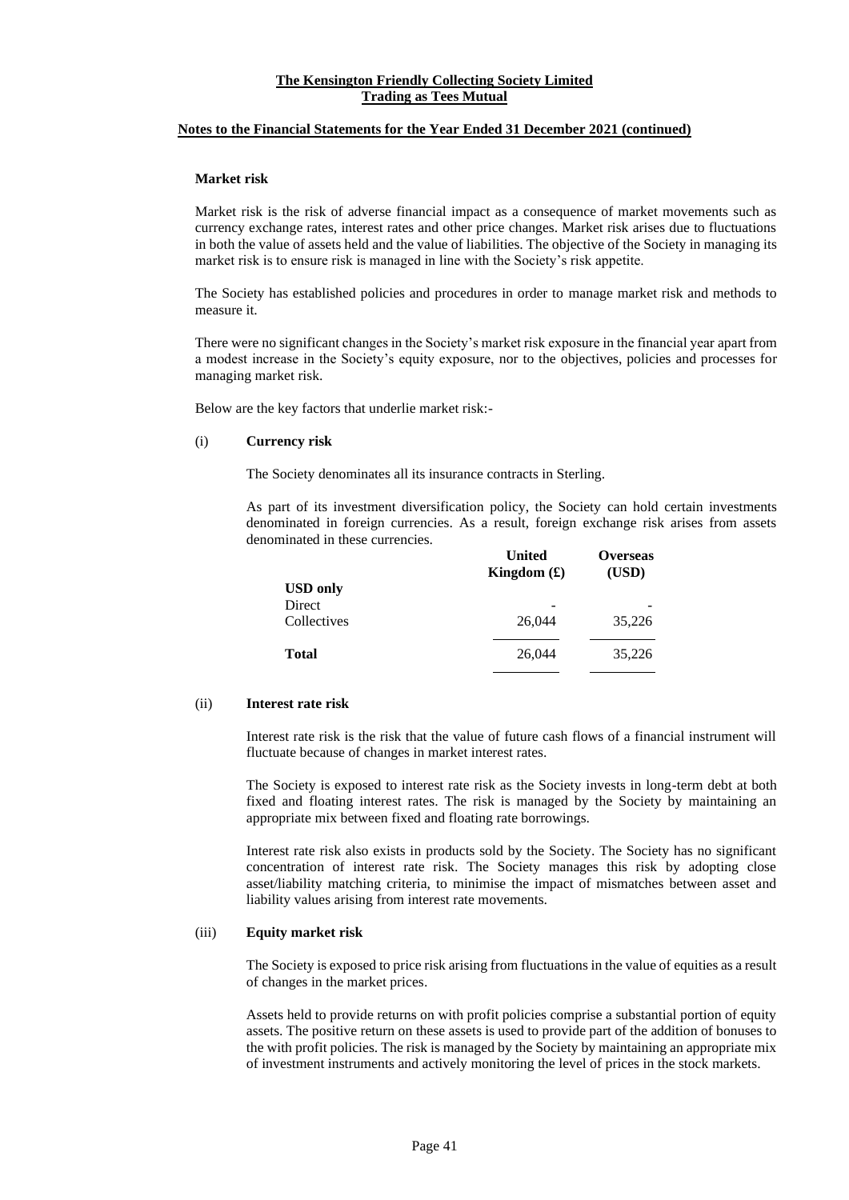**Notes to the Financial Statements for the Year Ended 31 December 2021 (continued)**

## Market risk

Market risk is the risk of adverse financial impact as a consequence of market movements such as currency exchange rates, interest rates and other price changes. Market risk arises due to fluctuations in both the value of assets held and the value of liabilities. The objective of the Society in managing its market risk is to ensure risk is managed in line with the Society's risk appetite.

The Society has established policies and procedures in order to manage market risk and methods to measure it.

There were no significant changes in the Society's market risk exposure in the financial year apart from a modest increase in the Society's equity exposure, nor to the objectives, policies and processes for managing market risk.

Below are the key factors that underlie market risk:-

### (i) Currency risk

The Society denominates all its insurance contracts in Sterling.

As part of its investment diversification policy, the Society can hold certain investments denominated in foreign currencies. As a result, foreign exchange risk arises from assets denominated in these currencies.

| | United Kingdom (£) | Overseas (USD) |
|---|---|---|
| **USD only** | | |
| Direct | - | - |
| Collectives | 26,044 | 35,226 |
| **Total** | 26,044 | 35,226 |

### (ii) Interest rate risk

Interest rate risk is the risk that the value of future cash flows of a financial instrument will fluctuate because of changes in market interest rates.

The Society is exposed to interest rate risk as the Society invests in long-term debt at both fixed and floating interest rates. The risk is managed by the Society by maintaining an appropriate mix between fixed and floating rate borrowings.

Interest rate risk also exists in products sold by the Society. The Society has no significant concentration of interest rate risk. The Society manages this risk by adopting close asset/liability matching criteria, to minimise the impact of mismatches between asset and liability values arising from interest rate movements.

### (iii) Equity market risk

The Society is exposed to price risk arising from fluctuations in the value of equities as a result of changes in the market prices.

Assets held to provide returns on with profit policies comprise a substantial portion of equity assets. The positive return on these assets is used to provide part of the addition of bonuses to the with profit policies. The risk is managed by the Society by maintaining an appropriate mix of investment instruments and actively monitoring the level of prices in the stock markets.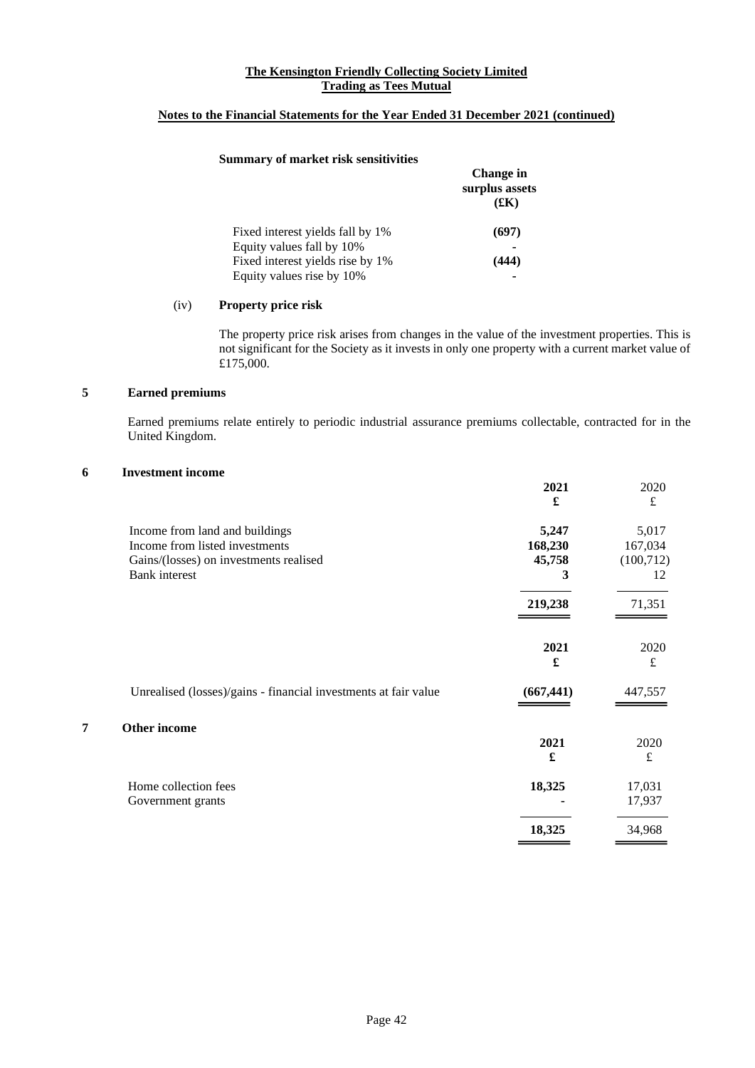**Summary of market risk sensitivities**

| | Change in surplus assets (£K) |
|---|---|
| Fixed interest yields fall by 1% | **(697)** |
| Equity values fall by 10% | **-** |
| Fixed interest yields rise by 1% | **(444)** |
| Equity values rise by 10% | **-** |

(iv) **Property price risk**

The property price risk arises from changes in the value of the investment properties. This is not significant for the Society as it invests in only one property with a current market value of £175,000.

## 5 Earned premiums

Earned premiums relate entirely to periodic industrial assurance premiums collectable, contracted for in the United Kingdom.

## 6 Investment income

| | 2021 £ | 2020 £ |
|---|---|---|
| Income from land and buildings | **5,247** | 5,017 |
| Income from listed investments | **168,230** | 167,034 |
| Gains/(losses) on investments realised | **45,758** | (100,712) |
| Bank interest | **3** | 12 |
| | **219,238** | 71,351 |

| | 2021 £ | 2020 £ |
|---|---|---|
| Unrealised (losses)/gains - financial investments at fair value | **(667,441)** | 447,557 |

## 7 Other income

| | 2021 £ | 2020 £ |
|---|---|---|
| Home collection fees | **18,325** | 17,031 |
| Government grants | **-** | 17,937 |
| | **18,325** | 34,968 |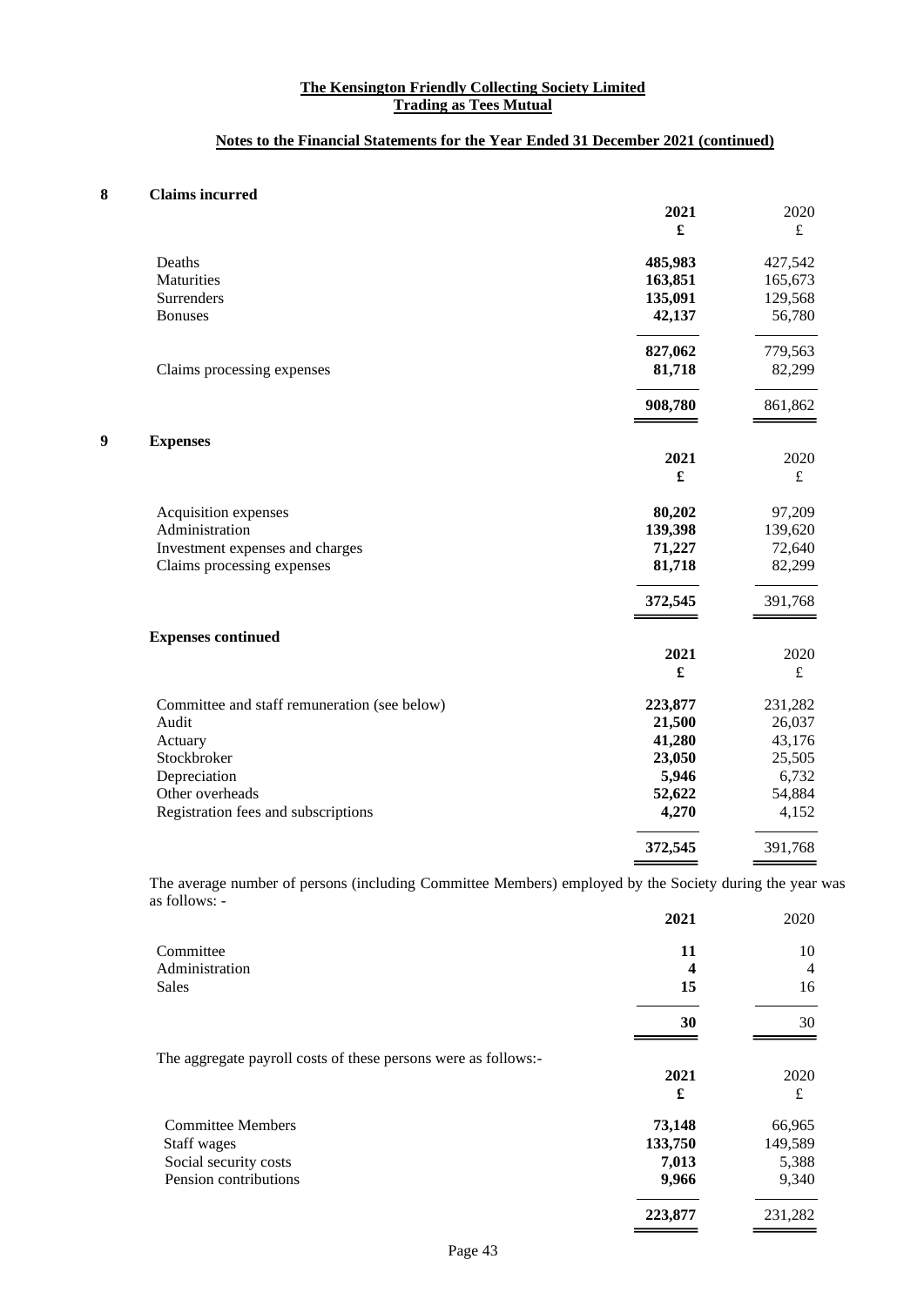**The Kensington Friendly Collecting Society Limited**
**Trading as Tees Mutual**

**Notes to the Financial Statements for the Year Ended 31 December 2021 (continued)**

## 8 Claims incurred

| | 2021 £ | 2020 £ |
|---|---|---|
| Deaths | **485,983** | 427,542 |
| Maturities | **163,851** | 165,673 |
| Surrenders | **135,091** | 129,568 |
| Bonuses | **42,137** | 56,780 |
| | **827,062** | 779,563 |
| Claims processing expenses | **81,718** | 82,299 |
| | **908,780** | 861,862 |

## 9 Expenses

| | 2021 £ | 2020 £ |
|---|---|---|
| Acquisition expenses | **80,202** | 97,209 |
| Administration | **139,398** | 139,620 |
| Investment expenses and charges | **71,227** | 72,640 |
| Claims processing expenses | **81,718** | 82,299 |
| | **372,545** | 391,768 |

**Expenses continued**

| | 2021 £ | 2020 £ |
|---|---|---|
| Committee and staff remuneration (see below) | **223,877** | 231,282 |
| Audit | **21,500** | 26,037 |
| Actuary | **41,280** | 43,176 |
| Stockbroker | **23,050** | 25,505 |
| Depreciation | **5,946** | 6,732 |
| Other overheads | **52,622** | 54,884 |
| Registration fees and subscriptions | **4,270** | 4,152 |
| | **372,545** | 391,768 |

The average number of persons (including Committee Members) employed by the Society during the year was as follows: -

| | 2021 | 2020 |
|---|---|---|
| Committee | **11** | 10 |
| Administration | **4** | 4 |
| Sales | **15** | 16 |
| | **30** | 30 |

The aggregate payroll costs of these persons were as follows:-

| | 2021 £ | 2020 £ |
|---|---|---|
| Committee Members | **73,148** | 66,965 |
| Staff wages | **133,750** | 149,589 |
| Social security costs | **7,013** | 5,388 |
| Pension contributions | **9,966** | 9,340 |
| | **223,877** | 231,282 |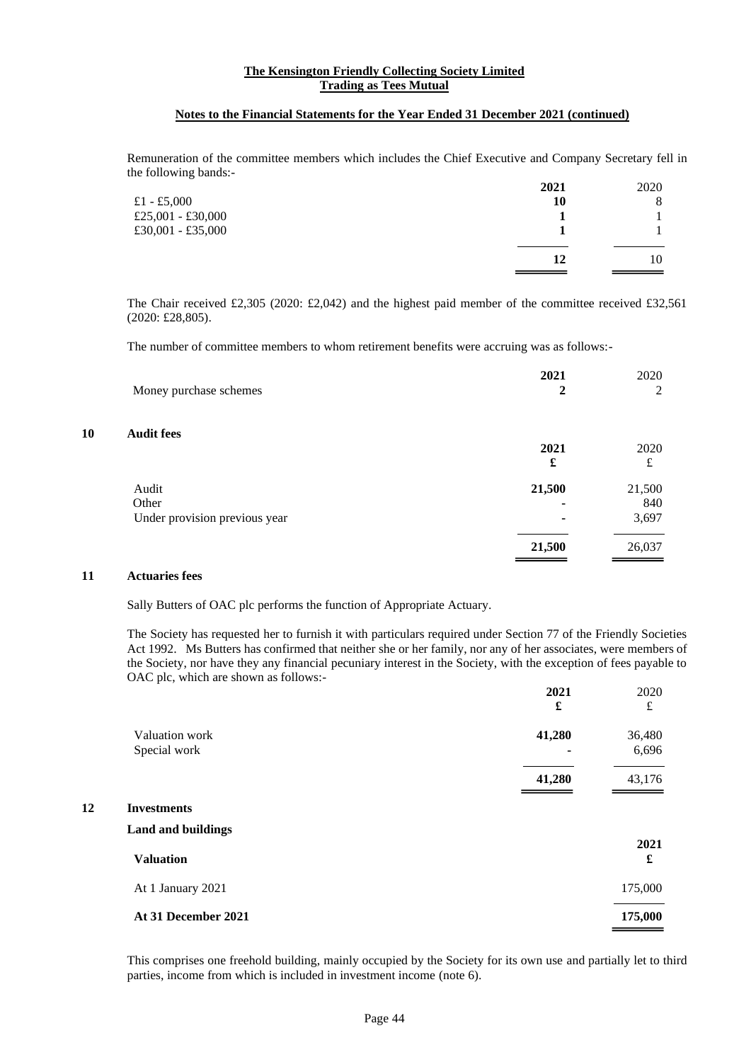Remuneration of the committee members which includes the Chief Executive and Company Secretary fell in the following bands:-

| | 2021 | 2020 |
|---|---|---|
| £1 - £5,000 | **10** | 8 |
| £25,001 - £30,000 | **1** | 1 |
| £30,001 - £35,000 | **1** | 1 |
| | **12** | 10 |

The Chair received £2,305 (2020: £2,042) and the highest paid member of the committee received £32,561 (2020: £28,805).

The number of committee members to whom retirement benefits were accruing was as follows:-

| | 2021 | 2020 |
|---|---|---|
| Money purchase schemes | **2** | 2 |

## 10 Audit fees

| | 2021 £ | 2020 £ |
|---|---|---|
| Audit | **21,500** | 21,500 |
| Other | **-** | 840 |
| Under provision previous year | **-** | 3,697 |
| | **21,500** | 26,037 |

## 11 Actuaries fees

Sally Butters of OAC plc performs the function of Appropriate Actuary.

The Society has requested her to furnish it with particulars required under Section 77 of the Friendly Societies Act 1992. Ms Butters has confirmed that neither she or her family, nor any of her associates, were members of the Society, nor have they any financial pecuniary interest in the Society, with the exception of fees payable to OAC plc, which are shown as follows:-

| | 2021 £ | 2020 £ |
|---|---|---|
| Valuation work | **41,280** | 36,480 |
| Special work | **-** | 6,696 |
| | **41,280** | 43,176 |

## 12 Investments

### Land and buildings

| **Valuation** | **2021 £** |
|---|---|
| At 1 January 2021 | 175,000 |
| **At 31 December 2021** | **175,000** |

This comprises one freehold building, mainly occupied by the Society for its own use and partially let to third parties, income from which is included in investment income (note 6).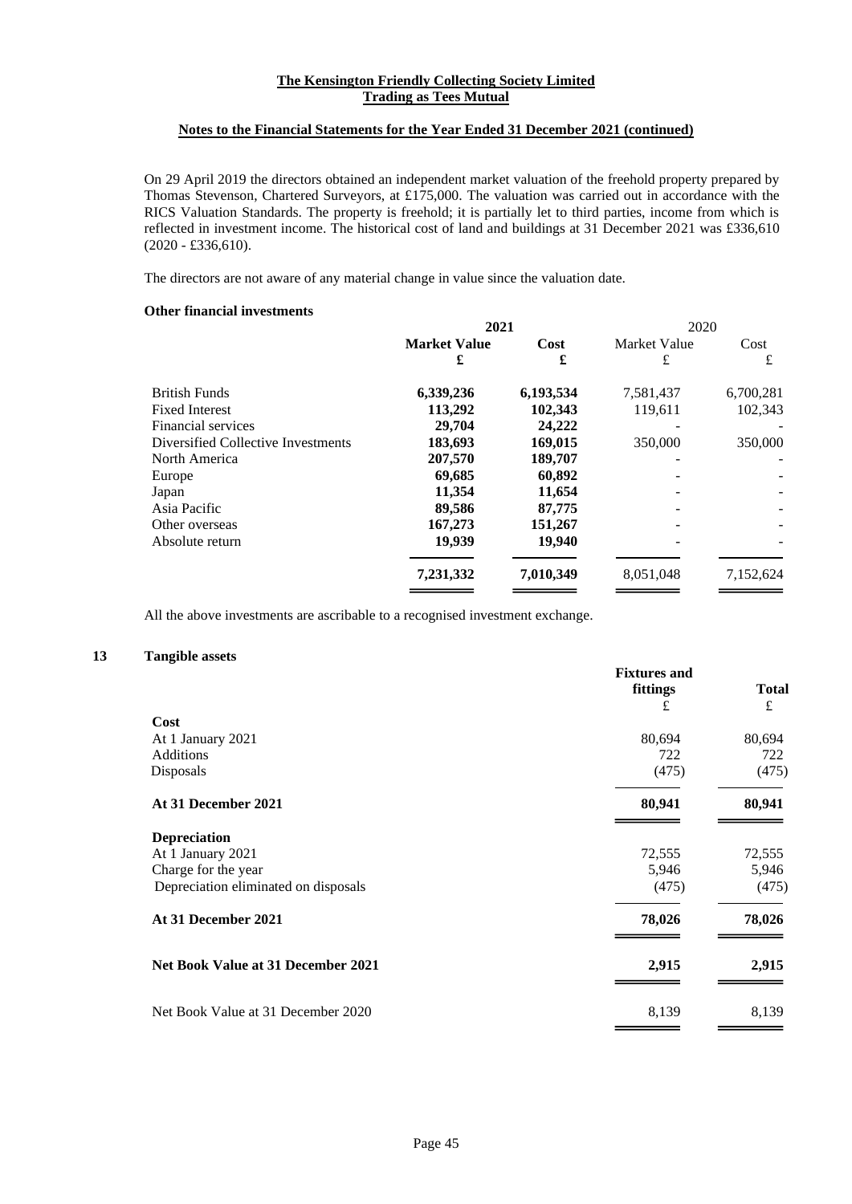On 29 April 2019 the directors obtained an independent market valuation of the freehold property prepared by Thomas Stevenson, Chartered Surveyors, at £175,000. The valuation was carried out in accordance with the RICS Valuation Standards. The property is freehold; it is partially let to third parties, income from which is reflected in investment income. The historical cost of land and buildings at 31 December 2021 was £336,610 (2020 - £336,610).

The directors are not aware of any material change in value since the valuation date.

**Other financial investments**

| | **2021** | | 2020 | |
|---|---|---|---|---|
| | **Market Value £** | **Cost £** | Market Value £ | Cost £ |
| British Funds | **6,339,236** | **6,193,534** | 7,581,437 | 6,700,281 |
| Fixed Interest | **113,292** | **102,343** | 119,611 | 102,343 |
| Financial services | **29,704** | **24,222** | - | - |
| Diversified Collective Investments | **183,693** | **169,015** | 350,000 | 350,000 |
| North America | **207,570** | **189,707** | - | - |
| Europe | **69,685** | **60,892** | - | - |
| Japan | **11,354** | **11,654** | - | - |
| Asia Pacific | **89,586** | **87,775** | - | - |
| Other overseas | **167,273** | **151,267** | - | - |
| Absolute return | **19,939** | **19,940** | - | - |
| | **7,231,332** | **7,010,349** | 8,051,048 | 7,152,624 |

All the above investments are ascribable to a recognised investment exchange.

## 13 Tangible assets

| | **Fixtures and fittings** £ | **Total** £ |
|---|---|---|
| **Cost** | | |
| At 1 January 2021 | 80,694 | 80,694 |
| Additions | 722 | 722 |
| Disposals | (475) | (475) |
| **At 31 December 2021** | **80,941** | **80,941** |
| **Depreciation** | | |
| At 1 January 2021 | 72,555 | 72,555 |
| Charge for the year | 5,946 | 5,946 |
| Depreciation eliminated on disposals | (475) | (475) |
| **At 31 December 2021** | **78,026** | **78,026** |
| **Net Book Value at 31 December 2021** | **2,915** | **2,915** |
| Net Book Value at 31 December 2020 | 8,139 | 8,139 |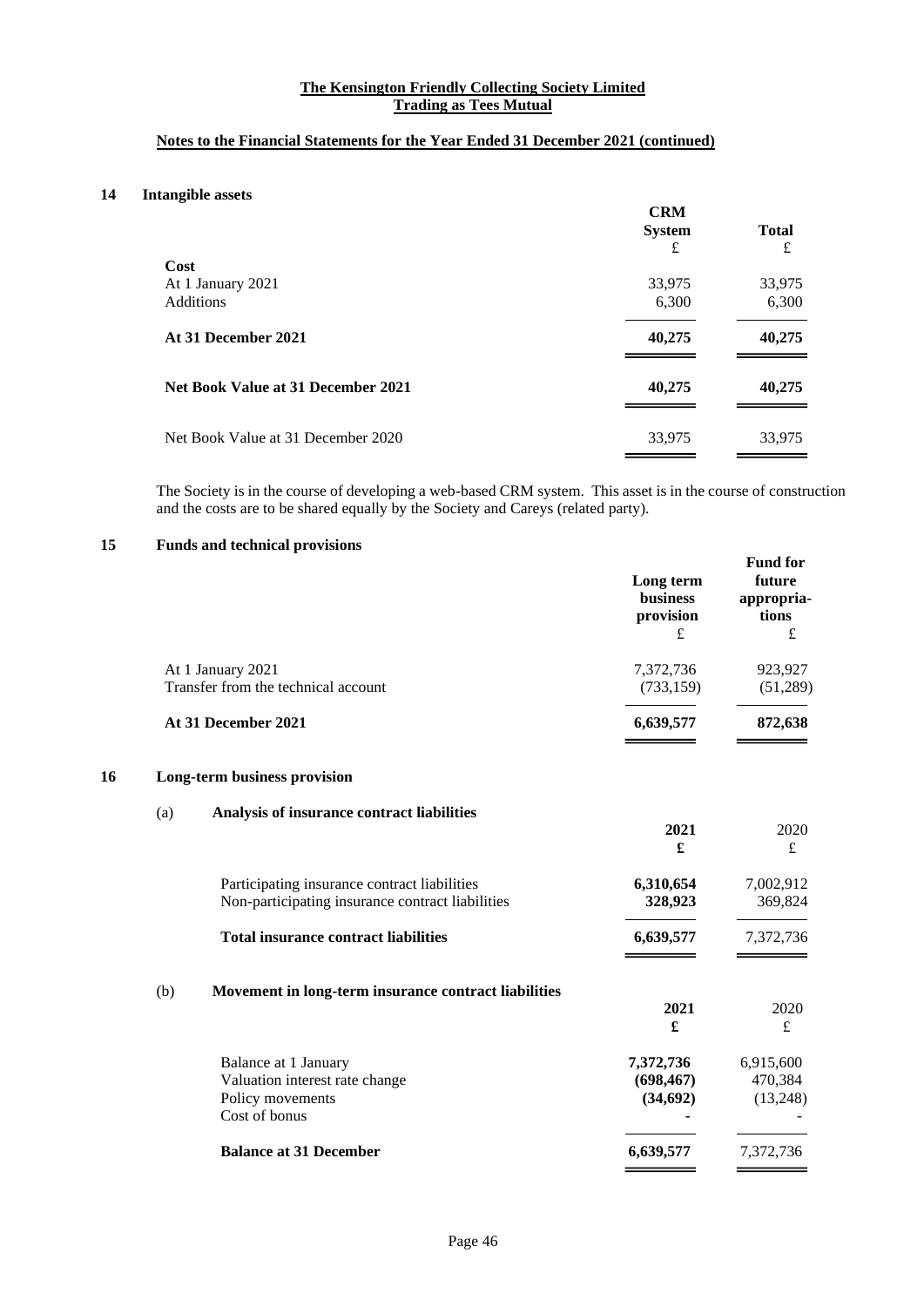**The Kensington Friendly Collecting Society Limited**
**Trading as Tees Mutual**

**Notes to the Financial Statements for the Year Ended 31 December 2021 (continued)**

## 14 Intangible assets

| | CRM System £ | Total £ |
|---|---|---|
| **Cost** | | |
| At 1 January 2021 | 33,975 | 33,975 |
| Additions | 6,300 | 6,300 |
| **At 31 December 2021** | **40,275** | **40,275** |
| **Net Book Value at 31 December 2021** | **40,275** | **40,275** |
| Net Book Value at 31 December 2020 | 33,975 | 33,975 |

The Society is in the course of developing a web-based CRM system. This asset is in the course of construction and the costs are to be shared equally by the Society and Careys (related party).

## 15 Funds and technical provisions

| | Long term business provision £ | Fund for future appropria-tions £ |
|---|---|---|
| At 1 January 2021 | 7,372,736 | 923,927 |
| Transfer from the technical account | (733,159) | (51,289) |
| **At 31 December 2021** | **6,639,577** | **872,638** |

## 16 Long-term business provision

### (a) Analysis of insurance contract liabilities

| | 2021 £ | 2020 £ |
|---|---|---|
| Participating insurance contract liabilities | **6,310,654** | 7,002,912 |
| Non-participating insurance contract liabilities | **328,923** | 369,824 |
| **Total insurance contract liabilities** | **6,639,577** | 7,372,736 |

### (b) Movement in long-term insurance contract liabilities

| | 2021 £ | 2020 £ |
|---|---|---|
| Balance at 1 January | **7,372,736** | 6,915,600 |
| Valuation interest rate change | **(698,467)** | 470,384 |
| Policy movements | **(34,692)** | (13,248) |
| Cost of bonus | **-** | - |
| **Balance at 31 December** | **6,639,577** | 7,372,736 |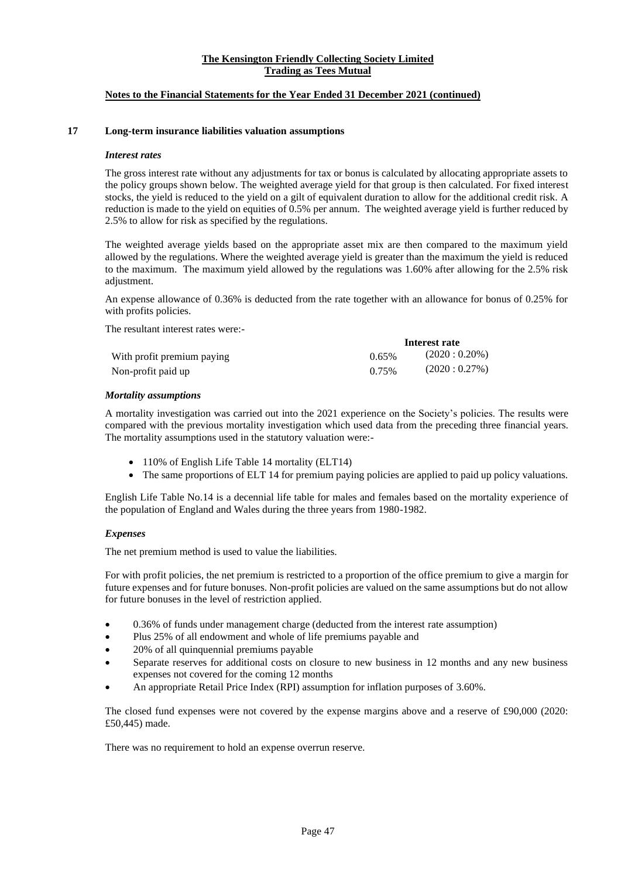## 17 Long-term insurance liabilities valuation assumptions

### *Interest rates*

The gross interest rate without any adjustments for tax or bonus is calculated by allocating appropriate assets to the policy groups shown below. The weighted average yield for that group is then calculated. For fixed interest stocks, the yield is reduced to the yield on a gilt of equivalent duration to allow for the additional credit risk. A reduction is made to the yield on equities of 0.5% per annum. The weighted average yield is further reduced by 2.5% to allow for risk as specified by the regulations.

The weighted average yields based on the appropriate asset mix are then compared to the maximum yield allowed by the regulations. Where the weighted average yield is greater than the maximum the yield is reduced to the maximum. The maximum yield allowed by the regulations was 1.60% after allowing for the 2.5% risk adjustment.

An expense allowance of 0.36% is deducted from the rate together with an allowance for bonus of 0.25% for with profits policies.

The resultant interest rates were:-

| | Interest rate | |
|---|---|---|
| With profit premium paying | 0.65% | (2020 : 0.20%) |
| Non-profit paid up | 0.75% | (2020 : 0.27%) |

### *Mortality assumptions*

A mortality investigation was carried out into the 2021 experience on the Society's policies. The results were compared with the previous mortality investigation which used data from the preceding three financial years. The mortality assumptions used in the statutory valuation were:-

- 110% of English Life Table 14 mortality (ELT14)
- The same proportions of ELT 14 for premium paying policies are applied to paid up policy valuations.

English Life Table No.14 is a decennial life table for males and females based on the mortality experience of the population of England and Wales during the three years from 1980-1982.

### *Expenses*

The net premium method is used to value the liabilities.

For with profit policies, the net premium is restricted to a proportion of the office premium to give a margin for future expenses and for future bonuses. Non-profit policies are valued on the same assumptions but do not allow for future bonuses in the level of restriction applied.

- 0.36% of funds under management charge (deducted from the interest rate assumption)
- Plus 25% of all endowment and whole of life premiums payable and
- 20% of all quinquennial premiums payable
- Separate reserves for additional costs on closure to new business in 12 months and any new business expenses not covered for the coming 12 months
- An appropriate Retail Price Index (RPI) assumption for inflation purposes of 3.60%.

The closed fund expenses were not covered by the expense margins above and a reserve of £90,000 (2020: £50,445) made.

There was no requirement to hold an expense overrun reserve.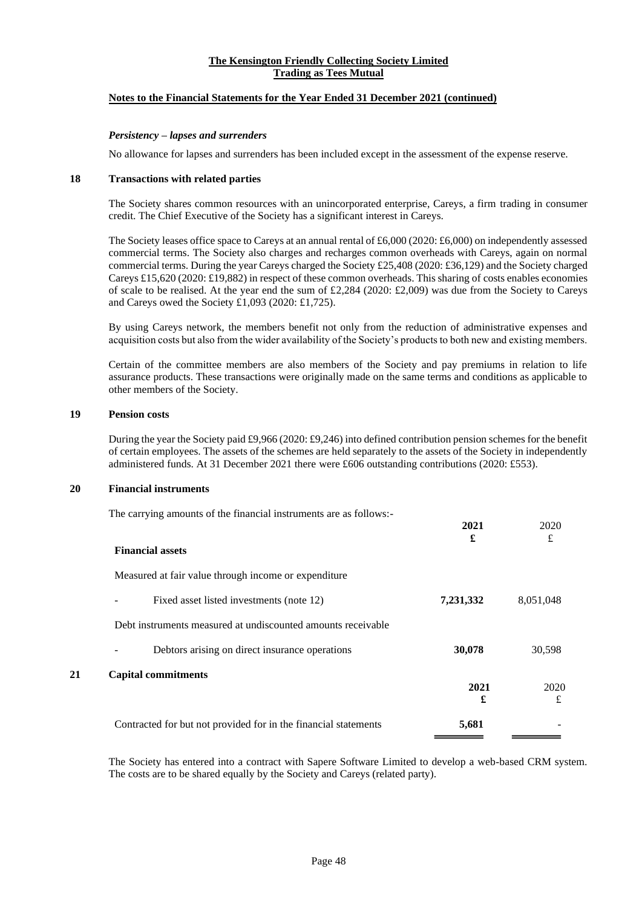### *Persistency – lapses and surrenders*

No allowance for lapses and surrenders has been included except in the assessment of the expense reserve.

## 18 Transactions with related parties

The Society shares common resources with an unincorporated enterprise, Careys, a firm trading in consumer credit. The Chief Executive of the Society has a significant interest in Careys.

The Society leases office space to Careys at an annual rental of £6,000 (2020: £6,000) on independently assessed commercial terms. The Society also charges and recharges common overheads with Careys, again on normal commercial terms. During the year Careys charged the Society £25,408 (2020: £36,129) and the Society charged Careys £15,620 (2020: £19,882) in respect of these common overheads. This sharing of costs enables economies of scale to be realised. At the year end the sum of £2,284 (2020: £2,009) was due from the Society to Careys and Careys owed the Society £1,093 (2020: £1,725).

By using Careys network, the members benefit not only from the reduction of administrative expenses and acquisition costs but also from the wider availability of the Society's products to both new and existing members.

Certain of the committee members are also members of the Society and pay premiums in relation to life assurance products. These transactions were originally made on the same terms and conditions as applicable to other members of the Society.

## 19 Pension costs

During the year the Society paid £9,966 (2020: £9,246) into defined contribution pension schemes for the benefit of certain employees. The assets of the schemes are held separately to the assets of the Society in independently administered funds. At 31 December 2021 there were £606 outstanding contributions (2020: £553).

## 20 Financial instruments

The carrying amounts of the financial instruments are as follows:-

| | **2021** | 2020 |
|---|---|---|
| | **£** | £ |
| **Financial assets** | | |
| Measured at fair value through income or expenditure | | |
| - Fixed asset listed investments (note 12) | **7,231,332** | 8,051,048 |
| Debt instruments measured at undiscounted amounts receivable | | |
| - Debtors arising on direct insurance operations | **30,078** | 30,598 |

## 21 Capital commitments

| | **2021** | 2020 |
|---|---|---|
| | **£** | £ |
| Contracted for but not provided for in the financial statements | **5,681** | - |

The Society has entered into a contract with Sapere Software Limited to develop a web-based CRM system. The costs are to be shared equally by the Society and Careys (related party).